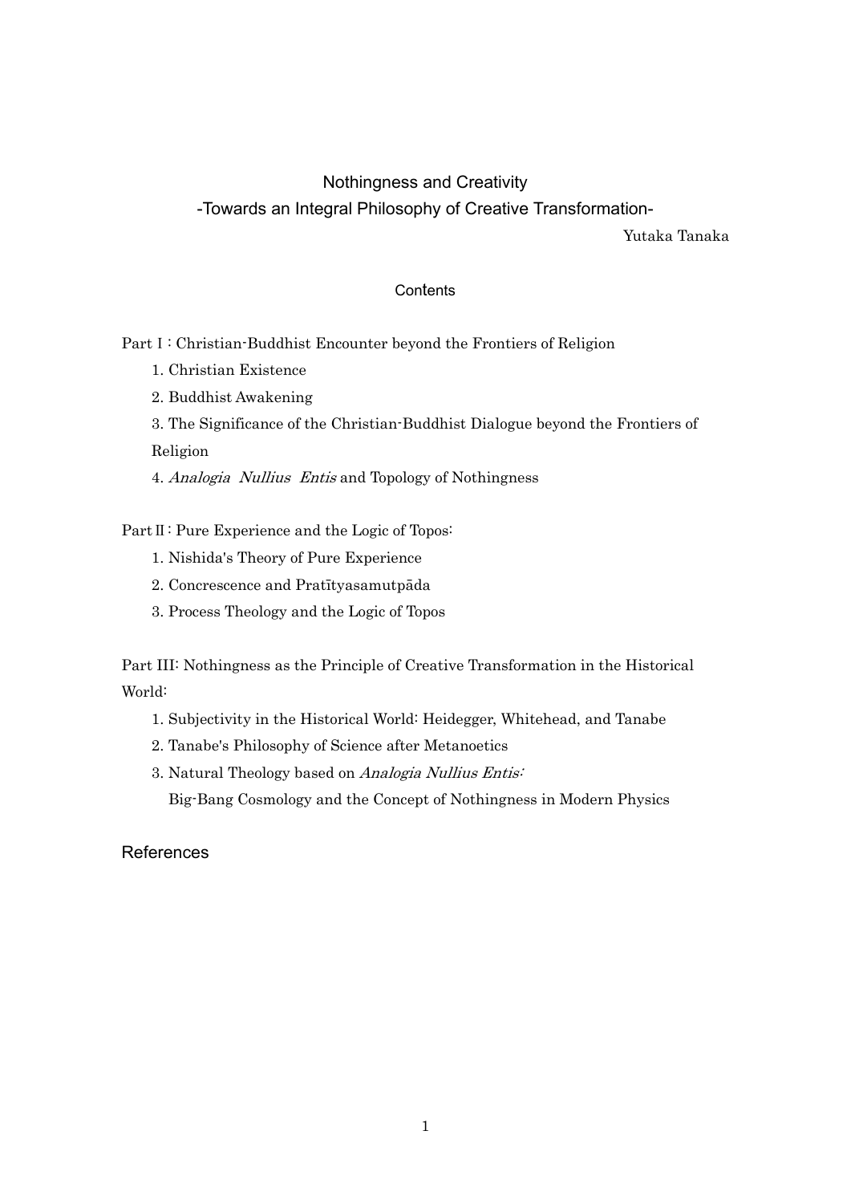# Nothingness and Creativity

## -Towards an Integral Philosophy of Creative Transformation-

Yutaka Tanaka

### Contents

Part I : Christian-Buddhist Encounter beyond the Frontiers of Religion

1. Christian Existence
2. Buddhist Awakening
3. The Significance of the Christian-Buddhist Dialogue beyond the Frontiers of Religion
4. *Analogia Nullius Entis* and Topology of Nothingness

Part II : Pure Experience and the Logic of Topos:

1. Nishida's Theory of Pure Experience
2. Concrescence and Pratītyasamutpāda
3. Process Theology and the Logic of Topos

Part III: Nothingness as the Principle of Creative Transformation in the Historical World:

1. Subjectivity in the Historical World: Heidegger, Whitehead, and Tanabe
2. Tanabe's Philosophy of Science after Metanoetics
3. Natural Theology based on *Analogia Nullius Entis:* Big-Bang Cosmology and the Concept of Nothingness in Modern Physics

References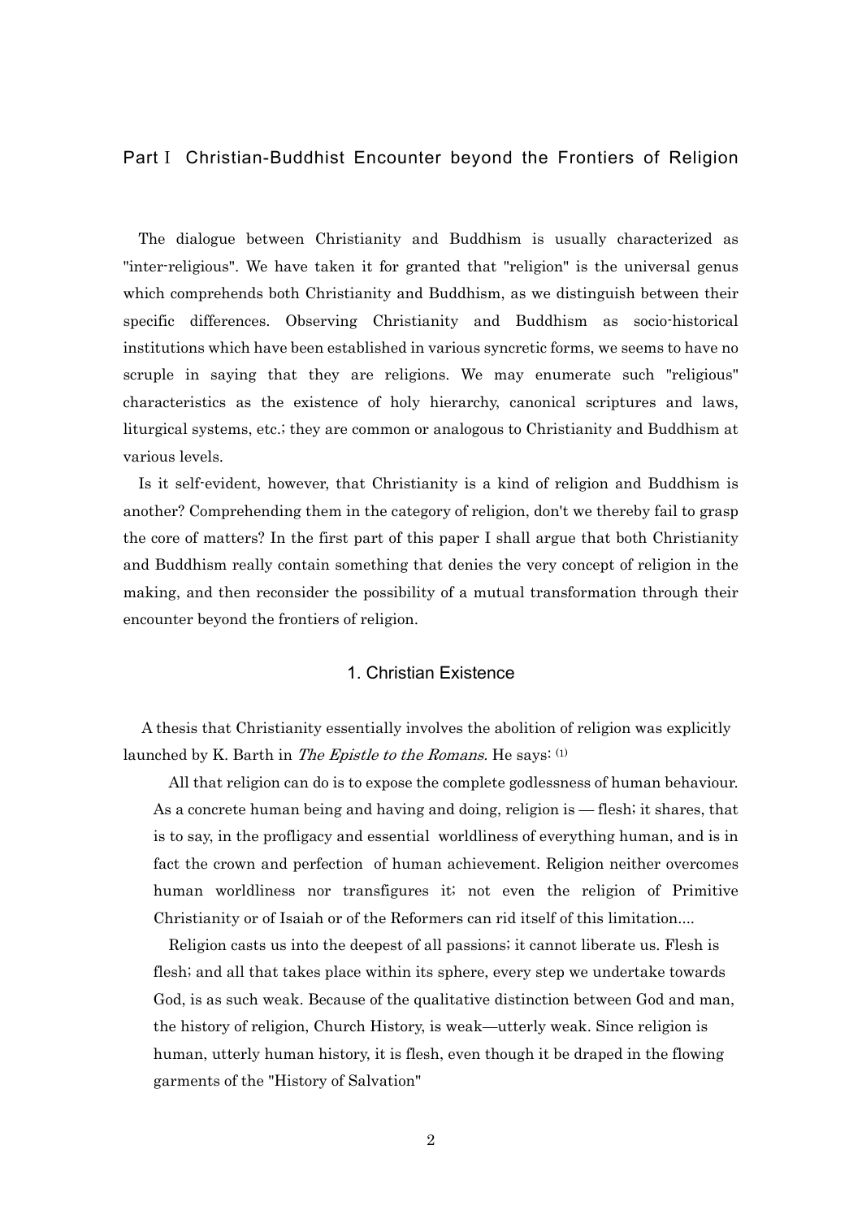## Part I Christian-Buddhist Encounter beyond the Frontiers of Religion

The dialogue between Christianity and Buddhism is usually characterized as "inter-religious". We have taken it for granted that "religion" is the universal genus which comprehends both Christianity and Buddhism, as we distinguish between their specific differences. Observing Christianity and Buddhism as socio-historical institutions which have been established in various syncretic forms, we seems to have no scruple in saying that they are religions. We may enumerate such "religious" characteristics as the existence of holy hierarchy, canonical scriptures and laws, liturgical systems, etc.; they are common or analogous to Christianity and Buddhism at various levels.

Is it self-evident, however, that Christianity is a kind of religion and Buddhism is another? Comprehending them in the category of religion, don't we thereby fail to grasp the core of matters? In the first part of this paper I shall argue that both Christianity and Buddhism really contain something that denies the very concept of religion in the making, and then reconsider the possibility of a mutual transformation through their encounter beyond the frontiers of religion.

### 1. Christian Existence

A thesis that Christianity essentially involves the abolition of religion was explicitly launched by K. Barth in *The Epistle to the Romans.* He says: (1)

> All that religion can do is to expose the complete godlessness of human behaviour. As a concrete human being and having and doing, religion is — flesh; it shares, that is to say, in the profligacy and essential worldliness of everything human, and is in fact the crown and perfection of human achievement. Religion neither overcomes human worldliness nor transfigures it; not even the religion of Primitive Christianity or of Isaiah or of the Reformers can rid itself of this limitation....
>
> Religion casts us into the deepest of all passions; it cannot liberate us. Flesh is flesh; and all that takes place within its sphere, every step we undertake towards God, is as such weak. Because of the qualitative distinction between God and man, the history of religion, Church History, is weak—utterly weak. Since religion is human, utterly human history, it is flesh, even though it be draped in the flowing garments of the "History of Salvation"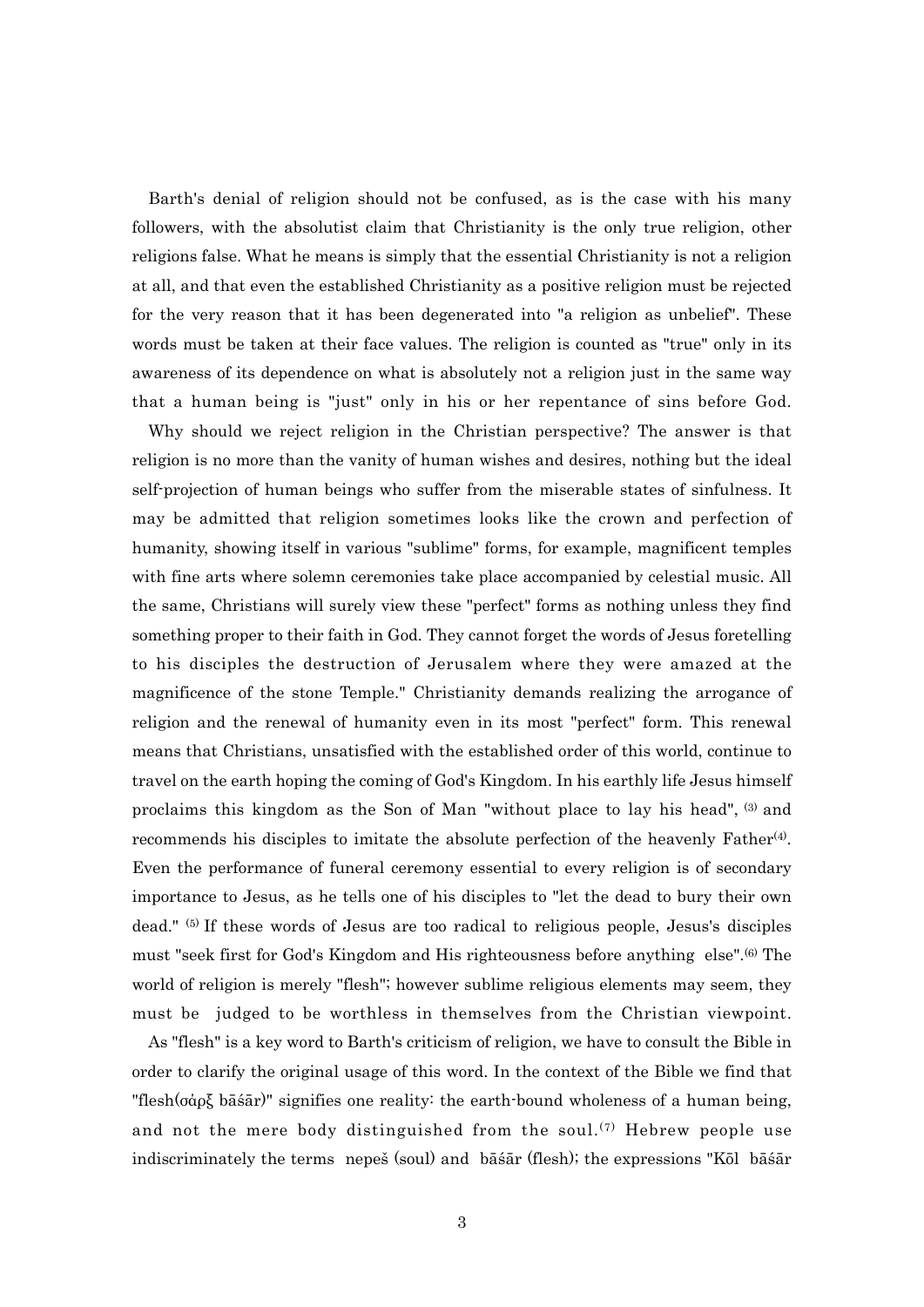Barth's denial of religion should not be confused, as is the case with his many followers, with the absolutist claim that Christianity is the only true religion, other religions false. What he means is simply that the essential Christianity is not a religion at all, and that even the established Christianity as a positive religion must be rejected for the very reason that it has been degenerated into "a religion as unbelief". These words must be taken at their face values. The religion is counted as "true" only in its awareness of its dependence on what is absolutely not a religion just in the same way that a human being is "just" only in his or her repentance of sins before God.

Why should we reject religion in the Christian perspective? The answer is that religion is no more than the vanity of human wishes and desires, nothing but the ideal self-projection of human beings who suffer from the miserable states of sinfulness. It may be admitted that religion sometimes looks like the crown and perfection of humanity, showing itself in various "sublime" forms, for example, magnificent temples with fine arts where solemn ceremonies take place accompanied by celestial music. All the same, Christians will surely view these "perfect" forms as nothing unless they find something proper to their faith in God. They cannot forget the words of Jesus foretelling to his disciples the destruction of Jerusalem where they were amazed at the magnificence of the stone Temple." Christianity demands realizing the arrogance of religion and the renewal of humanity even in its most "perfect" form. This renewal means that Christians, unsatisfied with the established order of this world, continue to travel on the earth hoping the coming of God's Kingdom. In his earthly life Jesus himself proclaims this kingdom as the Son of Man "without place to lay his head", [3] and recommends his disciples to imitate the absolute perfection of the heavenly Father[4]. Even the performance of funeral ceremony essential to every religion is of secondary importance to Jesus, as he tells one of his disciples to "let the dead to bury their own dead." [5] If these words of Jesus are too radical to religious people, Jesus's disciples must "seek first for God's Kingdom and His righteousness before anything else".[6] The world of religion is merely "flesh"; however sublime religious elements may seem, they must be judged to be worthless in themselves from the Christian viewpoint.

As "flesh" is a key word to Barth's criticism of religion, we have to consult the Bible in order to clarify the original usage of this word. In the context of the Bible we find that "flesh(σάρξ bāśār)" signifies one reality: the earth-bound wholeness of a human being, and not the mere body distinguished from the soul.[7] Hebrew people use indiscriminately the terms nepeš (soul) and bāśār (flesh); the expressions "Kōl bāśār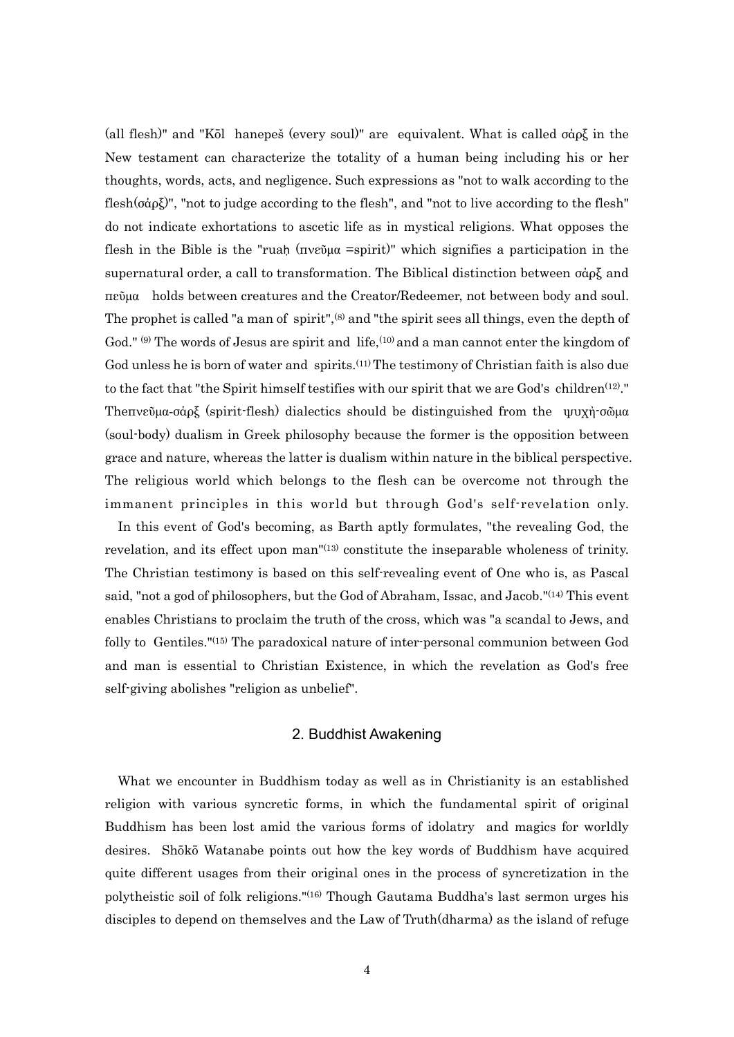(all flesh)" and "Kōl hanepeš (every soul)" are equivalent. What is called σάρξ in the New testament can characterize the totality of a human being including his or her thoughts, words, acts, and negligence. Such expressions as "not to walk according to the flesh(σάρξ)", "not to judge according to the flesh", and "not to live according to the flesh" do not indicate exhortations to ascetic life as in mystical religions. What opposes the flesh in the Bible is the "ruaḥ (πνεῦμα =spirit)" which signifies a participation in the supernatural order, a call to transformation. The Biblical distinction between σάρξ and πεῦμα holds between creatures and the Creator/Redeemer, not between body and soul. The prophet is called "a man of spirit",[8] and "the spirit sees all things, even the depth of God." [9] The words of Jesus are spirit and life,[10] and a man cannot enter the kingdom of God unless he is born of water and spirits.[11] The testimony of Christian faith is also due to the fact that "the Spirit himself testifies with our spirit that we are God's children[12]." Theπνεῦμα-σάρξ (spirit-flesh) dialectics should be distinguished from the ψυχὴ-σῶμα (soul-body) dualism in Greek philosophy because the former is the opposition between grace and nature, whereas the latter is dualism within nature in the biblical perspective. The religious world which belongs to the flesh can be overcome not through the immanent principles in this world but through God's self-revelation only.

In this event of God's becoming, as Barth aptly formulates, "the revealing God, the revelation, and its effect upon man"[13] constitute the inseparable wholeness of trinity. The Christian testimony is based on this self-revealing event of One who is, as Pascal said, "not a god of philosophers, but the God of Abraham, Issac, and Jacob."[14] This event enables Christians to proclaim the truth of the cross, which was "a scandal to Jews, and folly to Gentiles."[15] The paradoxical nature of inter-personal communion between God and man is essential to Christian Existence, in which the revelation as God's free self-giving abolishes "religion as unbelief".

## 2. Buddhist Awakening

What we encounter in Buddhism today as well as in Christianity is an established religion with various syncretic forms, in which the fundamental spirit of original Buddhism has been lost amid the various forms of idolatry and magics for worldly desires. Shōkō Watanabe points out how the key words of Buddhism have acquired quite different usages from their original ones in the process of syncretization in the polytheistic soil of folk religions."[16] Though Gautama Buddha's last sermon urges his disciples to depend on themselves and the Law of Truth(dharma) as the island of refuge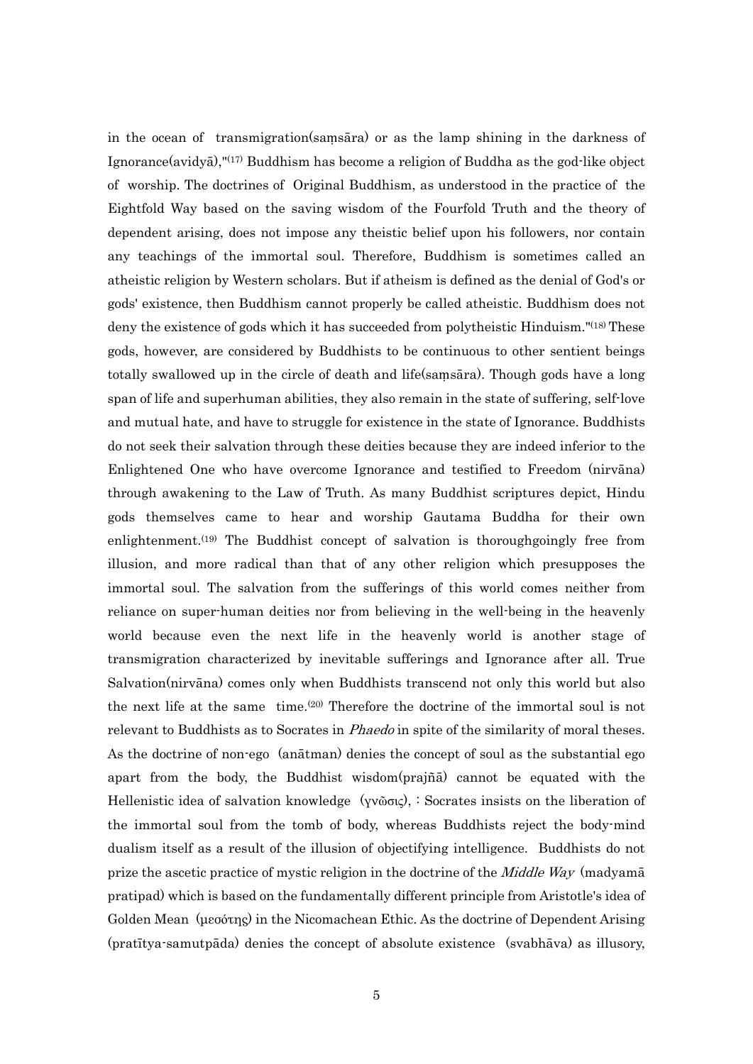in the ocean of transmigration(saṃsāra) or as the lamp shining in the darkness of Ignorance(avidyā),"[17] Buddhism has become a religion of Buddha as the god-like object of worship. The doctrines of Original Buddhism, as understood in the practice of the Eightfold Way based on the saving wisdom of the Fourfold Truth and the theory of dependent arising, does not impose any theistic belief upon his followers, nor contain any teachings of the immortal soul. Therefore, Buddhism is sometimes called an atheistic religion by Western scholars. But if atheism is defined as the denial of God's or gods' existence, then Buddhism cannot properly be called atheistic. Buddhism does not deny the existence of gods which it has succeeded from polytheistic Hinduism."[18] These gods, however, are considered by Buddhists to be continuous to other sentient beings totally swallowed up in the circle of death and life(saṃsāra). Though gods have a long span of life and superhuman abilities, they also remain in the state of suffering, self-love and mutual hate, and have to struggle for existence in the state of Ignorance. Buddhists do not seek their salvation through these deities because they are indeed inferior to the Enlightened One who have overcome Ignorance and testified to Freedom (nirvāna) through awakening to the Law of Truth. As many Buddhist scriptures depict, Hindu gods themselves came to hear and worship Gautama Buddha for their own enlightenment.[19] The Buddhist concept of salvation is thoroughgoingly free from illusion, and more radical than that of any other religion which presupposes the immortal soul. The salvation from the sufferings of this world comes neither from reliance on super-human deities nor from believing in the well-being in the heavenly world because even the next life in the heavenly world is another stage of transmigration characterized by inevitable sufferings and Ignorance after all. True Salvation(nirvāna) comes only when Buddhists transcend not only this world but also the next life at the same time.[20] Therefore the doctrine of the immortal soul is not relevant to Buddhists as to Socrates in *Phaedo* in spite of the similarity of moral theses. As the doctrine of non-ego (anātman) denies the concept of soul as the substantial ego apart from the body, the Buddhist wisdom(prajñā) cannot be equated with the Hellenistic idea of salvation knowledge (γνῶσις), : Socrates insists on the liberation of the immortal soul from the tomb of body, whereas Buddhists reject the body-mind dualism itself as a result of the illusion of objectifying intelligence. Buddhists do not prize the ascetic practice of mystic religion in the doctrine of the *Middle Way* (madyamā pratipad) which is based on the fundamentally different principle from Aristotle's idea of Golden Mean (μεσότης) in the Nicomachean Ethic. As the doctrine of Dependent Arising (pratītya-samutpāda) denies the concept of absolute existence (svabhāva) as illusory,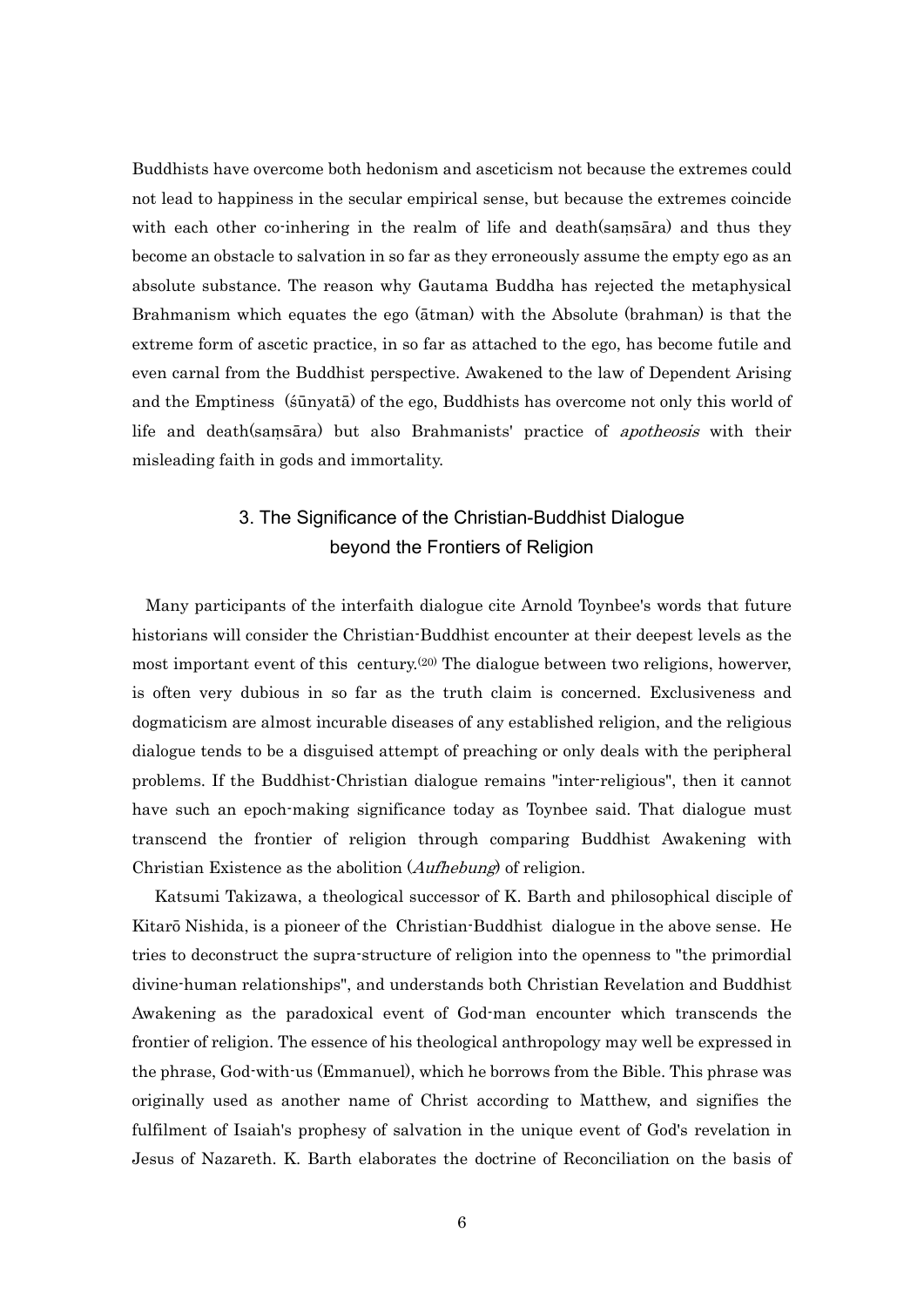Buddhists have overcome both hedonism and asceticism not because the extremes could not lead to happiness in the secular empirical sense, but because the extremes coincide with each other co-inhering in the realm of life and death(saṃsāra) and thus they become an obstacle to salvation in so far as they erroneously assume the empty ego as an absolute substance. The reason why Gautama Buddha has rejected the metaphysical Brahmanism which equates the ego (ātman) with the Absolute (brahman) is that the extreme form of ascetic practice, in so far as attached to the ego, has become futile and even carnal from the Buddhist perspective. Awakened to the law of Dependent Arising and the Emptiness (śūnyatā) of the ego, Buddhists has overcome not only this world of life and death(saṃsāra) but also Brahmanists' practice of *apotheosis* with their misleading faith in gods and immortality.

## 3. The Significance of the Christian-Buddhist Dialogue beyond the Frontiers of Religion

Many participants of the interfaith dialogue cite Arnold Toynbee's words that future historians will consider the Christian-Buddhist encounter at their deepest levels as the most important event of this century.[20] The dialogue between two religions, howerver, is often very dubious in so far as the truth claim is concerned. Exclusiveness and dogmaticism are almost incurable diseases of any established religion, and the religious dialogue tends to be a disguised attempt of preaching or only deals with the peripheral problems. If the Buddhist-Christian dialogue remains "inter-religious", then it cannot have such an epoch-making significance today as Toynbee said. That dialogue must transcend the frontier of religion through comparing Buddhist Awakening with Christian Existence as the abolition (*Aufhebung*) of religion.

Katsumi Takizawa, a theological successor of K. Barth and philosophical disciple of Kitarō Nishida, is a pioneer of the Christian-Buddhist dialogue in the above sense. He tries to deconstruct the supra-structure of religion into the openness to "the primordial divine-human relationships", and understands both Christian Revelation and Buddhist Awakening as the paradoxical event of God-man encounter which transcends the frontier of religion. The essence of his theological anthropology may well be expressed in the phrase, God-with-us (Emmanuel), which he borrows from the Bible. This phrase was originally used as another name of Christ according to Matthew, and signifies the fulfilment of Isaiah's prophesy of salvation in the unique event of God's revelation in Jesus of Nazareth. K. Barth elaborates the doctrine of Reconciliation on the basis of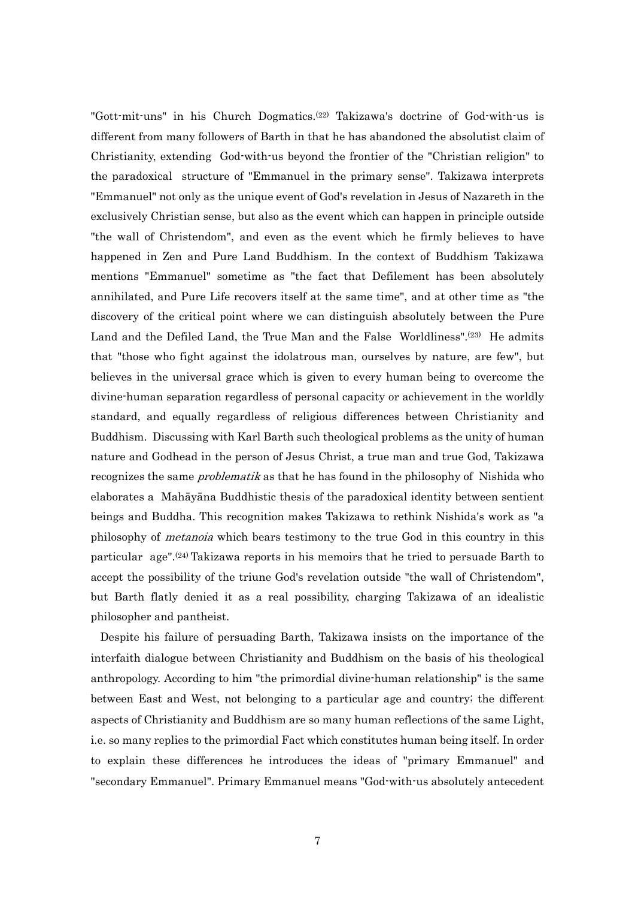"Gott-mit-uns" in his Church Dogmatics.[22] Takizawa's doctrine of God-with-us is different from many followers of Barth in that he has abandoned the absolutist claim of Christianity, extending God-with-us beyond the frontier of the "Christian religion" to the paradoxical structure of "Emmanuel in the primary sense". Takizawa interprets "Emmanuel" not only as the unique event of God's revelation in Jesus of Nazareth in the exclusively Christian sense, but also as the event which can happen in principle outside "the wall of Christendom", and even as the event which he firmly believes to have happened in Zen and Pure Land Buddhism. In the context of Buddhism Takizawa mentions "Emmanuel" sometime as "the fact that Defilement has been absolutely annihilated, and Pure Life recovers itself at the same time", and at other time as "the discovery of the critical point where we can distinguish absolutely between the Pure Land and the Defiled Land, the True Man and the False Worldliness".[23] He admits that "those who fight against the idolatrous man, ourselves by nature, are few", but believes in the universal grace which is given to every human being to overcome the divine-human separation regardless of personal capacity or achievement in the worldly standard, and equally regardless of religious differences between Christianity and Buddhism. Discussing with Karl Barth such theological problems as the unity of human nature and Godhead in the person of Jesus Christ, a true man and true God, Takizawa recognizes the same *problematik* as that he has found in the philosophy of Nishida who elaborates a Mahāyāna Buddhistic thesis of the paradoxical identity between sentient beings and Buddha. This recognition makes Takizawa to rethink Nishida's work as "a philosophy of *metanoia* which bears testimony to the true God in this country in this particular age".[24] Takizawa reports in his memoirs that he tried to persuade Barth to accept the possibility of the triune God's revelation outside "the wall of Christendom", but Barth flatly denied it as a real possibility, charging Takizawa of an idealistic philosopher and pantheist.

Despite his failure of persuading Barth, Takizawa insists on the importance of the interfaith dialogue between Christianity and Buddhism on the basis of his theological anthropology. According to him "the primordial divine-human relationship" is the same between East and West, not belonging to a particular age and country; the different aspects of Christianity and Buddhism are so many human reflections of the same Light, i.e. so many replies to the primordial Fact which constitutes human being itself. In order to explain these differences he introduces the ideas of "primary Emmanuel" and "secondary Emmanuel". Primary Emmanuel means "God-with-us absolutely antecedent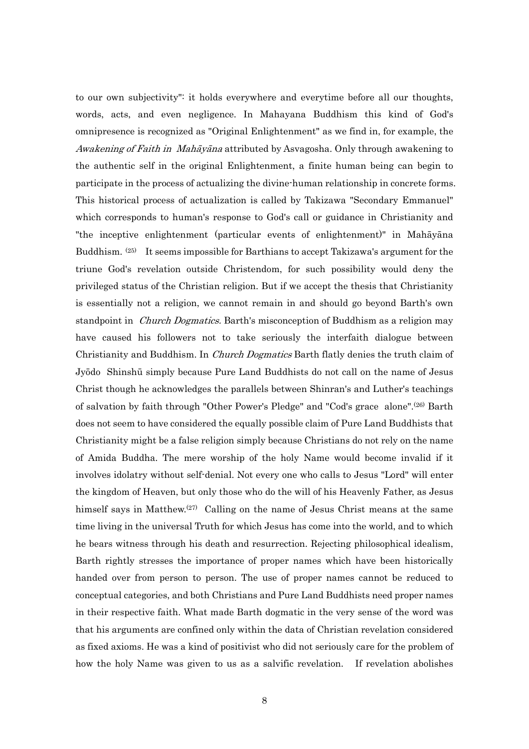to our own subjectivity": it holds everywhere and everytime before all our thoughts, words, acts, and even negligence. In Mahayana Buddhism this kind of God's omnipresence is recognized as "Original Enlightenment" as we find in, for example, the *Awakening of Faith in Mahāyāna* attributed by Asvagosha. Only through awakening to the authentic self in the original Enlightenment, a finite human being can begin to participate in the process of actualizing the divine-human relationship in concrete forms. This historical process of actualization is called by Takizawa "Secondary Emmanuel" which corresponds to human's response to God's call or guidance in Christianity and "the inceptive enlightenment (particular events of enlightenment)" in Mahāyāna Buddhism. [25] It seems impossible for Barthians to accept Takizawa's argument for the triune God's revelation outside Christendom, for such possibility would deny the privileged status of the Christian religion. But if we accept the thesis that Christianity is essentially not a religion, we cannot remain in and should go beyond Barth's own standpoint in *Church Dogmatics.* Barth's misconception of Buddhism as a religion may have caused his followers not to take seriously the interfaith dialogue between Christianity and Buddhism. In *Church Dogmatics* Barth flatly denies the truth claim of Jyōdo Shinshū simply because Pure Land Buddhists do not call on the name of Jesus Christ though he acknowledges the parallels between Shinran's and Luther's teachings of salvation by faith through "Other Power's Pledge" and "Cod's grace alone".[26] Barth does not seem to have considered the equally possible claim of Pure Land Buddhists that Christianity might be a false religion simply because Christians do not rely on the name of Amida Buddha. The mere worship of the holy Name would become invalid if it involves idolatry without self-denial. Not every one who calls to Jesus "Lord" will enter the kingdom of Heaven, but only those who do the will of his Heavenly Father, as Jesus himself says in Matthew.[27] Calling on the name of Jesus Christ means at the same time living in the universal Truth for which Jesus has come into the world, and to which he bears witness through his death and resurrection. Rejecting philosophical idealism, Barth rightly stresses the importance of proper names which have been historically handed over from person to person. The use of proper names cannot be reduced to conceptual categories, and both Christians and Pure Land Buddhists need proper names in their respective faith. What made Barth dogmatic in the very sense of the word was that his arguments are confined only within the data of Christian revelation considered as fixed axioms. He was a kind of positivist who did not seriously care for the problem of how the holy Name was given to us as a salvific revelation. If revelation abolishes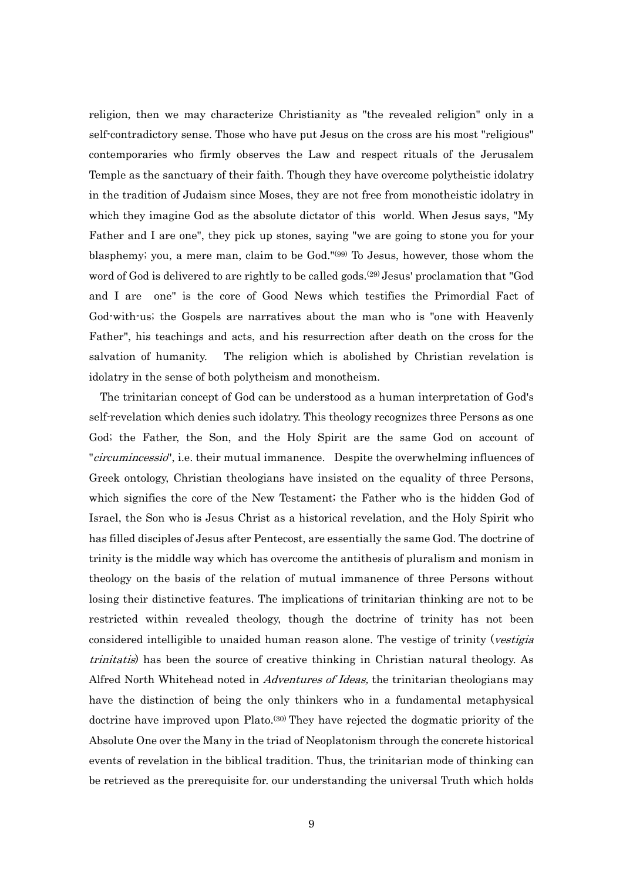religion, then we may characterize Christianity as "the revealed religion" only in a self-contradictory sense. Those who have put Jesus on the cross are his most "religious" contemporaries who firmly observes the Law and respect rituals of the Jerusalem Temple as the sanctuary of their faith. Though they have overcome polytheistic idolatry in the tradition of Judaism since Moses, they are not free from monotheistic idolatry in which they imagine God as the absolute dictator of this world. When Jesus says, "My Father and I are one", they pick up stones, saying "we are going to stone you for your blasphemy; you, a mere man, claim to be God."[99] To Jesus, however, those whom the word of God is delivered to are rightly to be called gods.[29] Jesus' proclamation that "God and I are one" is the core of Good News which testifies the Primordial Fact of God-with-us; the Gospels are narratives about the man who is "one with Heavenly Father", his teachings and acts, and his resurrection after death on the cross for the salvation of humanity. The religion which is abolished by Christian revelation is idolatry in the sense of both polytheism and monotheism.

The trinitarian concept of God can be understood as a human interpretation of God's self-revelation which denies such idolatry. This theology recognizes three Persons as one God; the Father, the Son, and the Holy Spirit are the same God on account of "*circumincessio*", i.e. their mutual immanence. Despite the overwhelming influences of Greek ontology, Christian theologians have insisted on the equality of three Persons, which signifies the core of the New Testament; the Father who is the hidden God of Israel, the Son who is Jesus Christ as a historical revelation, and the Holy Spirit who has filled disciples of Jesus after Pentecost, are essentially the same God. The doctrine of trinity is the middle way which has overcome the antithesis of pluralism and monism in theology on the basis of the relation of mutual immanence of three Persons without losing their distinctive features. The implications of trinitarian thinking are not to be restricted within revealed theology, though the doctrine of trinity has not been considered intelligible to unaided human reason alone. The vestige of trinity (*vestigia trinitatis*) has been the source of creative thinking in Christian natural theology. As Alfred North Whitehead noted in *Adventures of Ideas,* the trinitarian theologians may have the distinction of being the only thinkers who in a fundamental metaphysical doctrine have improved upon Plato.[30] They have rejected the dogmatic priority of the Absolute One over the Many in the triad of Neoplatonism through the concrete historical events of revelation in the biblical tradition. Thus, the trinitarian mode of thinking can be retrieved as the prerequisite for. our understanding the universal Truth which holds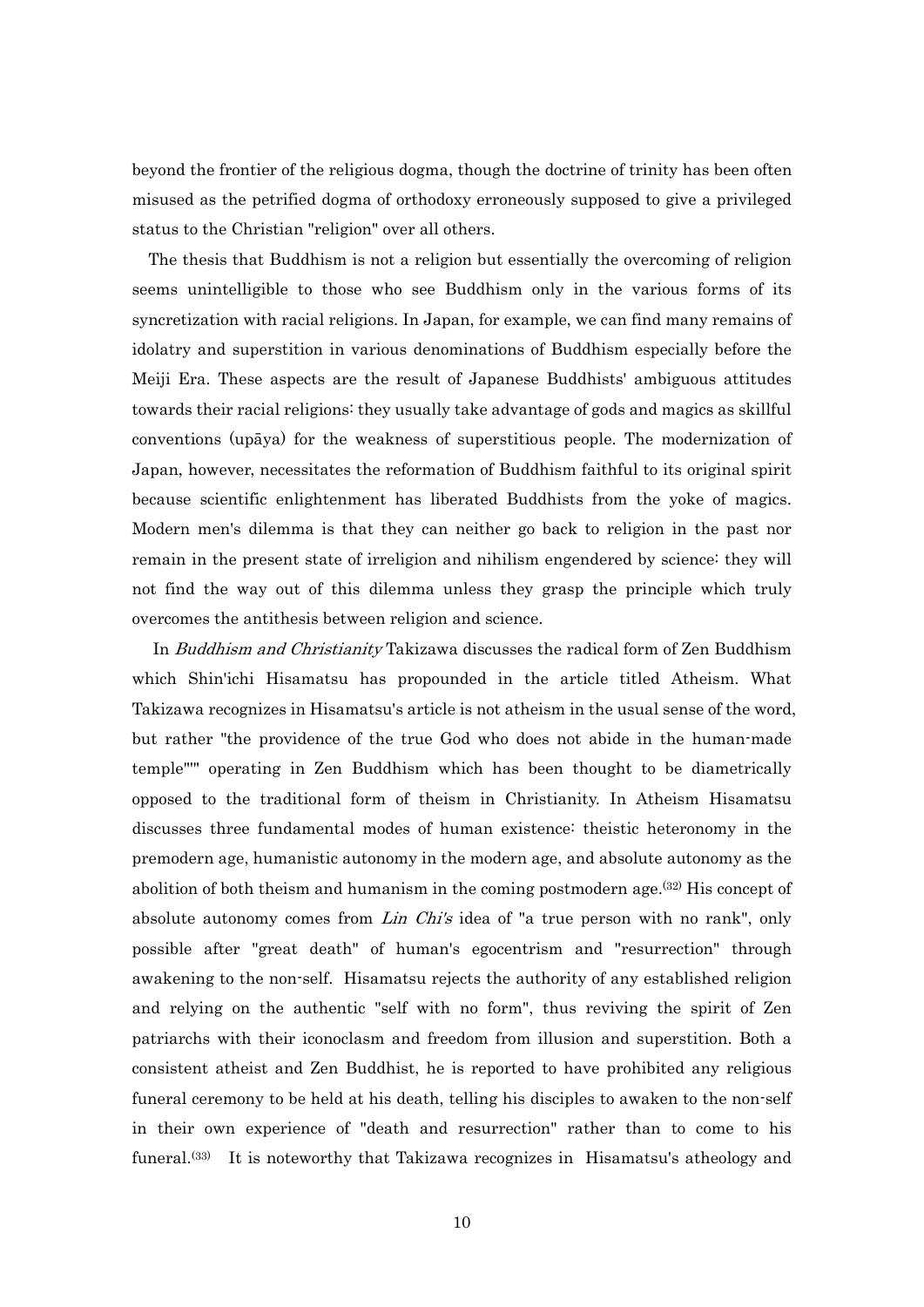beyond the frontier of the religious dogma, though the doctrine of trinity has been often misused as the petrified dogma of orthodoxy erroneously supposed to give a privileged status to the Christian "religion" over all others.

The thesis that Buddhism is not a religion but essentially the overcoming of religion seems unintelligible to those who see Buddhism only in the various forms of its syncretization with racial religions. In Japan, for example, we can find many remains of idolatry and superstition in various denominations of Buddhism especially before the Meiji Era. These aspects are the result of Japanese Buddhists' ambiguous attitudes towards their racial religions: they usually take advantage of gods and magics as skillful conventions (upāya) for the weakness of superstitious people. The modernization of Japan, however, necessitates the reformation of Buddhism faithful to its original spirit because scientific enlightenment has liberated Buddhists from the yoke of magics. Modern men's dilemma is that they can neither go back to religion in the past nor remain in the present state of irreligion and nihilism engendered by science: they will not find the way out of this dilemma unless they grasp the principle which truly overcomes the antithesis between religion and science.

In *Buddhism and Christianity* Takizawa discusses the radical form of Zen Buddhism which Shin'ichi Hisamatsu has propounded in the article titled Atheism. What Takizawa recognizes in Hisamatsu's article is not atheism in the usual sense of the word, but rather "the providence of the true God who does not abide in the human-made temple"" operating in Zen Buddhism which has been thought to be diametrically opposed to the traditional form of theism in Christianity. In Atheism Hisamatsu discusses three fundamental modes of human existence: theistic heteronomy in the premodern age, humanistic autonomy in the modern age, and absolute autonomy as the abolition of both theism and humanism in the coming postmodern age.[32] His concept of absolute autonomy comes from *Lin Chi's* idea of "a true person with no rank", only possible after "great death" of human's egocentrism and "resurrection" through awakening to the non-self. Hisamatsu rejects the authority of any established religion and relying on the authentic "self with no form", thus reviving the spirit of Zen patriarchs with their iconoclasm and freedom from illusion and superstition. Both a consistent atheist and Zen Buddhist, he is reported to have prohibited any religious funeral ceremony to be held at his death, telling his disciples to awaken to the non-self in their own experience of "death and resurrection" rather than to come to his funeral.[33] It is noteworthy that Takizawa recognizes in Hisamatsu's atheology and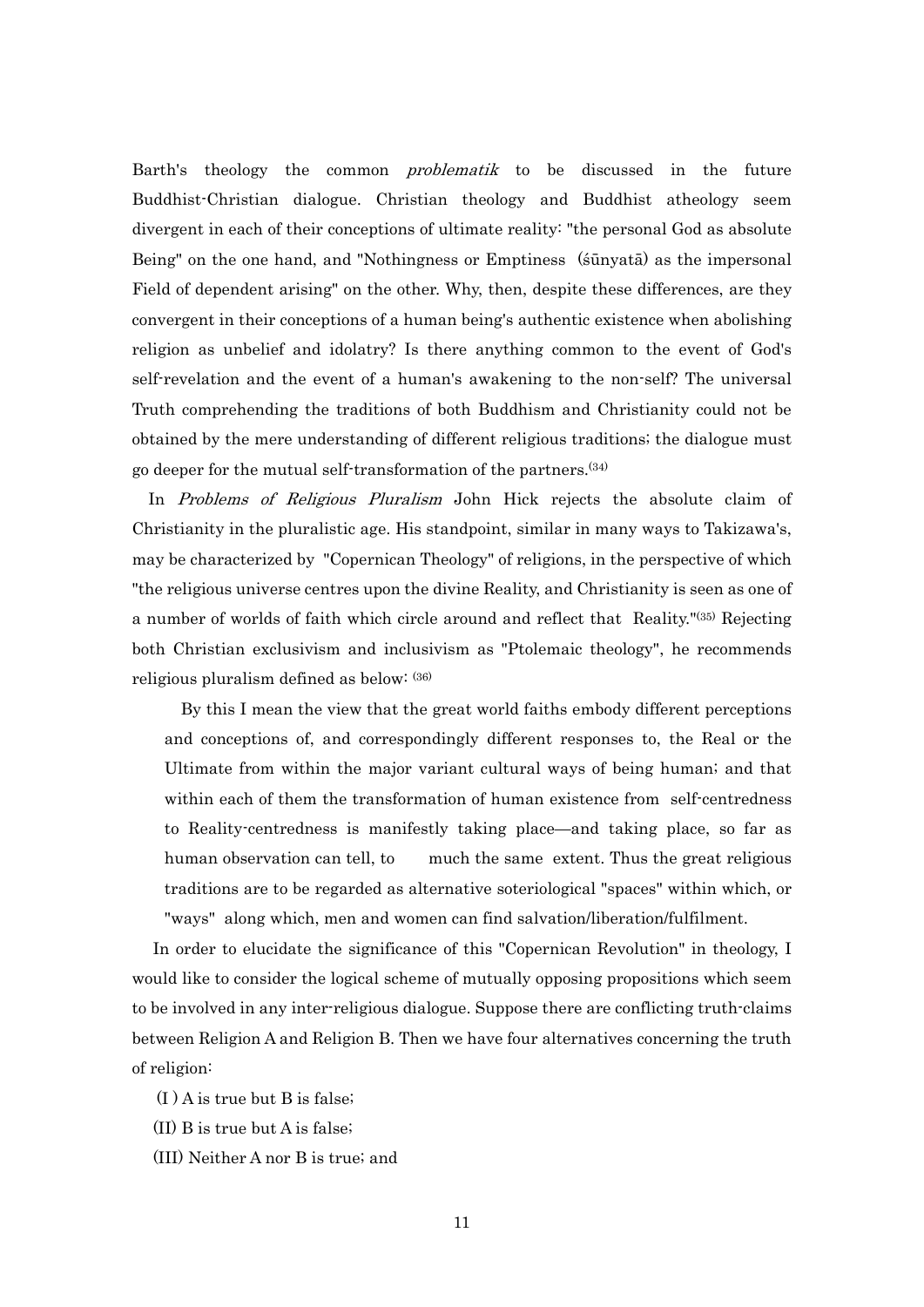Barth's theology the common *problematik* to be discussed in the future Buddhist-Christian dialogue. Christian theology and Buddhist atheology seem divergent in each of their conceptions of ultimate reality: "the personal God as absolute Being" on the one hand, and "Nothingness or Emptiness (śūnyatā) as the impersonal Field of dependent arising" on the other. Why, then, despite these differences, are they convergent in their conceptions of a human being's authentic existence when abolishing religion as unbelief and idolatry? Is there anything common to the event of God's self-revelation and the event of a human's awakening to the non-self? The universal Truth comprehending the traditions of both Buddhism and Christianity could not be obtained by the mere understanding of different religious traditions; the dialogue must go deeper for the mutual self-transformation of the partners.[34]

In *Problems of Religious Pluralism* John Hick rejects the absolute claim of Christianity in the pluralistic age. His standpoint, similar in many ways to Takizawa's, may be characterized by "Copernican Theology" of religions, in the perspective of which "the religious universe centres upon the divine Reality, and Christianity is seen as one of a number of worlds of faith which circle around and reflect that Reality."[35] Rejecting both Christian exclusivism and inclusivism as "Ptolemaic theology", he recommends religious pluralism defined as below: [36]

> By this I mean the view that the great world faiths embody different perceptions and conceptions of, and correspondingly different responses to, the Real or the Ultimate from within the major variant cultural ways of being human; and that within each of them the transformation of human existence from self-centredness to Reality-centredness is manifestly taking place—and taking place, so far as human observation can tell, to much the same extent. Thus the great religious traditions are to be regarded as alternative soteriological "spaces" within which, or "ways" along which, men and women can find salvation/liberation/fulfilment.

In order to elucidate the significance of this "Copernican Revolution" in theology, I would like to consider the logical scheme of mutually opposing propositions which seem to be involved in any inter-religious dialogue. Suppose there are conflicting truth-claims between Religion A and Religion B. Then we have four alternatives concerning the truth of religion:

(I) A is true but B is false;

(II) B is true but A is false;

(III) Neither A nor B is true; and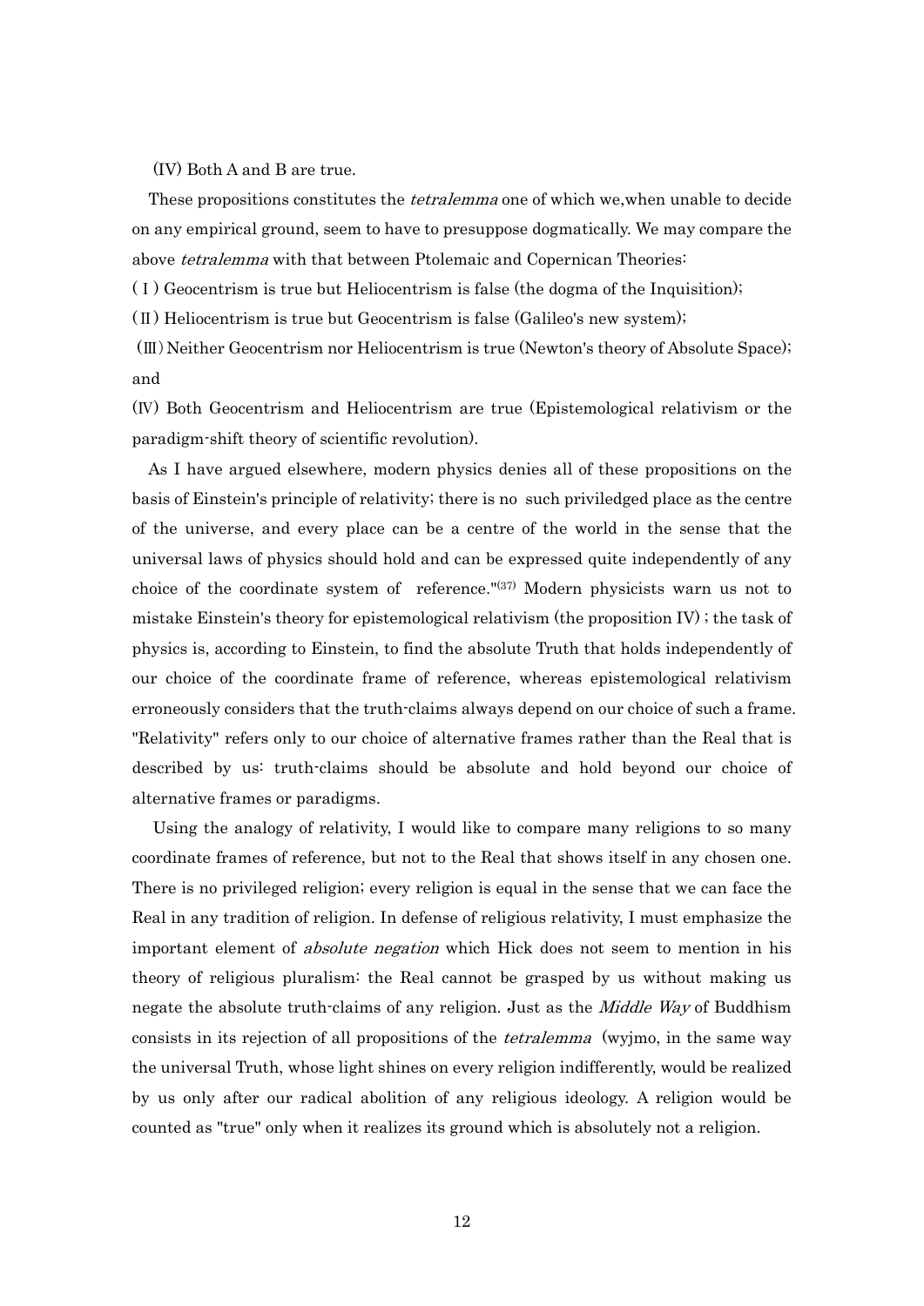(IV) Both A and B are true.

These propositions constitutes the *tetralemma* one of which we,when unable to decide on any empirical ground, seem to have to presuppose dogmatically. We may compare the above *tetralemma* with that between Ptolemaic and Copernican Theories:

(Ⅰ) Geocentrism is true but Heliocentrism is false (the dogma of the Inquisition);

(Ⅱ) Heliocentrism is true but Geocentrism is false (Galileo's new system);

(Ⅲ) Neither Geocentrism nor Heliocentrism is true (Newton's theory of Absolute Space); and

(Ⅳ) Both Geocentrism and Heliocentrism are true (Epistemological relativism or the paradigm-shift theory of scientific revolution).

As I have argued elsewhere, modern physics denies all of these propositions on the basis of Einstein's principle of relativity; there is no such priviledged place as the centre of the universe, and every place can be a centre of the world in the sense that the universal laws of physics should hold and can be expressed quite independently of any choice of the coordinate system of reference."[37] Modern physicists warn us not to mistake Einstein's theory for epistemological relativism (the proposition IV) ; the task of physics is, according to Einstein, to find the absolute Truth that holds independently of our choice of the coordinate frame of reference, whereas epistemological relativism erroneously considers that the truth-claims always depend on our choice of such a frame. "Relativity" refers only to our choice of alternative frames rather than the Real that is described by us: truth-claims should be absolute and hold beyond our choice of alternative frames or paradigms.

Using the analogy of relativity, I would like to compare many religions to so many coordinate frames of reference, but not to the Real that shows itself in any chosen one. There is no privileged religion; every religion is equal in the sense that we can face the Real in any tradition of religion. In defense of religious relativity, I must emphasize the important element of *absolute negation* which Hick does not seem to mention in his theory of religious pluralism: the Real cannot be grasped by us without making us negate the absolute truth-claims of any religion. Just as the *Middle Way* of Buddhism consists in its rejection of all propositions of the *tetralemma* (wyjmo, in the same way the universal Truth, whose light shines on every religion indifferently, would be realized by us only after our radical abolition of any religious ideology. A religion would be counted as "true" only when it realizes its ground which is absolutely not a religion.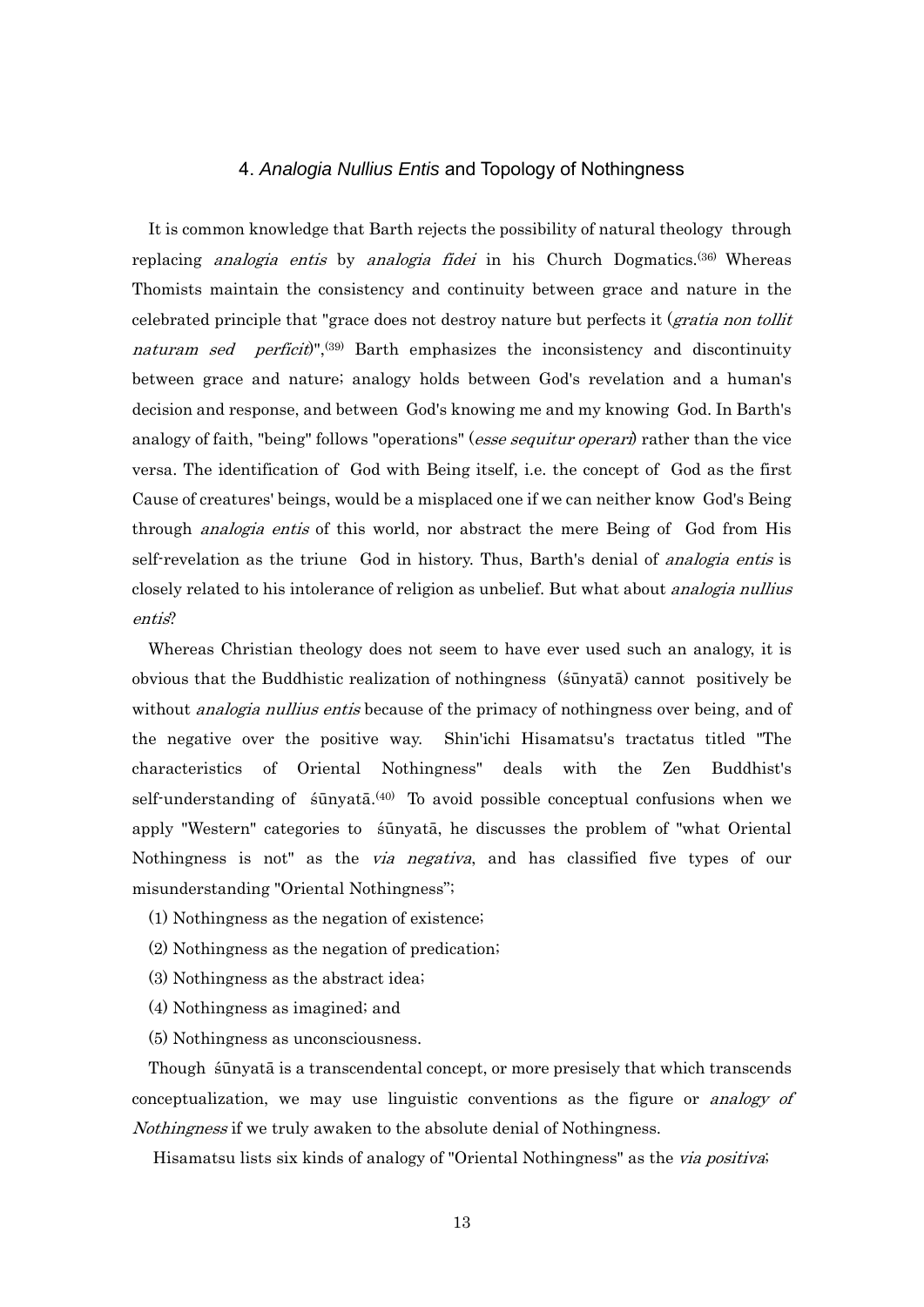## 4. *Analogia Nullius Entis* and Topology of Nothingness

It is common knowledge that Barth rejects the possibility of natural theology through replacing *analogia entis* by *analogia fidei* in his Church Dogmatics.[36] Whereas Thomists maintain the consistency and continuity between grace and nature in the celebrated principle that "grace does not destroy nature but perfects it (*gratia non tollit naturam sed perficit*)",[39] Barth emphasizes the inconsistency and discontinuity between grace and nature; analogy holds between God's revelation and a human's decision and response, and between God's knowing me and my knowing God. In Barth's analogy of faith, "being" follows "operations" (*esse sequitur operari*) rather than the vice versa. The identification of God with Being itself, i.e. the concept of God as the first Cause of creatures' beings, would be a misplaced one if we can neither know God's Being through *analogia entis* of this world, nor abstract the mere Being of God from His self-revelation as the triune God in history. Thus, Barth's denial of *analogia entis* is closely related to his intolerance of religion as unbelief. But what about *analogia nullius entis*?

Whereas Christian theology does not seem to have ever used such an analogy, it is obvious that the Buddhistic realization of nothingness (śūnyatā) cannot positively be without *analogia nullius entis* because of the primacy of nothingness over being, and of the negative over the positive way. Shin'ichi Hisamatsu's tractatus titled "The characteristics of Oriental Nothingness" deals with the Zen Buddhist's self-understanding of śūnyatā.[40] To avoid possible conceptual confusions when we apply "Western" categories to śūnyatā, he discusses the problem of "what Oriental Nothingness is not" as the *via negativa*, and has classified five types of our misunderstanding "Oriental Nothingness";

(1) Nothingness as the negation of existence;

(2) Nothingness as the negation of predication;

(3) Nothingness as the abstract idea;

(4) Nothingness as imagined; and

(5) Nothingness as unconsciousness.

Though śūnyatā is a transcendental concept, or more presisely that which transcends conceptualization, we may use linguistic conventions as the figure or *analogy of Nothingness* if we truly awaken to the absolute denial of Nothingness.

Hisamatsu lists six kinds of analogy of "Oriental Nothingness" as the *via positiva*;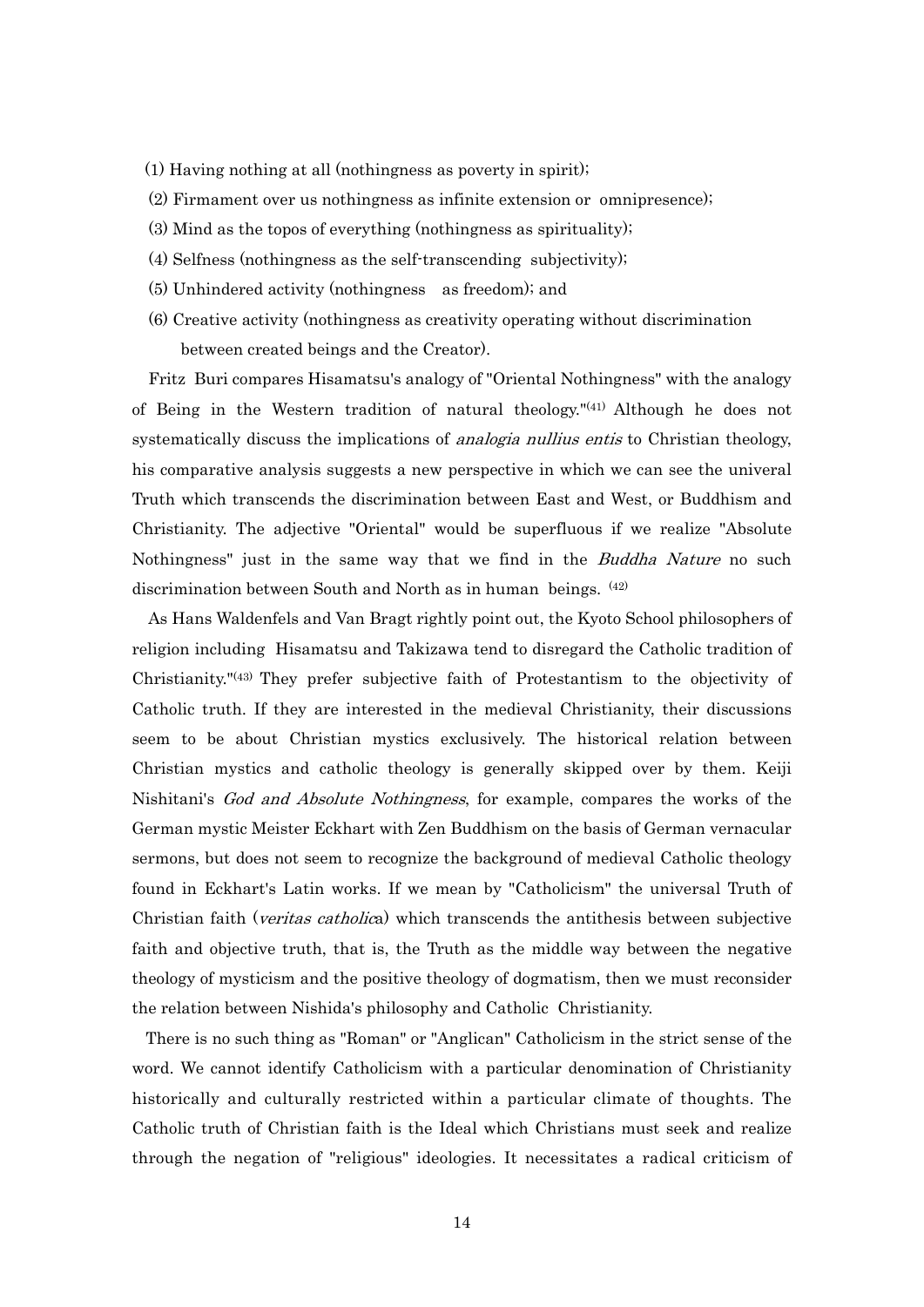(1) Having nothing at all (nothingness as poverty in spirit);

(2) Firmament over us nothingness as infinite extension or omnipresence);

(3) Mind as the topos of everything (nothingness as spirituality);

(4) Selfness (nothingness as the self-transcending subjectivity);

(5) Unhindered activity (nothingness as freedom); and

(6) Creative activity (nothingness as creativity operating without discrimination between created beings and the Creator).

Fritz Buri compares Hisamatsu's analogy of "Oriental Nothingness" with the analogy of Being in the Western tradition of natural theology."[(41)] Although he does not systematically discuss the implications of *analogia nullius entis* to Christian theology, his comparative analysis suggests a new perspective in which we can see the univeral Truth which transcends the discrimination between East and West, or Buddhism and Christianity. The adjective "Oriental" would be superfluous if we realize "Absolute Nothingness" just in the same way that we find in the *Buddha Nature* no such discrimination between South and North as in human beings. [(42)]

As Hans Waldenfels and Van Bragt rightly point out, the Kyoto School philosophers of religion including Hisamatsu and Takizawa tend to disregard the Catholic tradition of Christianity."[(43)] They prefer subjective faith of Protestantism to the objectivity of Catholic truth. If they are interested in the medieval Christianity, their discussions seem to be about Christian mystics exclusively. The historical relation between Christian mystics and catholic theology is generally skipped over by them. Keiji Nishitani's *God and Absolute Nothingness*, for example, compares the works of the German mystic Meister Eckhart with Zen Buddhism on the basis of German vernacular sermons, but does not seem to recognize the background of medieval Catholic theology found in Eckhart's Latin works. If we mean by "Catholicism" the universal Truth of Christian faith (*veritas catholica*) which transcends the antithesis between subjective faith and objective truth, that is, the Truth as the middle way between the negative theology of mysticism and the positive theology of dogmatism, then we must reconsider the relation between Nishida's philosophy and Catholic Christianity.

There is no such thing as "Roman" or "Anglican" Catholicism in the strict sense of the word. We cannot identify Catholicism with a particular denomination of Christianity historically and culturally restricted within a particular climate of thoughts. The Catholic truth of Christian faith is the Ideal which Christians must seek and realize through the negation of "religious" ideologies. It necessitates a radical criticism of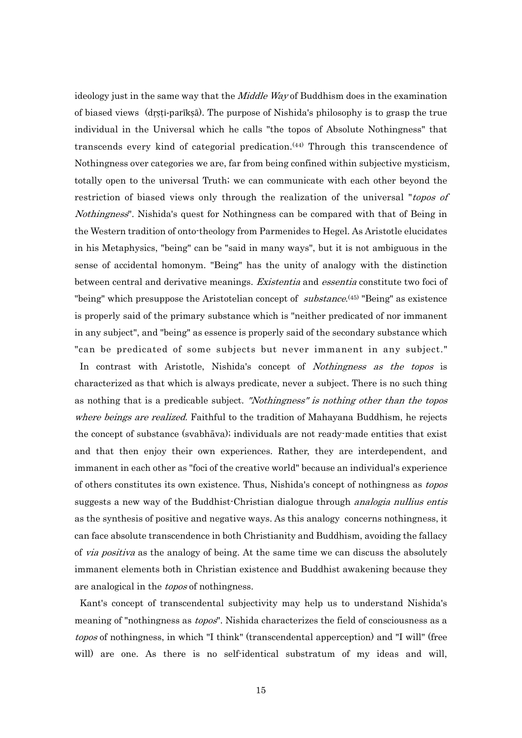ideology just in the same way that the *Middle Way* of Buddhism does in the examination of biased views (dṛṣṭi-parīkṣā). The purpose of Nishida's philosophy is to grasp the true individual in the Universal which he calls "the topos of Absolute Nothingness" that transcends every kind of categorial predication.[44] Through this transcendence of Nothingness over categories we are, far from being confined within subjective mysticism, totally open to the universal Truth; we can communicate with each other beyond the restriction of biased views only through the realization of the universal "*topos of Nothingness*". Nishida's quest for Nothingness can be compared with that of Being in the Western tradition of onto-theology from Parmenides to Hegel. As Aristotle elucidates in his Metaphysics, "being" can be "said in many ways", but it is not ambiguous in the sense of accidental homonym. "Being" has the unity of analogy with the distinction between central and derivative meanings. *Existentia* and *essentia* constitute two foci of "being" which presuppose the Aristotelian concept of *substance*.[45] "Being" as existence is properly said of the primary substance which is "neither predicated of nor immanent in any subject", and "being" as essence is properly said of the secondary substance which "can be predicated of some subjects but never immanent in any subject."

In contrast with Aristotle, Nishida's concept of *Nothingness as the topos* is characterized as that which is always predicate, never a subject. There is no such thing as nothing that is a predicable subject. *"Nothingness" is nothing other than the topos where beings are realized.* Faithful to the tradition of Mahayana Buddhism, he rejects the concept of substance (svabhāva); individuals are not ready-made entities that exist and that then enjoy their own experiences. Rather, they are interdependent, and immanent in each other as "foci of the creative world" because an individual's experience of others constitutes its own existence. Thus, Nishida's concept of nothingness as *topos* suggests a new way of the Buddhist-Christian dialogue through *analogia nullius entis* as the synthesis of positive and negative ways. As this analogy concerns nothingness, it can face absolute transcendence in both Christianity and Buddhism, avoiding the fallacy of *via positiva* as the analogy of being. At the same time we can discuss the absolutely immanent elements both in Christian existence and Buddhist awakening because they are analogical in the *topos* of nothingness.

Kant's concept of transcendental subjectivity may help us to understand Nishida's meaning of "nothingness as *topos*". Nishida characterizes the field of consciousness as a *topos* of nothingness, in which "I think" (transcendental apperception) and "I will" (free will) are one. As there is no self-identical substratum of my ideas and will,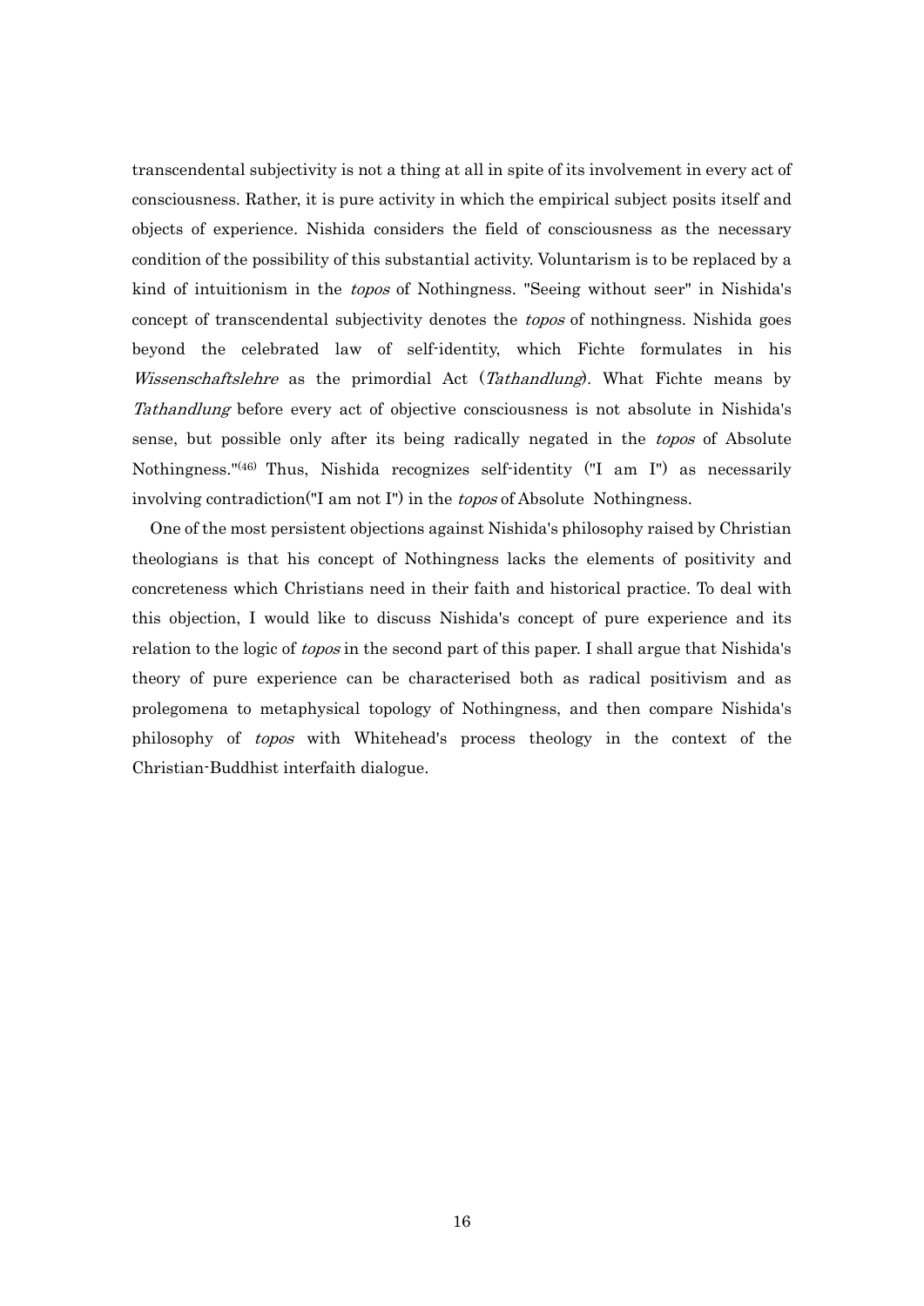transcendental subjectivity is not a thing at all in spite of its involvement in every act of consciousness. Rather, it is pure activity in which the empirical subject posits itself and objects of experience. Nishida considers the field of consciousness as the necessary condition of the possibility of this substantial activity. Voluntarism is to be replaced by a kind of intuitionism in the *topos* of Nothingness. "Seeing without seer" in Nishida's concept of transcendental subjectivity denotes the *topos* of nothingness. Nishida goes beyond the celebrated law of self-identity, which Fichte formulates in his *Wissenschaftslehre* as the primordial Act (*Tathandlung*). What Fichte means by *Tathandlung* before every act of objective consciousness is not absolute in Nishida's sense, but possible only after its being radically negated in the *topos* of Absolute Nothingness."[46] Thus, Nishida recognizes self-identity ("I am I") as necessarily involving contradiction("I am not I") in the *topos* of Absolute Nothingness.

One of the most persistent objections against Nishida's philosophy raised by Christian theologians is that his concept of Nothingness lacks the elements of positivity and concreteness which Christians need in their faith and historical practice. To deal with this objection, I would like to discuss Nishida's concept of pure experience and its relation to the logic of *topos* in the second part of this paper. I shall argue that Nishida's theory of pure experience can be characterised both as radical positivism and as prolegomena to metaphysical topology of Nothingness, and then compare Nishida's philosophy of *topos* with Whitehead's process theology in the context of the Christian-Buddhist interfaith dialogue.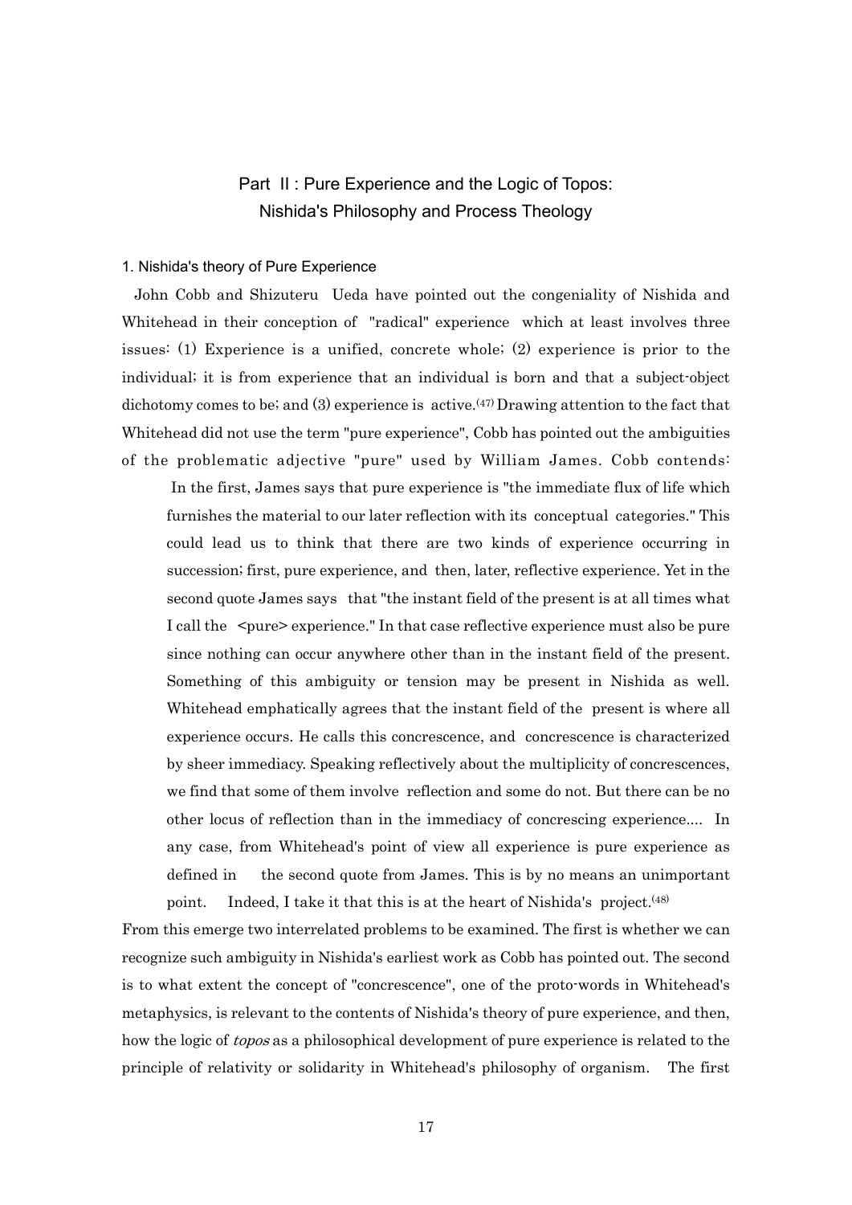## Part II : Pure Experience and the Logic of Topos: Nishida's Philosophy and Process Theology

### 1. Nishida's theory of Pure Experience

John Cobb and Shizuteru Ueda have pointed out the congeniality of Nishida and Whitehead in their conception of "radical" experience which at least involves three issues: (1) Experience is a unified, concrete whole; (2) experience is prior to the individual; it is from experience that an individual is born and that a subject-object dichotomy comes to be; and (3) experience is active.[47] Drawing attention to the fact that Whitehead did not use the term "pure experience", Cobb has pointed out the ambiguities of the problematic adjective "pure" used by William James. Cobb contends:

> In the first, James says that pure experience is "the immediate flux of life which furnishes the material to our later reflection with its conceptual categories." This could lead us to think that there are two kinds of experience occurring in succession; first, pure experience, and then, later, reflective experience. Yet in the second quote James says that "the instant field of the present is at all times what I call the <pure> experience." In that case reflective experience must also be pure since nothing can occur anywhere other than in the instant field of the present. Something of this ambiguity or tension may be present in Nishida as well. Whitehead emphatically agrees that the instant field of the present is where all experience occurs. He calls this concrescence, and concrescence is characterized by sheer immediacy. Speaking reflectively about the multiplicity of concrescences, we find that some of them involve reflection and some do not. But there can be no other locus of reflection than in the immediacy of concrescing experience.... In any case, from Whitehead's point of view all experience is pure experience as defined in the second quote from James. This is by no means an unimportant point. Indeed, I take it that this is at the heart of Nishida's project.[48]

From this emerge two interrelated problems to be examined. The first is whether we can recognize such ambiguity in Nishida's earliest work as Cobb has pointed out. The second is to what extent the concept of "concrescence", one of the proto-words in Whitehead's metaphysics, is relevant to the contents of Nishida's theory of pure experience, and then, how the logic of *topos* as a philosophical development of pure experience is related to the principle of relativity or solidarity in Whitehead's philosophy of organism. The first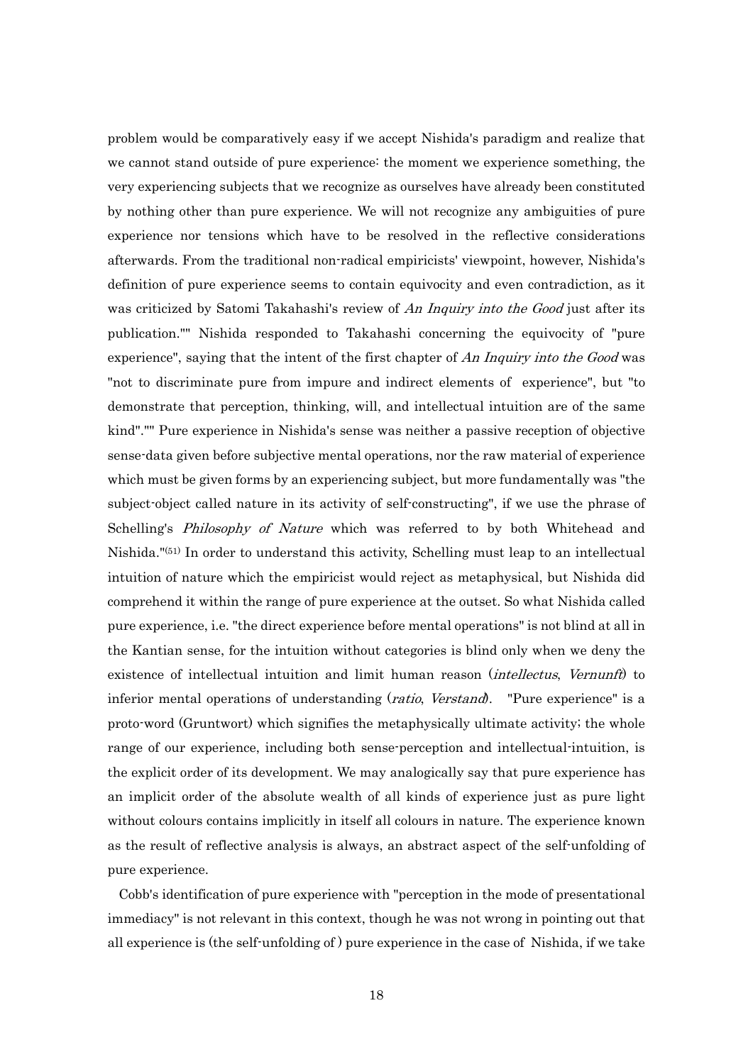problem would be comparatively easy if we accept Nishida's paradigm and realize that we cannot stand outside of pure experience: the moment we experience something, the very experiencing subjects that we recognize as ourselves have already been constituted by nothing other than pure experience. We will not recognize any ambiguities of pure experience nor tensions which have to be resolved in the reflective considerations afterwards. From the traditional non-radical empiricists' viewpoint, however, Nishida's definition of pure experience seems to contain equivocity and even contradiction, as it was criticized by Satomi Takahashi's review of *An Inquiry into the Good* just after its publication."" Nishida responded to Takahashi concerning the equivocity of "pure experience", saying that the intent of the first chapter of *An Inquiry into the Good* was "not to discriminate pure from impure and indirect elements of experience", but "to demonstrate that perception, thinking, will, and intellectual intuition are of the same kind"."" Pure experience in Nishida's sense was neither a passive reception of objective sense-data given before subjective mental operations, nor the raw material of experience which must be given forms by an experiencing subject, but more fundamentally was "the subject-object called nature in its activity of self-constructing", if we use the phrase of Schelling's *Philosophy of Nature* which was referred to by both Whitehead and Nishida."[51] In order to understand this activity, Schelling must leap to an intellectual intuition of nature which the empiricist would reject as metaphysical, but Nishida did comprehend it within the range of pure experience at the outset. So what Nishida called pure experience, i.e. "the direct experience before mental operations" is not blind at all in the Kantian sense, for the intuition without categories is blind only when we deny the existence of intellectual intuition and limit human reason (*intellectus*, *Vernunft*) to inferior mental operations of understanding (*ratio*, *Verstand*). "Pure experience" is a proto-word (Gruntwort) which signifies the metaphysically ultimate activity; the whole range of our experience, including both sense-perception and intellectual-intuition, is the explicit order of its development. We may analogically say that pure experience has an implicit order of the absolute wealth of all kinds of experience just as pure light without colours contains implicitly in itself all colours in nature. The experience known as the result of reflective analysis is always, an abstract aspect of the self-unfolding of pure experience.

Cobb's identification of pure experience with "perception in the mode of presentational immediacy" is not relevant in this context, though he was not wrong in pointing out that all experience is (the self-unfolding of ) pure experience in the case of Nishida, if we take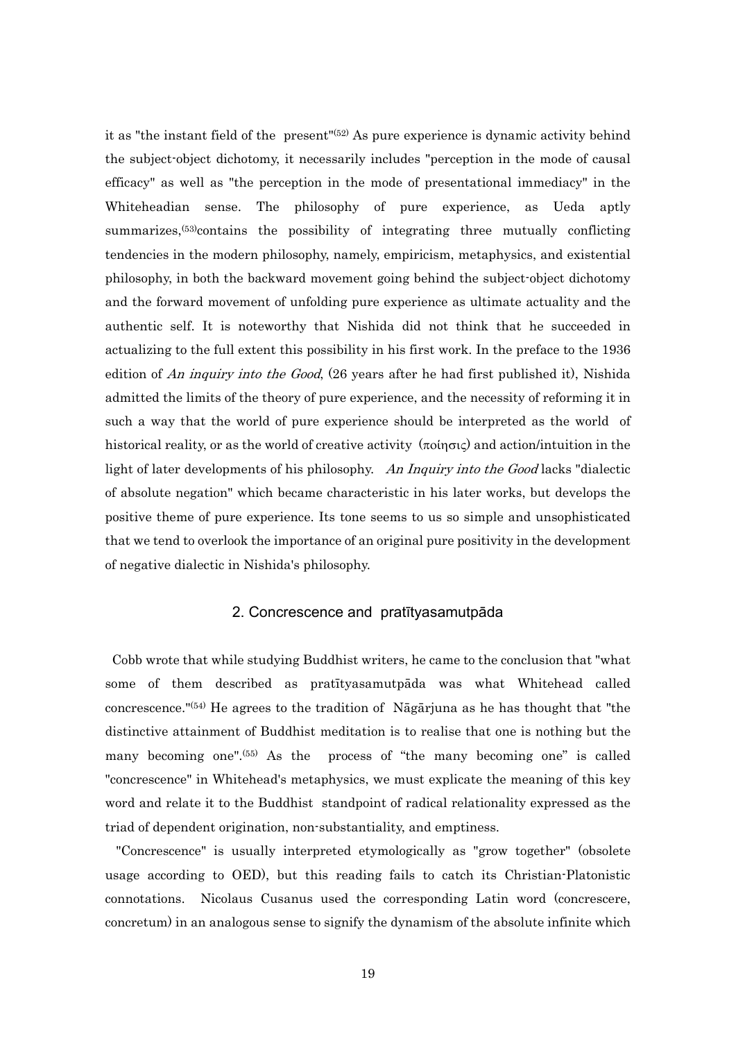it as "the instant field of the present"[52] As pure experience is dynamic activity behind the subject-object dichotomy, it necessarily includes "perception in the mode of causal efficacy" as well as "the perception in the mode of presentational immediacy" in the Whiteheadian sense. The philosophy of pure experience, as Ueda aptly summarizes,[53]contains the possibility of integrating three mutually conflicting tendencies in the modern philosophy, namely, empiricism, metaphysics, and existential philosophy, in both the backward movement going behind the subject-object dichotomy and the forward movement of unfolding pure experience as ultimate actuality and the authentic self. It is noteworthy that Nishida did not think that he succeeded in actualizing to the full extent this possibility in his first work. In the preface to the 1936 edition of *An inquiry into the Good*, (26 years after he had first published it), Nishida admitted the limits of the theory of pure experience, and the necessity of reforming it in such a way that the world of pure experience should be interpreted as the world of historical reality, or as the world of creative activity (ποίησις) and action/intuition in the light of later developments of his philosophy. *An Inquiry into the Good* lacks "dialectic of absolute negation" which became characteristic in his later works, but develops the positive theme of pure experience. Its tone seems to us so simple and unsophisticated that we tend to overlook the importance of an original pure positivity in the development of negative dialectic in Nishida's philosophy.

## 2. Concrescence and pratītyasamutpāda

Cobb wrote that while studying Buddhist writers, he came to the conclusion that "what some of them described as pratītyasamutpāda was what Whitehead called concrescence."[54] He agrees to the tradition of Nāgārjuna as he has thought that "the distinctive attainment of Buddhist meditation is to realise that one is nothing but the many becoming one".[55] As the process of "the many becoming one" is called "concrescence" in Whitehead's metaphysics, we must explicate the meaning of this key word and relate it to the Buddhist standpoint of radical relationality expressed as the triad of dependent origination, non-substantiality, and emptiness.

"Concrescence" is usually interpreted etymologically as "grow together" (obsolete usage according to OED), but this reading fails to catch its Christian-Platonistic connotations. Nicolaus Cusanus used the corresponding Latin word (concrescere, concretum) in an analogous sense to signify the dynamism of the absolute infinite which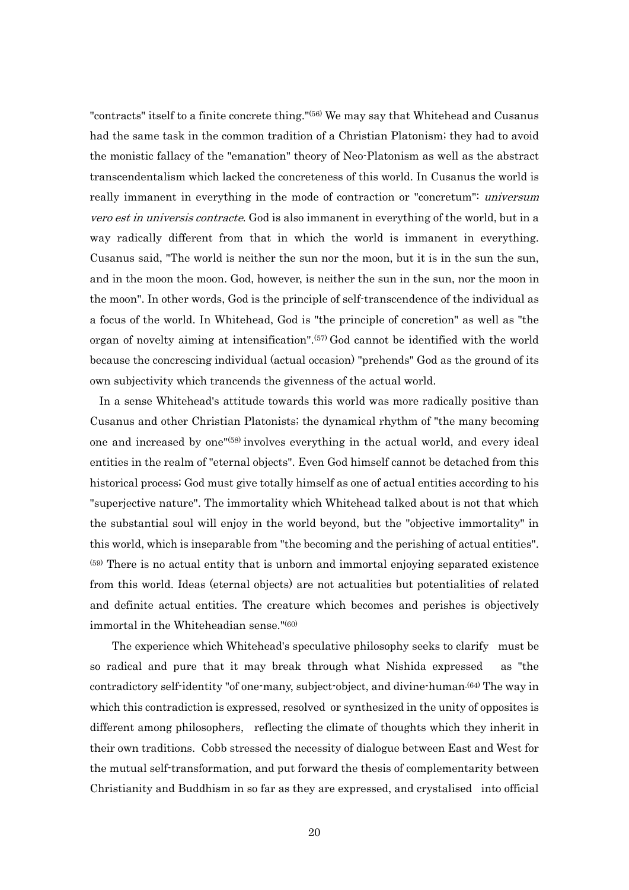"contracts" itself to a finite concrete thing."[56] We may say that Whitehead and Cusanus had the same task in the common tradition of a Christian Platonism; they had to avoid the monistic fallacy of the "emanation" theory of Neo-Platonism as well as the abstract transcendentalism which lacked the concreteness of this world. In Cusanus the world is really immanent in everything in the mode of contraction or "concretum": *universum vero est in universis contracte*. God is also immanent in everything of the world, but in a way radically different from that in which the world is immanent in everything. Cusanus said, "The world is neither the sun nor the moon, but it is in the sun the sun, and in the moon the moon. God, however, is neither the sun in the sun, nor the moon in the moon". In other words, God is the principle of self-transcendence of the individual as a focus of the world. In Whitehead, God is "the principle of concretion" as well as "the organ of novelty aiming at intensification".[57] God cannot be identified with the world because the concrescing individual (actual occasion) "prehends" God as the ground of its own subjectivity which trancends the givenness of the actual world.

In a sense Whitehead's attitude towards this world was more radically positive than Cusanus and other Christian Platonists; the dynamical rhythm of "the many becoming one and increased by one"[58] involves everything in the actual world, and every ideal entities in the realm of "eternal objects". Even God himself cannot be detached from this historical process; God must give totally himself as one of actual entities according to his "superjective nature". The immortality which Whitehead talked about is not that which the substantial soul will enjoy in the world beyond, but the "objective immortality" in this world, which is inseparable from "the becoming and the perishing of actual entities".[59] There is no actual entity that is unborn and immortal enjoying separated existence from this world. Ideas (eternal objects) are not actualities but potentialities of related and definite actual entities. The creature which becomes and perishes is objectively immortal in the Whiteheadian sense."[60]

The experience which Whitehead's speculative philosophy seeks to clarify must be so radical and pure that it may break through what Nishida expressed as "the contradictory self-identity "of one-many, subject-object, and divine-human.[64] The way in which this contradiction is expressed, resolved or synthesized in the unity of opposites is different among philosophers, reflecting the climate of thoughts which they inherit in their own traditions. Cobb stressed the necessity of dialogue between East and West for the mutual self-transformation, and put forward the thesis of complementarity between Christianity and Buddhism in so far as they are expressed, and crystalised into official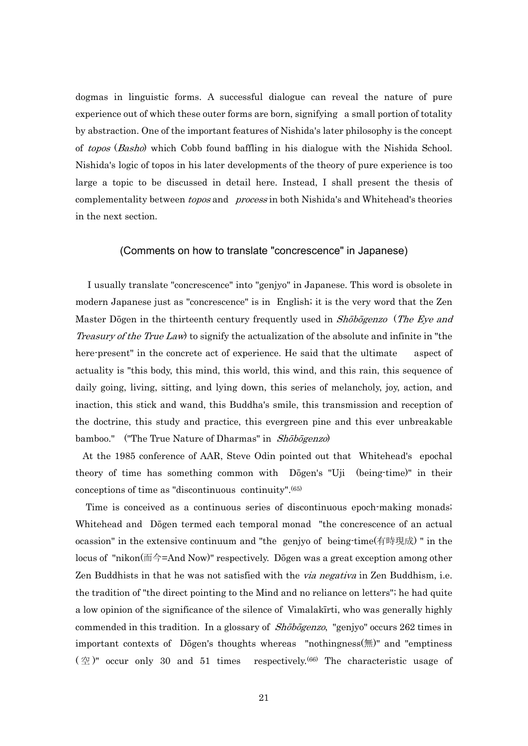dogmas in linguistic forms. A successful dialogue can reveal the nature of pure experience out of which these outer forms are born, signifying a small portion of totality by abstraction. One of the important features of Nishida's later philosophy is the concept of *topos* (*Basho*) which Cobb found baffling in his dialogue with the Nishida School. Nishida's logic of topos in his later developments of the theory of pure experience is too large a topic to be discussed in detail here. Instead, I shall present the thesis of complementality between *topos* and *process* in both Nishida's and Whitehead's theories in the next section.

### (Comments on how to translate "concrescence" in Japanese)

I usually translate "concrescence" into "genjyo" in Japanese. This word is obsolete in modern Japanese just as "concrescence" is in English; it is the very word that the Zen Master Dōgen in the thirteenth century frequently used in *Shōbōgenzo* (*The Eye and Treasury of the True Law*) to signify the actualization of the absolute and infinite in "the here-present" in the concrete act of experience. He said that the ultimate aspect of actuality is "this body, this mind, this world, this wind, and this rain, this sequence of daily going, living, sitting, and lying down, this series of melancholy, joy, action, and inaction, this stick and wand, this Buddha's smile, this transmission and reception of the doctrine, this study and practice, this evergreen pine and this ever unbreakable bamboo." ("The True Nature of Dharmas" in *Shōbōgenzo*)

At the 1985 conference of AAR, Steve Odin pointed out that Whitehead's epochal theory of time has something common with Dōgen's "Uji (being-time)" in their conceptions of time as "discontinuous continuity".[65]

Time is conceived as a continuous series of discontinuous epoch-making monads; Whitehead and Dōgen termed each temporal monad "the concrescence of an actual ocassion" in the extensive continuum and "the genjyo of being-time(有時現成) " in the locus of "nikon(而今=And Now)" respectively. Dōgen was a great exception among other Zen Buddhists in that he was not satisfied with the *via negativa* in Zen Buddhism, i.e. the tradition of "the direct pointing to the Mind and no reliance on letters"; he had quite a low opinion of the significance of the silence of Vimalakīrti, who was generally highly commended in this tradition. In a glossary of *Shōbōgenzo*, "genjyo" occurs 262 times in important contexts of Dōgen's thoughts whereas "nothingness(無)" and "emptiness (空)" occur only 30 and 51 times respectively.[66] The characteristic usage of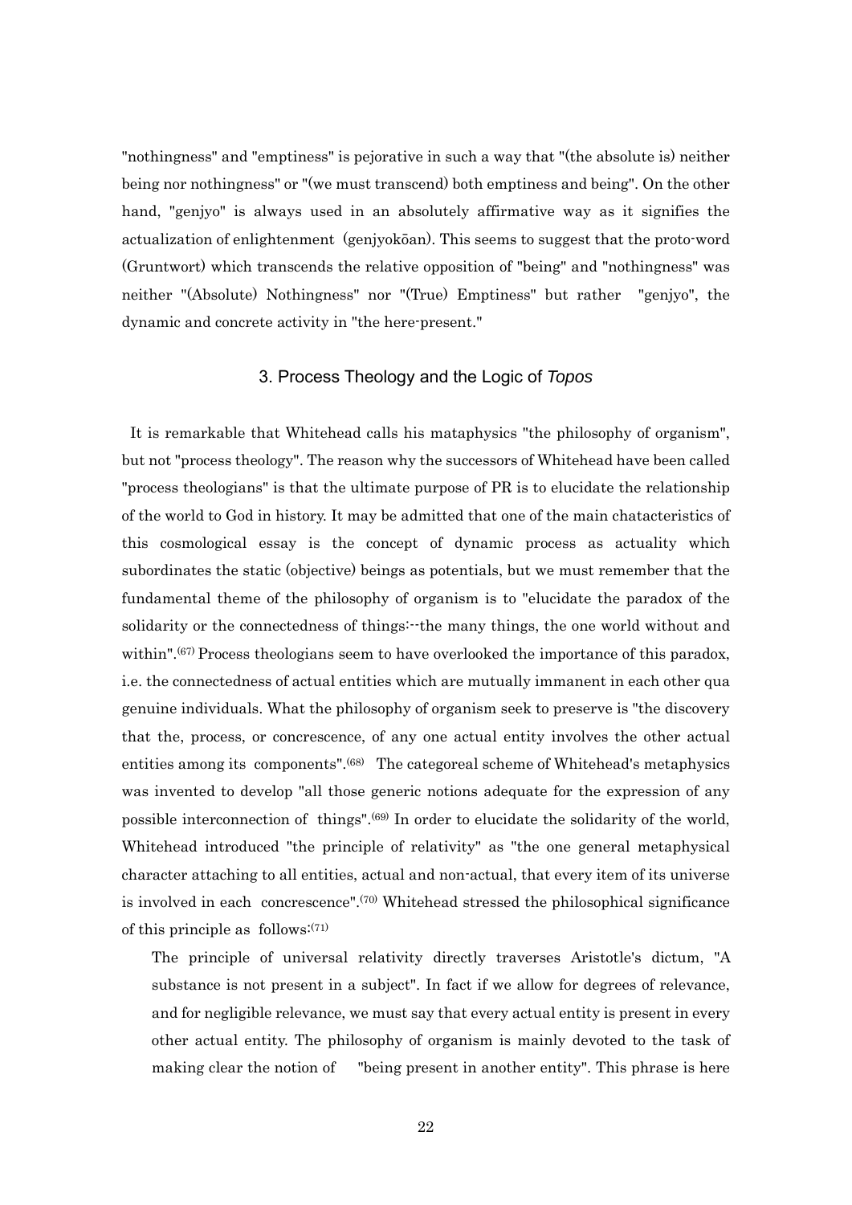"nothingness" and "emptiness" is pejorative in such a way that "(the absolute is) neither being nor nothingness" or "(we must transcend) both emptiness and being". On the other hand, "genjyo" is always used in an absolutely affirmative way as it signifies the actualization of enlightenment (genjyokōan). This seems to suggest that the proto-word (Gruntwort) which transcends the relative opposition of "being" and "nothingness" was neither "(Absolute) Nothingness" nor "(True) Emptiness" but rather "genjyo", the dynamic and concrete activity in "the here-present."

## 3. Process Theology and the Logic of *Topos*

It is remarkable that Whitehead calls his mataphysics "the philosophy of organism", but not "process theology". The reason why the successors of Whitehead have been called "process theologians" is that the ultimate purpose of PR is to elucidate the relationship of the world to God in history. It may be admitted that one of the main chatacteristics of this cosmological essay is the concept of dynamic process as actuality which subordinates the static (objective) beings as potentials, but we must remember that the fundamental theme of the philosophy of organism is to "elucidate the paradox of the solidarity or the connectedness of things:--the many things, the one world without and within".(67) Process theologians seem to have overlooked the importance of this paradox, i.e. the connectedness of actual entities which are mutually immanent in each other qua genuine individuals. What the philosophy of organism seek to preserve is "the discovery that the, process, or concrescence, of any one actual entity involves the other actual entities among its components".(68) The categoreal scheme of Whitehead's metaphysics was invented to develop "all those generic notions adequate for the expression of any possible interconnection of things".(69) In order to elucidate the solidarity of the world, Whitehead introduced "the principle of relativity" as "the one general metaphysical character attaching to all entities, actual and non-actual, that every item of its universe is involved in each concrescence".(70) Whitehead stressed the philosophical significance of this principle as follows:(71)

> The principle of universal relativity directly traverses Aristotle's dictum, "A substance is not present in a subject". In fact if we allow for degrees of relevance, and for negligible relevance, we must say that every actual entity is present in every other actual entity. The philosophy of organism is mainly devoted to the task of making clear the notion of "being present in another entity". This phrase is here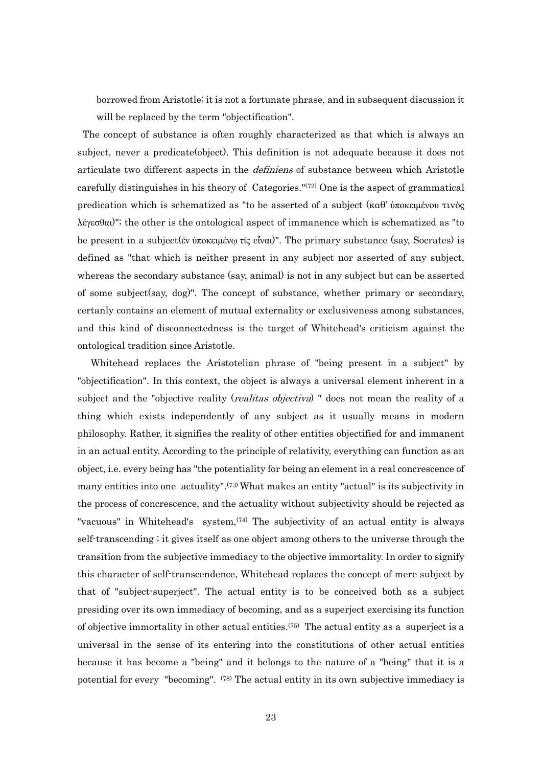borrowed from Aristotle; it is not a fortunate phrase, and in subsequent discussion it will be replaced by the term "objectification".

The concept of substance is often roughly characterized as that which is always an subject, never a predicate(object). This definition is not adequate because it does not articulate two different aspects in the *definiens* of substance between which Aristotle carefully distinguishes in his theory of Categories."(72) One is the aspect of grammatical predication which is schematized as "to be asserted of a subject (καθ' ὑποκειμένου τινὸς λέγεσθαι)"; the other is the ontological aspect of immanence which is schematized as "to be present in a subject(ἐν ὑποκειμένῳ τίς εἶναι)". The primary substance (say, Socrates) is defined as "that which is neither present in any subject nor asserted of any subject, whereas the secondary substance (say, animal) is not in any subject but can be asserted of some subject(say, dog)". The concept of substance, whether primary or secondary, certanly contains an element of mutual externality or exclusiveness among substances, and this kind of disconnectedness is the target of Whitehead's criticism against the ontological tradition since Aristotle.

Whitehead replaces the Aristotelian phrase of "being present in a subject" by "objectification". In this context, the object is always a universal element inherent in a subject and the "objective reality (*realitas objectiva*) " does not mean the reality of a thing which exists independently of any subject as it usually means in modern philosophy. Rather, it signifies the reality of other entities objectified for and immanent in an actual entity. According to the principle of relativity, everything can function as an object, i.e. every being has "the potentiality for being an element in a real concrescence of many entities into one actuality".(73) What makes an entity "actual" is its subjectivity in the process of concrescence, and the actuality without subjectivity should be rejected as "vacuous" in Whitehead's system,(74) The subjectivity of an actual entity is always self-transcending ; it gives itself as one object among others to the universe through the transition from the subjective immediacy to the objective immortality. In order to signify this character of self-transcendence, Whitehead replaces the concept of mere subject by that of "subject-superject". The actual entity is to be conceived both as a subject presiding over its own immediacy of becoming, and as a superject exercising its function of objective immortality in other actual entities.(75) The actual entity as a superject is a universal in the sense of its entering into the constitutions of other actual entities because it has become a "being" and it belongs to the nature of a "being" that it is a potential for every "becoming". (78) The actual entity in its own subjective immediacy is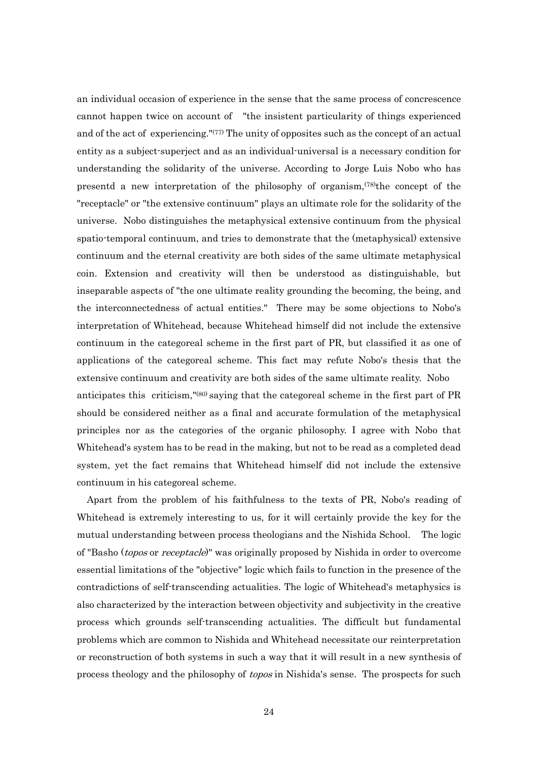an individual occasion of experience in the sense that the same process of concrescence cannot happen twice on account of "the insistent particularity of things experienced and of the act of experiencing."[(77)] The unity of opposites such as the concept of an actual entity as a subject-superject and as an individual-universal is a necessary condition for understanding the solidarity of the universe. According to Jorge Luis Nobo who has presentd a new interpretation of the philosophy of organism,[(78)] the concept of the "receptacle" or "the extensive continuum" plays an ultimate role for the solidarity of the universe. Nobo distinguishes the metaphysical extensive continuum from the physical spatio-temporal continuum, and tries to demonstrate that the (metaphysical) extensive continuum and the eternal creativity are both sides of the same ultimate metaphysical coin. Extension and creativity will then be understood as distinguishable, but inseparable aspects of "the one ultimate reality grounding the becoming, the being, and the interconnectedness of actual entities." There may be some objections to Nobo's interpretation of Whitehead, because Whitehead himself did not include the extensive continuum in the categoreal scheme in the first part of PR, but classified it as one of applications of the categoreal scheme. This fact may refute Nobo's thesis that the extensive continuum and creativity are both sides of the same ultimate reality. Nobo anticipates this criticism,"[(80)] saying that the categoreal scheme in the first part of PR should be considered neither as a final and accurate formulation of the metaphysical principles nor as the categories of the organic philosophy. I agree with Nobo that Whitehead's system has to be read in the making, but not to be read as a completed dead system, yet the fact remains that Whitehead himself did not include the extensive continuum in his categoreal scheme.

Apart from the problem of his faithfulness to the texts of PR, Nobo's reading of Whitehead is extremely interesting to us, for it will certainly provide the key for the mutual understanding between process theologians and the Nishida School. The logic of "Basho (*topos* or *receptacle*)" was originally proposed by Nishida in order to overcome essential limitations of the "objective" logic which fails to function in the presence of the contradictions of self-transcending actualities. The logic of Whitehead's metaphysics is also characterized by the interaction between objectivity and subjectivity in the creative process which grounds self-transcending actualities. The difficult but fundamental problems which are common to Nishida and Whitehead necessitate our reinterpretation or reconstruction of both systems in such a way that it will result in a new synthesis of process theology and the philosophy of *topos* in Nishida's sense. The prospects for such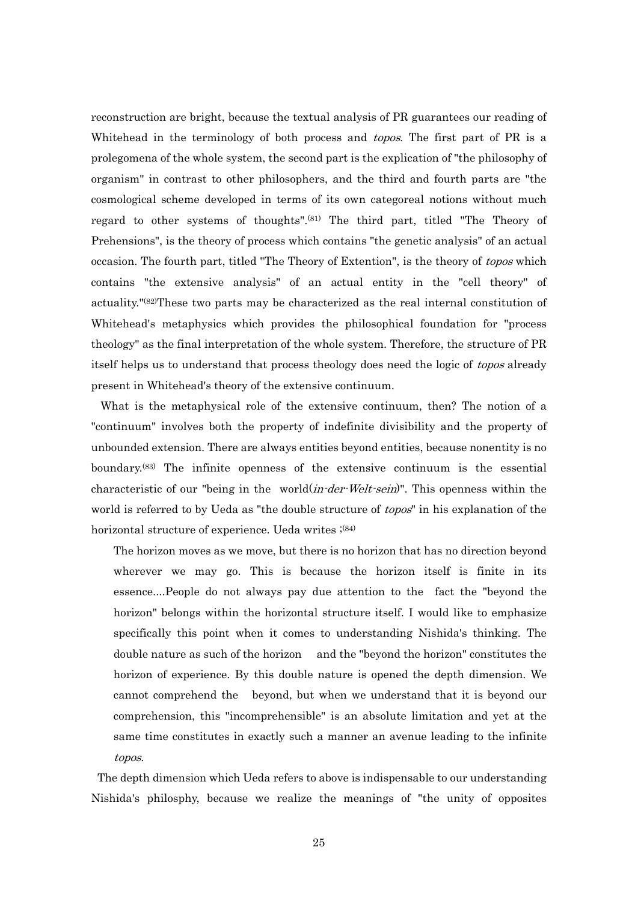reconstruction are bright, because the textual analysis of PR guarantees our reading of Whitehead in the terminology of both process and *topos*. The first part of PR is a prolegomena of the whole system, the second part is the explication of "the philosophy of organism" in contrast to other philosophers, and the third and fourth parts are "the cosmological scheme developed in terms of its own categoreal notions without much regard to other systems of thoughts".[81] The third part, titled "The Theory of Prehensions", is the theory of process which contains "the genetic analysis" of an actual occasion. The fourth part, titled "The Theory of Extention", is the theory of *topos* which contains "the extensive analysis" of an actual entity in the "cell theory" of actuality."[82]These two parts may be characterized as the real internal constitution of Whitehead's metaphysics which provides the philosophical foundation for "process theology" as the final interpretation of the whole system. Therefore, the structure of PR itself helps us to understand that process theology does need the logic of *topos* already present in Whitehead's theory of the extensive continuum.

What is the metaphysical role of the extensive continuum, then? The notion of a "continuum" involves both the property of indefinite divisibility and the property of unbounded extension. There are always entities beyond entities, because nonentity is no boundary.[83] The infinite openness of the extensive continuum is the essential characteristic of our "being in the world(*in-der-Welt-sein*)". This openness within the world is referred to by Ueda as "the double structure of *topos*" in his explanation of the horizontal structure of experience. Ueda writes ;[84]

> The horizon moves as we move, but there is no horizon that has no direction beyond wherever we may go. This is because the horizon itself is finite in its essence....People do not always pay due attention to the fact the "beyond the horizon" belongs within the horizontal structure itself. I would like to emphasize specifically this point when it comes to understanding Nishida's thinking. The double nature as such of the horizon and the "beyond the horizon" constitutes the horizon of experience. By this double nature is opened the depth dimension. We cannot comprehend the beyond, but when we understand that it is beyond our comprehension, this "incomprehensible" is an absolute limitation and yet at the same time constitutes in exactly such a manner an avenue leading to the infinite *topos*.

The depth dimension which Ueda refers to above is indispensable to our understanding Nishida's philosphy, because we realize the meanings of "the unity of opposites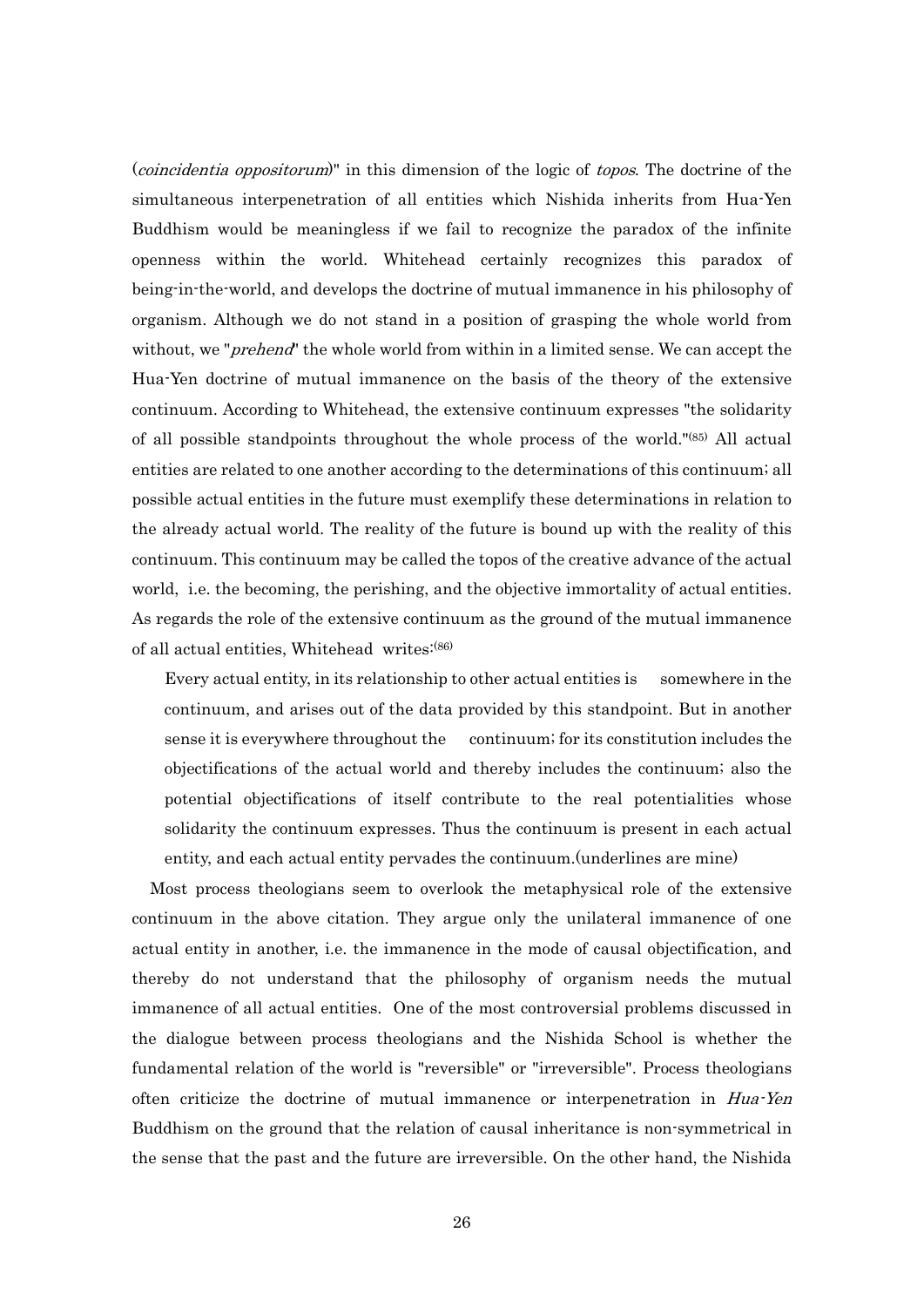(*coincidentia oppositorum*)" in this dimension of the logic of *topos*. The doctrine of the simultaneous interpenetration of all entities which Nishida inherits from Hua-Yen Buddhism would be meaningless if we fail to recognize the paradox of the infinite openness within the world. Whitehead certainly recognizes this paradox of being-in-the-world, and develops the doctrine of mutual immanence in his philosophy of organism. Although we do not stand in a position of grasping the whole world from without, we "*prehend*" the whole world from within in a limited sense. We can accept the Hua-Yen doctrine of mutual immanence on the basis of the theory of the extensive continuum. According to Whitehead, the extensive continuum expresses "the solidarity of all possible standpoints throughout the whole process of the world."[(85)] All actual entities are related to one another according to the determinations of this continuum; all possible actual entities in the future must exemplify these determinations in relation to the already actual world. The reality of the future is bound up with the reality of this continuum. This continuum may be called the topos of the creative advance of the actual world, i.e. the becoming, the perishing, and the objective immortality of actual entities. As regards the role of the extensive continuum as the ground of the mutual immanence of all actual entities, Whitehead writes:[(86)]

> Every actual entity, in its relationship to other actual entities is somewhere in the continuum, and arises out of the data provided by this standpoint. But in another sense it is everywhere throughout the continuum; for its constitution includes the objectifications of the actual world and thereby includes the continuum; also the potential objectifications of itself contribute to the real potentialities whose solidarity the continuum expresses. Thus the continuum is present in each actual entity, and each actual entity pervades the continuum.(underlines are mine)

Most process theologians seem to overlook the metaphysical role of the extensive continuum in the above citation. They argue only the unilateral immanence of one actual entity in another, i.e. the immanence in the mode of causal objectification, and thereby do not understand that the philosophy of organism needs the mutual immanence of all actual entities. One of the most controversial problems discussed in the dialogue between process theologians and the Nishida School is whether the fundamental relation of the world is "reversible" or "irreversible". Process theologians often criticize the doctrine of mutual immanence or interpenetration in *Hua-Yen* Buddhism on the ground that the relation of causal inheritance is non-symmetrical in the sense that the past and the future are irreversible. On the other hand, the Nishida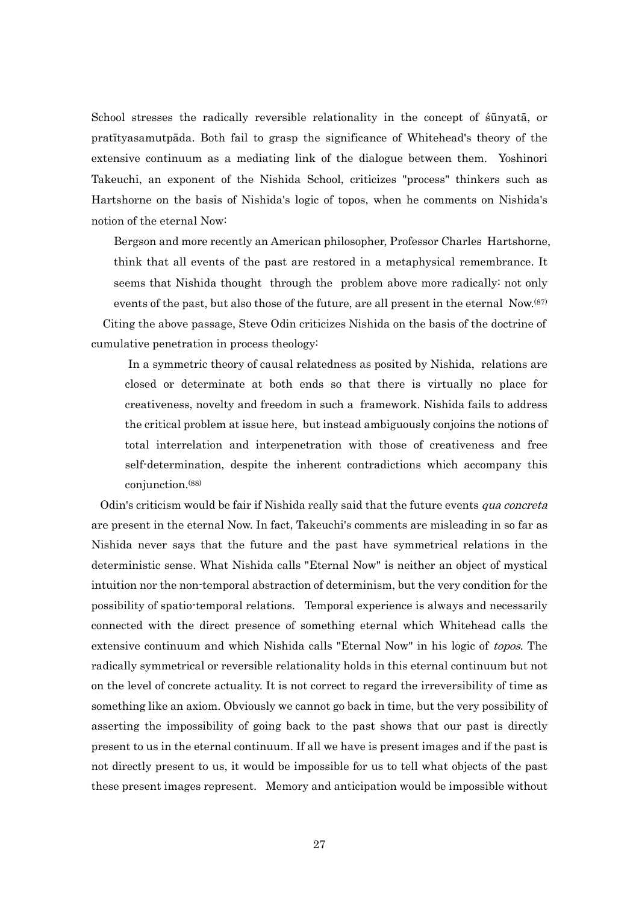School stresses the radically reversible relationality in the concept of śūnyatā, or pratītyasamutpāda. Both fail to grasp the significance of Whitehead's theory of the extensive continuum as a mediating link of the dialogue between them. Yoshinori Takeuchi, an exponent of the Nishida School, criticizes "process" thinkers such as Hartshorne on the basis of Nishida's logic of topos, when he comments on Nishida's notion of the eternal Now:

> Bergson and more recently an American philosopher, Professor Charles Hartshorne, think that all events of the past are restored in a metaphysical remembrance. It seems that Nishida thought through the problem above more radically: not only events of the past, but also those of the future, are all present in the eternal Now.[87]

Citing the above passage, Steve Odin criticizes Nishida on the basis of the doctrine of cumulative penetration in process theology:

> In a symmetric theory of causal relatedness as posited by Nishida, relations are closed or determinate at both ends so that there is virtually no place for creativeness, novelty and freedom in such a framework. Nishida fails to address the critical problem at issue here, but instead ambiguously conjoins the notions of total interrelation and interpenetration with those of creativeness and free self-determination, despite the inherent contradictions which accompany this conjunction.[88]

Odin's criticism would be fair if Nishida really said that the future events *qua concreta* are present in the eternal Now. In fact, Takeuchi's comments are misleading in so far as Nishida never says that the future and the past have symmetrical relations in the deterministic sense. What Nishida calls "Eternal Now" is neither an object of mystical intuition nor the non-temporal abstraction of determinism, but the very condition for the possibility of spatio-temporal relations. Temporal experience is always and necessarily connected with the direct presence of something eternal which Whitehead calls the extensive continuum and which Nishida calls "Eternal Now" in his logic of *topos*. The radically symmetrical or reversible relationality holds in this eternal continuum but not on the level of concrete actuality. It is not correct to regard the irreversibility of time as something like an axiom. Obviously we cannot go back in time, but the very possibility of asserting the impossibility of going back to the past shows that our past is directly present to us in the eternal continuum. If all we have is present images and if the past is not directly present to us, it would be impossible for us to tell what objects of the past these present images represent. Memory and anticipation would be impossible without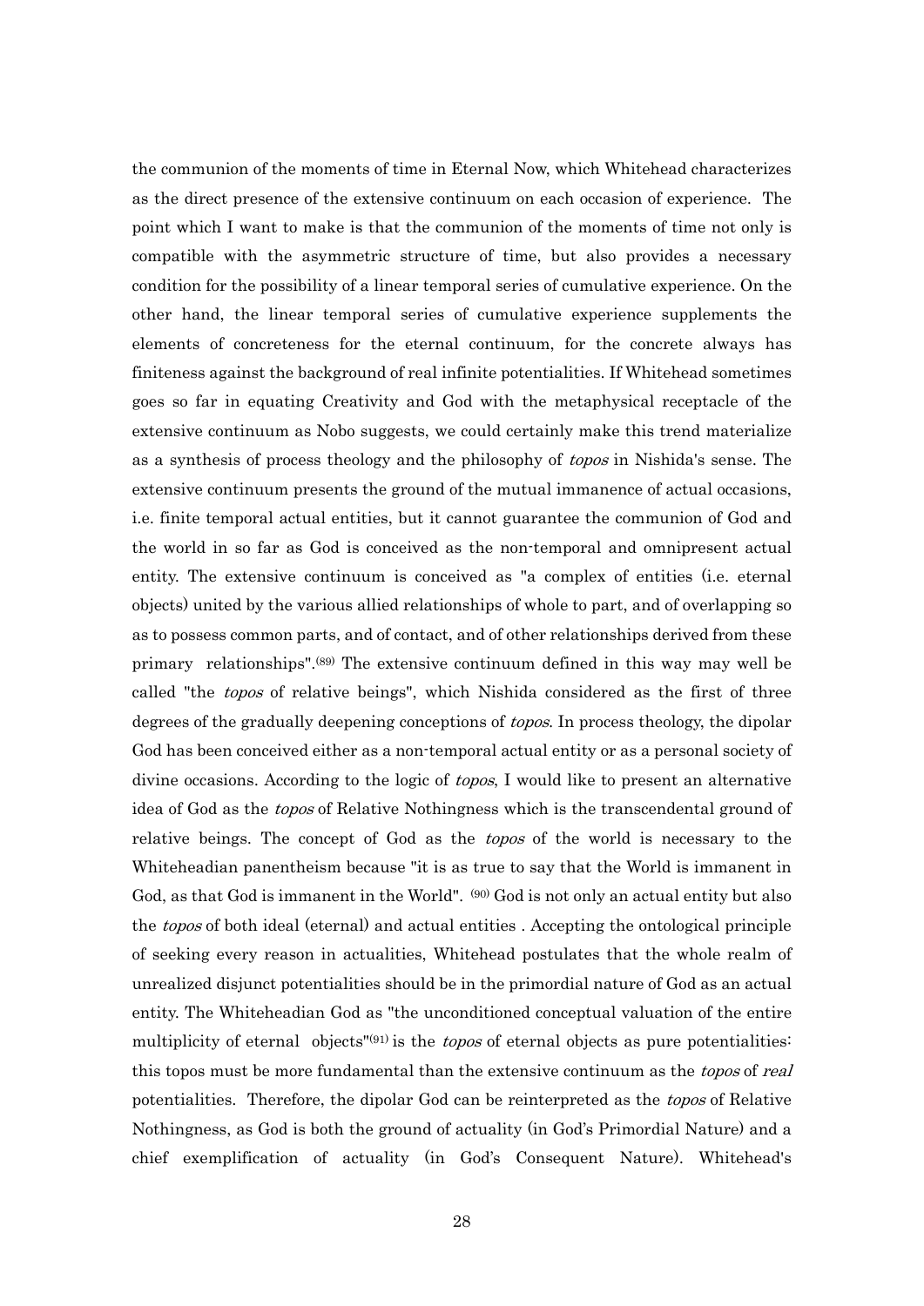the communion of the moments of time in Eternal Now, which Whitehead characterizes as the direct presence of the extensive continuum on each occasion of experience. The point which I want to make is that the communion of the moments of time not only is compatible with the asymmetric structure of time, but also provides a necessary condition for the possibility of a linear temporal series of cumulative experience. On the other hand, the linear temporal series of cumulative experience supplements the elements of concreteness for the eternal continuum, for the concrete always has finiteness against the background of real infinite potentialities. If Whitehead sometimes goes so far in equating Creativity and God with the metaphysical receptacle of the extensive continuum as Nobo suggests, we could certainly make this trend materialize as a synthesis of process theology and the philosophy of *topos* in Nishida's sense. The extensive continuum presents the ground of the mutual immanence of actual occasions, i.e. finite temporal actual entities, but it cannot guarantee the communion of God and the world in so far as God is conceived as the non-temporal and omnipresent actual entity. The extensive continuum is conceived as "a complex of entities (i.e. eternal objects) united by the various allied relationships of whole to part, and of overlapping so as to possess common parts, and of contact, and of other relationships derived from these primary relationships".(89) The extensive continuum defined in this way may well be called "the *topos* of relative beings", which Nishida considered as the first of three degrees of the gradually deepening conceptions of *topos*. In process theology, the dipolar God has been conceived either as a non-temporal actual entity or as a personal society of divine occasions. According to the logic of *topos*, I would like to present an alternative idea of God as the *topos* of Relative Nothingness which is the transcendental ground of relative beings. The concept of God as the *topos* of the world is necessary to the Whiteheadian panentheism because "it is as true to say that the World is immanent in God, as that God is immanent in the World". (90) God is not only an actual entity but also the *topos* of both ideal (eternal) and actual entities . Accepting the ontological principle of seeking every reason in actualities, Whitehead postulates that the whole realm of unrealized disjunct potentialities should be in the primordial nature of God as an actual entity. The Whiteheadian God as "the unconditioned conceptual valuation of the entire multiplicity of eternal objects"(91) is the *topos* of eternal objects as pure potentialities: this topos must be more fundamental than the extensive continuum as the *topos* of *real* potentialities. Therefore, the dipolar God can be reinterpreted as the *topos* of Relative Nothingness, as God is both the ground of actuality (in God's Primordial Nature) and a chief exemplification of actuality (in God's Consequent Nature). Whitehead's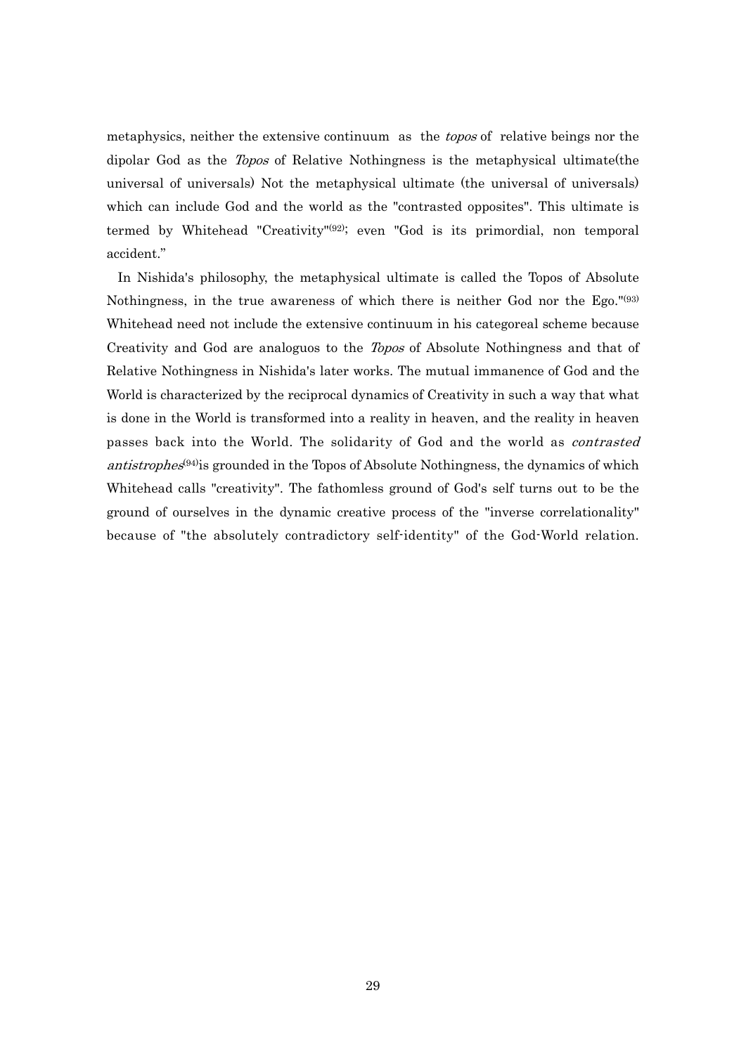metaphysics, neither the extensive continuum as the *topos* of relative beings nor the dipolar God as the *Topos* of Relative Nothingness is the metaphysical ultimate(the universal of universals) Not the metaphysical ultimate (the universal of universals) which can include God and the world as the "contrasted opposites". This ultimate is termed by Whitehead "Creativity"(92); even "God is its primordial, non temporal accident."

In Nishida's philosophy, the metaphysical ultimate is called the Topos of Absolute Nothingness, in the true awareness of which there is neither God nor the Ego."(93) Whitehead need not include the extensive continuum in his categoreal scheme because Creativity and God are analoguos to the *Topos* of Absolute Nothingness and that of Relative Nothingness in Nishida's later works. The mutual immanence of God and the World is characterized by the reciprocal dynamics of Creativity in such a way that what is done in the World is transformed into a reality in heaven, and the reality in heaven passes back into the World. The solidarity of God and the world as *contrasted antistrophes*(94)is grounded in the Topos of Absolute Nothingness, the dynamics of which Whitehead calls "creativity". The fathomless ground of God's self turns out to be the ground of ourselves in the dynamic creative process of the "inverse correlationality" because of "the absolutely contradictory self-identity" of the God-World relation.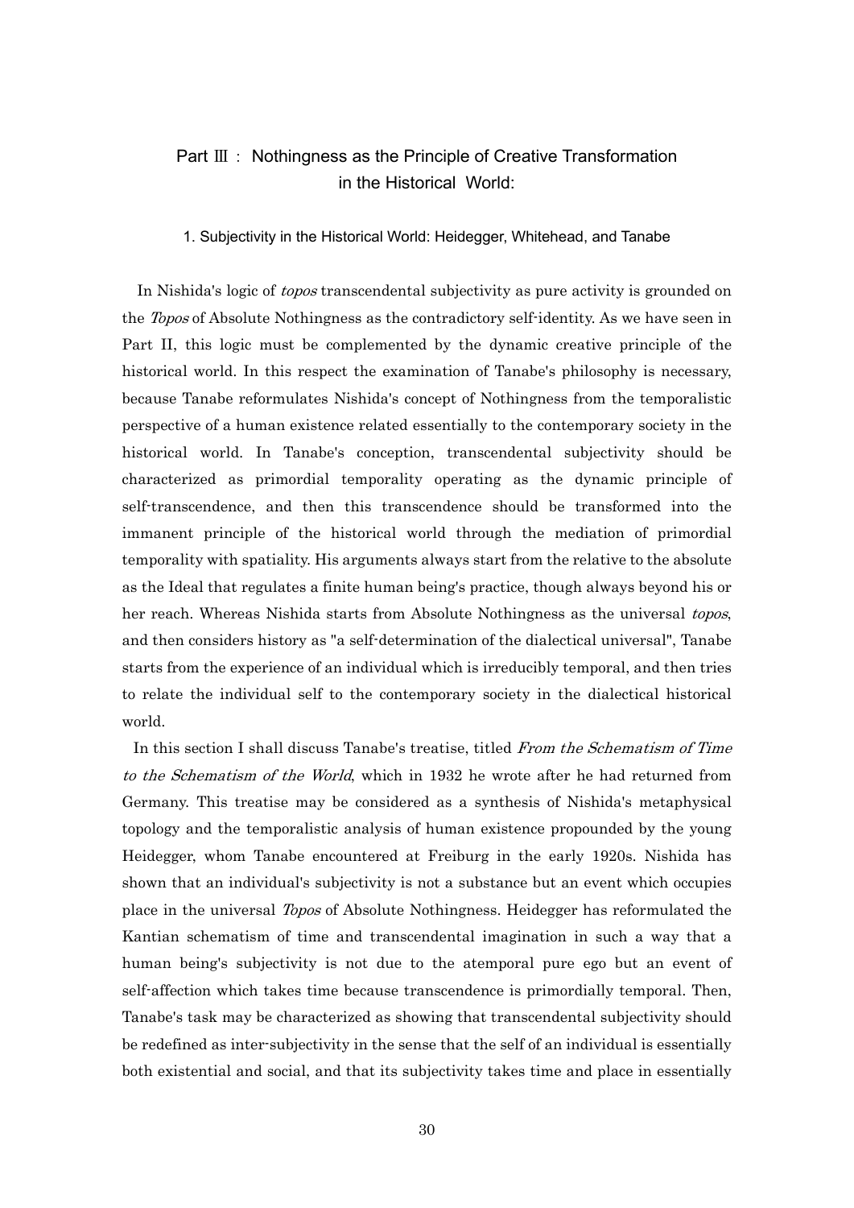## Part Ⅲ：Nothingness as the Principle of Creative Transformation in the Historical World:

### 1. Subjectivity in the Historical World: Heidegger, Whitehead, and Tanabe

In Nishida's logic of *topos* transcendental subjectivity as pure activity is grounded on the *Topos* of Absolute Nothingness as the contradictory self-identity. As we have seen in Part II, this logic must be complemented by the dynamic creative principle of the historical world. In this respect the examination of Tanabe's philosophy is necessary, because Tanabe reformulates Nishida's concept of Nothingness from the temporalistic perspective of a human existence related essentially to the contemporary society in the historical world. In Tanabe's conception, transcendental subjectivity should be characterized as primordial temporality operating as the dynamic principle of self-transcendence, and then this transcendence should be transformed into the immanent principle of the historical world through the mediation of primordial temporality with spatiality. His arguments always start from the relative to the absolute as the Ideal that regulates a finite human being's practice, though always beyond his or her reach. Whereas Nishida starts from Absolute Nothingness as the universal *topos*, and then considers history as "a self-determination of the dialectical universal", Tanabe starts from the experience of an individual which is irreducibly temporal, and then tries to relate the individual self to the contemporary society in the dialectical historical world.

In this section I shall discuss Tanabe's treatise, titled *From the Schematism of Time to the Schematism of the World*, which in 1932 he wrote after he had returned from Germany. This treatise may be considered as a synthesis of Nishida's metaphysical topology and the temporalistic analysis of human existence propounded by the young Heidegger, whom Tanabe encountered at Freiburg in the early 1920s. Nishida has shown that an individual's subjectivity is not a substance but an event which occupies place in the universal *Topos* of Absolute Nothingness. Heidegger has reformulated the Kantian schematism of time and transcendental imagination in such a way that a human being's subjectivity is not due to the atemporal pure ego but an event of self-affection which takes time because transcendence is primordially temporal. Then, Tanabe's task may be characterized as showing that transcendental subjectivity should be redefined as inter-subjectivity in the sense that the self of an individual is essentially both existential and social, and that its subjectivity takes time and place in essentially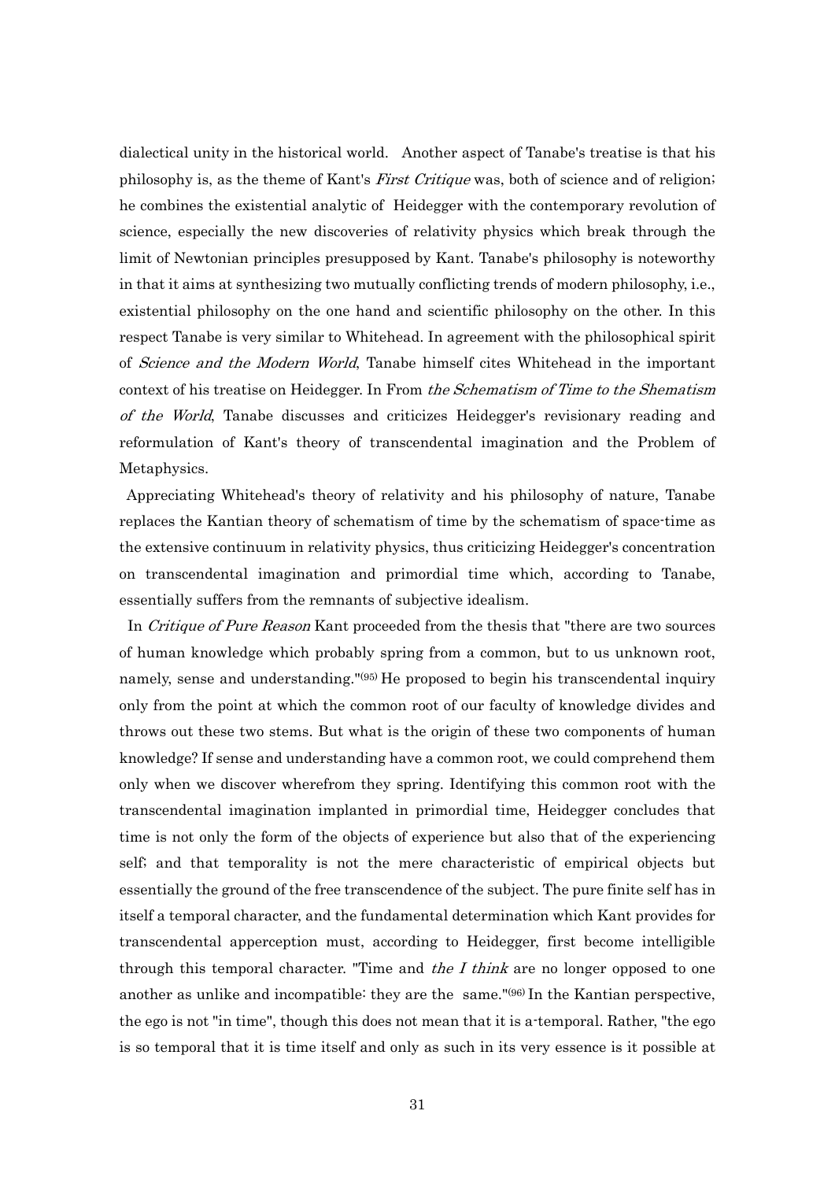dialectical unity in the historical world. Another aspect of Tanabe's treatise is that his philosophy is, as the theme of Kant's *First Critique* was, both of science and of religion; he combines the existential analytic of Heidegger with the contemporary revolution of science, especially the new discoveries of relativity physics which break through the limit of Newtonian principles presupposed by Kant. Tanabe's philosophy is noteworthy in that it aims at synthesizing two mutually conflicting trends of modern philosophy, i.e., existential philosophy on the one hand and scientific philosophy on the other. In this respect Tanabe is very similar to Whitehead. In agreement with the philosophical spirit of *Science and the Modern World*, Tanabe himself cites Whitehead in the important context of his treatise on Heidegger. In From *the Schematism of Time to the Shematism of the World*, Tanabe discusses and criticizes Heidegger's revisionary reading and reformulation of Kant's theory of transcendental imagination and the Problem of Metaphysics.

Appreciating Whitehead's theory of relativity and his philosophy of nature, Tanabe replaces the Kantian theory of schematism of time by the schematism of space-time as the extensive continuum in relativity physics, thus criticizing Heidegger's concentration on transcendental imagination and primordial time which, according to Tanabe, essentially suffers from the remnants of subjective idealism.

In *Critique of Pure Reason* Kant proceeded from the thesis that "there are two sources of human knowledge which probably spring from a common, but to us unknown root, namely, sense and understanding."(95) He proposed to begin his transcendental inquiry only from the point at which the common root of our faculty of knowledge divides and throws out these two stems. But what is the origin of these two components of human knowledge? If sense and understanding have a common root, we could comprehend them only when we discover wherefrom they spring. Identifying this common root with the transcendental imagination implanted in primordial time, Heidegger concludes that time is not only the form of the objects of experience but also that of the experiencing self; and that temporality is not the mere characteristic of empirical objects but essentially the ground of the free transcendence of the subject. The pure finite self has in itself a temporal character, and the fundamental determination which Kant provides for transcendental apperception must, according to Heidegger, first become intelligible through this temporal character. "Time and *the I think* are no longer opposed to one another as unlike and incompatible: they are the same."(96) In the Kantian perspective, the ego is not "in time", though this does not mean that it is a-temporal. Rather, "the ego is so temporal that it is time itself and only as such in its very essence is it possible at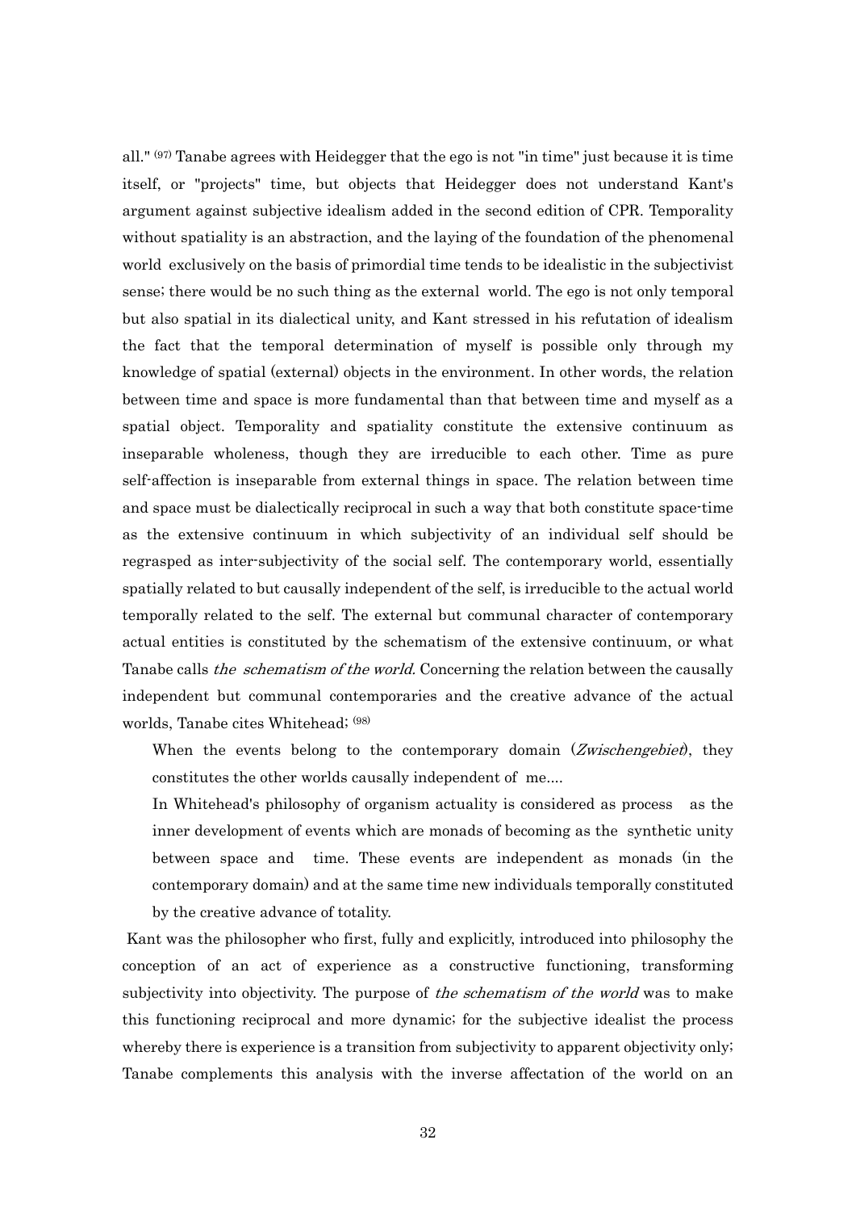all." [97] Tanabe agrees with Heidegger that the ego is not "in time" just because it is time itself, or "projects" time, but objects that Heidegger does not understand Kant's argument against subjective idealism added in the second edition of CPR. Temporality without spatiality is an abstraction, and the laying of the foundation of the phenomenal world exclusively on the basis of primordial time tends to be idealistic in the subjectivist sense; there would be no such thing as the external world. The ego is not only temporal but also spatial in its dialectical unity, and Kant stressed in his refutation of idealism the fact that the temporal determination of myself is possible only through my knowledge of spatial (external) objects in the environment. In other words, the relation between time and space is more fundamental than that between time and myself as a spatial object. Temporality and spatiality constitute the extensive continuum as inseparable wholeness, though they are irreducible to each other. Time as pure self-affection is inseparable from external things in space. The relation between time and space must be dialectically reciprocal in such a way that both constitute space-time as the extensive continuum in which subjectivity of an individual self should be regrasped as inter-subjectivity of the social self. The contemporary world, essentially spatially related to but causally independent of the self, is irreducible to the actual world temporally related to the self. The external but communal character of contemporary actual entities is constituted by the schematism of the extensive continuum, or what Tanabe calls *the schematism of the world.* Concerning the relation between the causally independent but communal contemporaries and the creative advance of the actual worlds, Tanabe cites Whitehead; [98]

> When the events belong to the contemporary domain (*Zwischengebiet*), they constitutes the other worlds causally independent of me....
>
> In Whitehead's philosophy of organism actuality is considered as process as the inner development of events which are monads of becoming as the synthetic unity between space and time. These events are independent as monads (in the contemporary domain) and at the same time new individuals temporally constituted by the creative advance of totality.

Kant was the philosopher who first, fully and explicitly, introduced into philosophy the conception of an act of experience as a constructive functioning, transforming subjectivity into objectivity. The purpose of *the schematism of the world* was to make this functioning reciprocal and more dynamic; for the subjective idealist the process whereby there is experience is a transition from subjectivity to apparent objectivity only; Tanabe complements this analysis with the inverse affectation of the world on an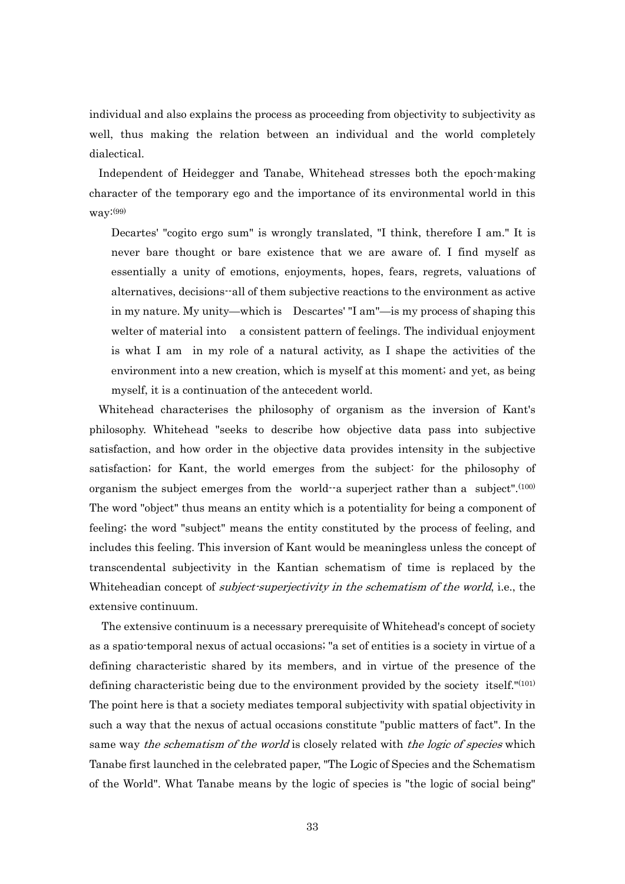individual and also explains the process as proceeding from objectivity to subjectivity as well, thus making the relation between an individual and the world completely dialectical.

Independent of Heidegger and Tanabe, Whitehead stresses both the epoch-making character of the temporary ego and the importance of its environmental world in this way:[(99)]

> Decartes' "cogito ergo sum" is wrongly translated, "I think, therefore I am." It is never bare thought or bare existence that we are aware of. I find myself as essentially a unity of emotions, enjoyments, hopes, fears, regrets, valuations of alternatives, decisions--all of them subjective reactions to the environment as active in my nature. My unity—which is Descartes' "I am"—is my process of shaping this welter of material into a consistent pattern of feelings. The individual enjoyment is what I am in my role of a natural activity, as I shape the activities of the environment into a new creation, which is myself at this moment; and yet, as being myself, it is a continuation of the antecedent world.

Whitehead characterises the philosophy of organism as the inversion of Kant's philosophy. Whitehead "seeks to describe how objective data pass into subjective satisfaction, and how order in the objective data provides intensity in the subjective satisfaction; for Kant, the world emerges from the subject; for the philosophy of organism the subject emerges from the world--a superject rather than a subject".[(100)] The word "object" thus means an entity which is a potentiality for being a component of feeling; the word "subject" means the entity constituted by the process of feeling, and includes this feeling. This inversion of Kant would be meaningless unless the concept of transcendental subjectivity in the Kantian schematism of time is replaced by the Whiteheadian concept of *subject-superjectivity in the schematism of the world*, i.e., the extensive continuum.

The extensive continuum is a necessary prerequisite of Whitehead's concept of society as a spatio-temporal nexus of actual occasions; "a set of entities is a society in virtue of a defining characteristic shared by its members, and in virtue of the presence of the defining characteristic being due to the environment provided by the society itself."[(101)] The point here is that a society mediates temporal subjectivity with spatial objectivity in such a way that the nexus of actual occasions constitute "public matters of fact". In the same way *the schematism of the world* is closely related with *the logic of species* which Tanabe first launched in the celebrated paper, "The Logic of Species and the Schematism of the World". What Tanabe means by the logic of species is "the logic of social being"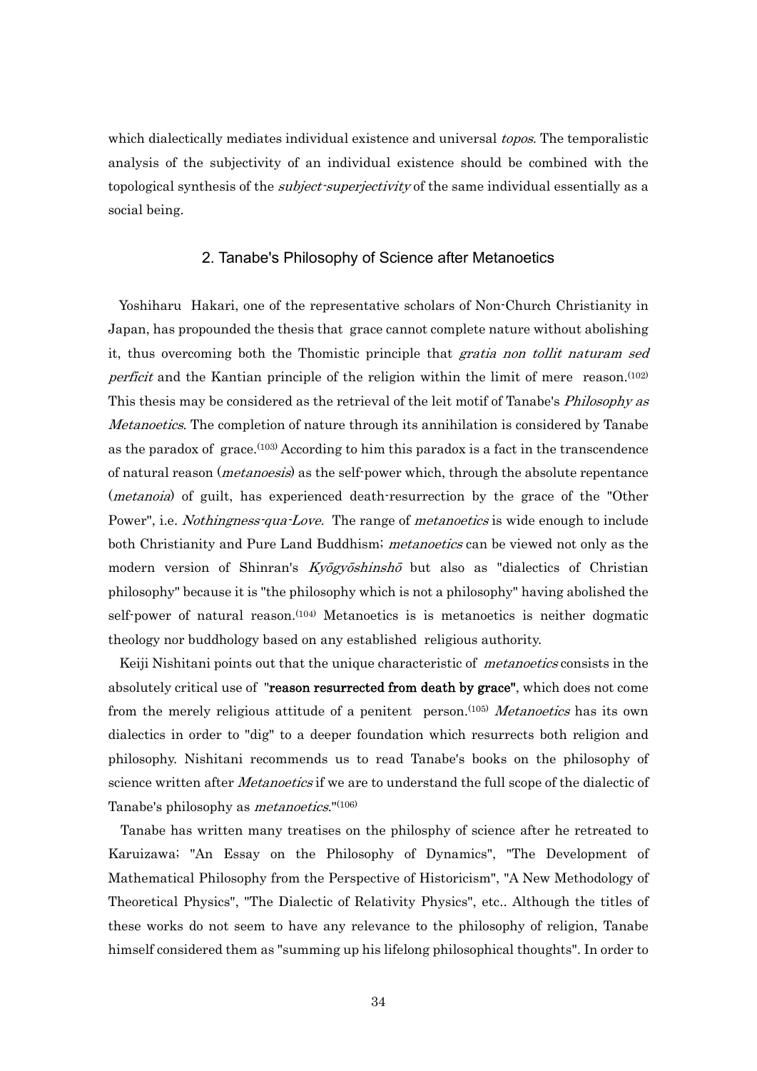which dialectically mediates individual existence and universal *topos*. The temporalistic analysis of the subjectivity of an individual existence should be combined with the topological synthesis of the *subject-superjectivity* of the same individual essentially as a social being.

## 2. Tanabe's Philosophy of Science after Metanoetics

Yoshiharu Hakari, one of the representative scholars of Non-Church Christianity in Japan, has propounded the thesis that grace cannot complete nature without abolishing it, thus overcoming both the Thomistic principle that *gratia non tollit naturam sed perficit* and the Kantian principle of the religion within the limit of mere reason.(102) This thesis may be considered as the retrieval of the leit motif of Tanabe's *Philosophy as Metanoetics*. The completion of nature through its annihilation is considered by Tanabe as the paradox of grace.(103) According to him this paradox is a fact in the transcendence of natural reason (*metanoesis*) as the self-power which, through the absolute repentance (*metanoia*) of guilt, has experienced death-resurrection by the grace of the "Other Power", i.e. *Nothingness-qua-Love.* The range of *metanoetics* is wide enough to include both Christianity and Pure Land Buddhism; *metanoetics* can be viewed not only as the modern version of Shinran's *Kyōgyōshinshō* but also as "dialectics of Christian philosophy" because it is "the philosophy which is not a philosophy" having abolished the self-power of natural reason.(104) Metanoetics is is metanoetics is neither dogmatic theology nor buddhology based on any established religious authority.

Keiji Nishitani points out that the unique characteristic of *metanoetics* consists in the absolutely critical use of "**reason resurrected from death by grace**", which does not come from the merely religious attitude of a penitent person.(105) *Metanoetics* has its own dialectics in order to "dig" to a deeper foundation which resurrects both religion and philosophy. Nishitani recommends us to read Tanabe's books on the philosophy of science written after *Metanoetics* if we are to understand the full scope of the dialectic of Tanabe's philosophy as *metanoetics*."(106)

Tanabe has written many treatises on the philosphy of science after he retreated to Karuizawa; "An Essay on the Philosophy of Dynamics", "The Development of Mathematical Philosophy from the Perspective of Historicism", "A New Methodology of Theoretical Physics", "The Dialectic of Relativity Physics", etc.. Although the titles of these works do not seem to have any relevance to the philosophy of religion, Tanabe himself considered them as "summing up his lifelong philosophical thoughts". In order to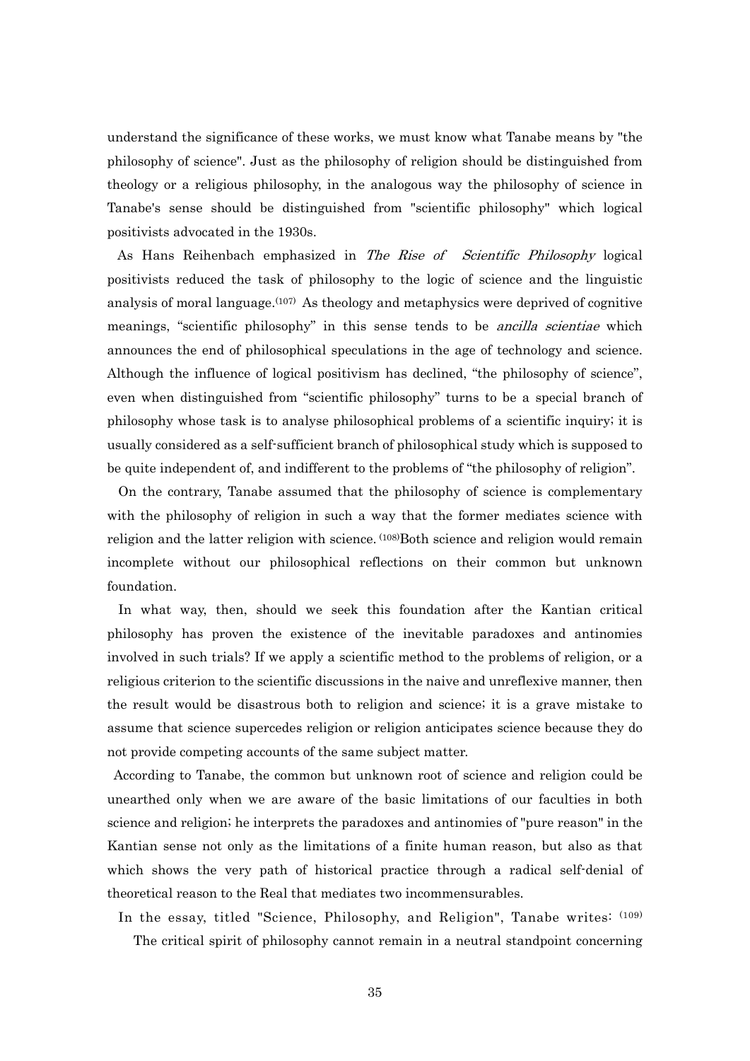understand the significance of these works, we must know what Tanabe means by "the philosophy of science". Just as the philosophy of religion should be distinguished from theology or a religious philosophy, in the analogous way the philosophy of science in Tanabe's sense should be distinguished from "scientific philosophy" which logical positivists advocated in the 1930s.

As Hans Reihenbach emphasized in *The Rise of Scientific Philosophy* logical positivists reduced the task of philosophy to the logic of science and the linguistic analysis of moral language.[107] As theology and metaphysics were deprived of cognitive meanings, "scientific philosophy" in this sense tends to be *ancilla scientiae* which announces the end of philosophical speculations in the age of technology and science. Although the influence of logical positivism has declined, "the philosophy of science", even when distinguished from "scientific philosophy" turns to be a special branch of philosophy whose task is to analyse philosophical problems of a scientific inquiry; it is usually considered as a self-sufficient branch of philosophical study which is supposed to be quite independent of, and indifferent to the problems of "the philosophy of religion".

On the contrary, Tanabe assumed that the philosophy of science is complementary with the philosophy of religion in such a way that the former mediates science with religion and the latter religion with science. [108]Both science and religion would remain incomplete without our philosophical reflections on their common but unknown foundation.

In what way, then, should we seek this foundation after the Kantian critical philosophy has proven the existence of the inevitable paradoxes and antinomies involved in such trials? If we apply a scientific method to the problems of religion, or a religious criterion to the scientific discussions in the naive and unreflexive manner, then the result would be disastrous both to religion and science; it is a grave mistake to assume that science supercedes religion or religion anticipates science because they do not provide competing accounts of the same subject matter.

According to Tanabe, the common but unknown root of science and religion could be unearthed only when we are aware of the basic limitations of our faculties in both science and religion; he interprets the paradoxes and antinomies of "pure reason" in the Kantian sense not only as the limitations of a finite human reason, but also as that which shows the very path of historical practice through a radical self-denial of theoretical reason to the Real that mediates two incommensurables.

In the essay, titled "Science, Philosophy, and Religion", Tanabe writes: [109]

The critical spirit of philosophy cannot remain in a neutral standpoint concerning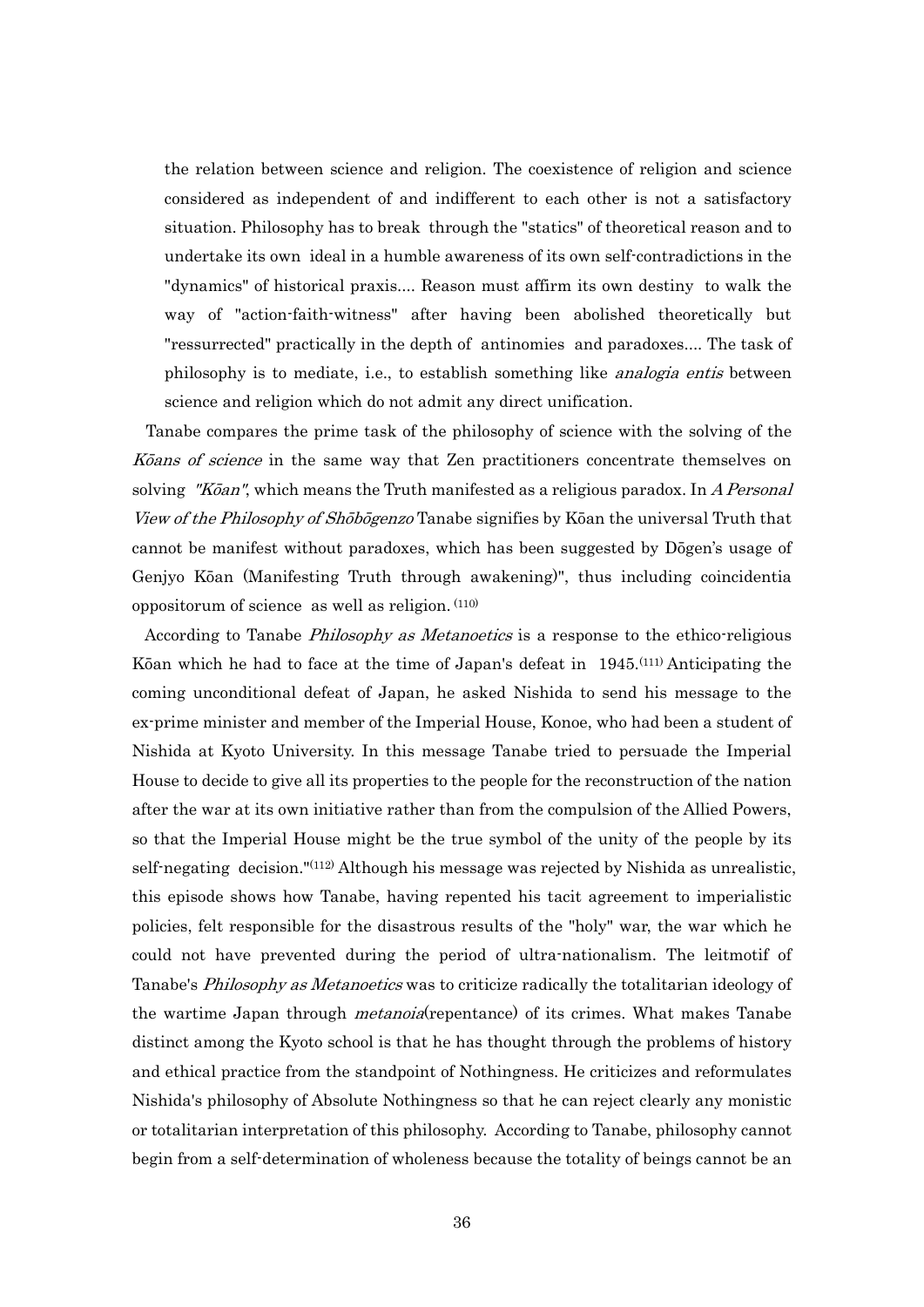> the relation between science and religion. The coexistence of religion and science considered as independent of and indifferent to each other is not a satisfactory situation. Philosophy has to break through the "statics" of theoretical reason and to undertake its own ideal in a humble awareness of its own self-contradictions in the "dynamics" of historical praxis.... Reason must affirm its own destiny to walk the way of "action-faith-witness" after having been abolished theoretically but "ressurrected" practically in the depth of antinomies and paradoxes.... The task of philosophy is to mediate, i.e., to establish something like *analogia entis* between science and religion which do not admit any direct unification.

Tanabe compares the prime task of the philosophy of science with the solving of the *Kōans of science* in the same way that Zen practitioners concentrate themselves on solving *"Kōan"*, which means the Truth manifested as a religious paradox. In *A Personal View of the Philosophy of Shōbōgenzo* Tanabe signifies by Kōan the universal Truth that cannot be manifest without paradoxes, which has been suggested by Dōgen's usage of Genjyo Kōan (Manifesting Truth through awakening)", thus including coincidentia oppositorum of science as well as religion. [110]

According to Tanabe *Philosophy as Metanoetics* is a response to the ethico-religious Kōan which he had to face at the time of Japan's defeat in 1945.[111] Anticipating the coming unconditional defeat of Japan, he asked Nishida to send his message to the ex-prime minister and member of the Imperial House, Konoe, who had been a student of Nishida at Kyoto University. In this message Tanabe tried to persuade the Imperial House to decide to give all its properties to the people for the reconstruction of the nation after the war at its own initiative rather than from the compulsion of the Allied Powers, so that the Imperial House might be the true symbol of the unity of the people by its self-negating decision."[112] Although his message was rejected by Nishida as unrealistic, this episode shows how Tanabe, having repented his tacit agreement to imperialistic policies, felt responsible for the disastrous results of the "holy" war, the war which he could not have prevented during the period of ultra-nationalism. The leitmotif of Tanabe's *Philosophy as Metanoetics* was to criticize radically the totalitarian ideology of the wartime Japan through *metanoia*(repentance) of its crimes. What makes Tanabe distinct among the Kyoto school is that he has thought through the problems of history and ethical practice from the standpoint of Nothingness. He criticizes and reformulates Nishida's philosophy of Absolute Nothingness so that he can reject clearly any monistic or totalitarian interpretation of this philosophy. According to Tanabe, philosophy cannot begin from a self-determination of wholeness because the totality of beings cannot be an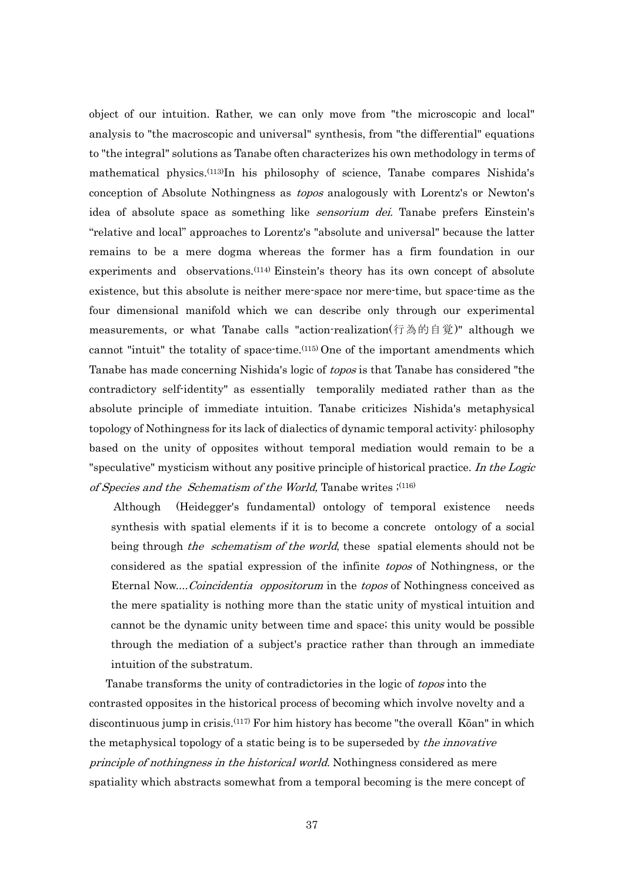object of our intuition. Rather, we can only move from "the microscopic and local" analysis to "the macroscopic and universal" synthesis, from "the differential" equations to "the integral" solutions as Tanabe often characterizes his own methodology in terms of mathematical physics.[113] In his philosophy of science, Tanabe compares Nishida's conception of Absolute Nothingness as *topos* analogously with Lorentz's or Newton's idea of absolute space as something like *sensorium dei.* Tanabe prefers Einstein's "relative and local" approaches to Lorentz's "absolute and universal" because the latter remains to be a mere dogma whereas the former has a firm foundation in our experiments and observations.[114] Einstein's theory has its own concept of absolute existence, but this absolute is neither mere-space nor mere-time, but space-time as the four dimensional manifold which we can describe only through our experimental measurements, or what Tanabe calls "action-realization(行為的自覚)" although we cannot "intuit" the totality of space-time.[115] One of the important amendments which Tanabe has made concerning Nishida's logic of *topos* is that Tanabe has considered "the contradictory self-identity" as essentially temporalily mediated rather than as the absolute principle of immediate intuition. Tanabe criticizes Nishida's metaphysical topology of Nothingness for its lack of dialectics of dynamic temporal activity: philosophy based on the unity of opposites without temporal mediation would remain to be a "speculative" mysticism without any positive principle of historical practice. *In the Logic of Species and the Schematism of the World,* Tanabe writes ;[116]

> Although (Heidegger's fundamental) ontology of temporal existence needs synthesis with spatial elements if it is to become a concrete ontology of a social being through *the schematism of the world*, these spatial elements should not be considered as the spatial expression of the infinite *topos* of Nothingness, or the Eternal Now....*Coincidentia oppositorum* in the *topos* of Nothingness conceived as the mere spatiality is nothing more than the static unity of mystical intuition and cannot be the dynamic unity between time and space; this unity would be possible through the mediation of a subject's practice rather than through an immediate intuition of the substratum.

Tanabe transforms the unity of contradictories in the logic of *topos* into the contrasted opposites in the historical process of becoming which involve novelty and a discontinuous jump in crisis.[117] For him history has become "the overall Kōan" in which the metaphysical topology of a static being is to be superseded by *the innovative principle of nothingness in the historical world.* Nothingness considered as mere spatiality which abstracts somewhat from a temporal becoming is the mere concept of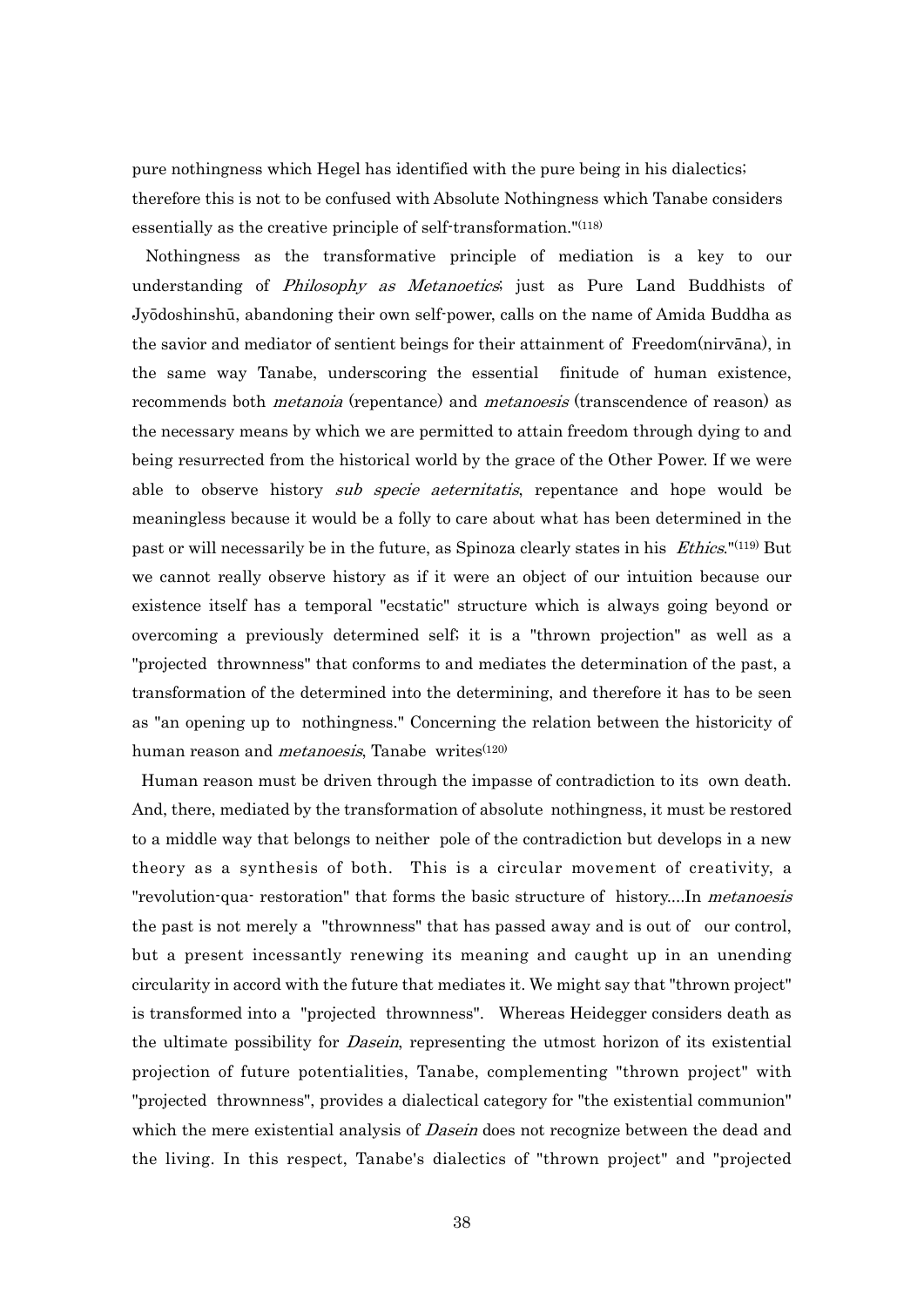pure nothingness which Hegel has identified with the pure being in his dialectics; therefore this is not to be confused with Absolute Nothingness which Tanabe considers essentially as the creative principle of self-transformation."[118]

Nothingness as the transformative principle of mediation is a key to our understanding of *Philosophy as Metanoetics*; just as Pure Land Buddhists of Jyōdoshinshū, abandoning their own self-power, calls on the name of Amida Buddha as the savior and mediator of sentient beings for their attainment of Freedom(nirvāna), in the same way Tanabe, underscoring the essential finitude of human existence, recommends both *metanoia* (repentance) and *metanoesis* (transcendence of reason) as the necessary means by which we are permitted to attain freedom through dying to and being resurrected from the historical world by the grace of the Other Power. If we were able to observe history *sub specie aeternitatis*, repentance and hope would be meaningless because it would be a folly to care about what has been determined in the past or will necessarily be in the future, as Spinoza clearly states in his *Ethics*."[119] But we cannot really observe history as if it were an object of our intuition because our existence itself has a temporal "ecstatic" structure which is always going beyond or overcoming a previously determined self; it is a "thrown projection" as well as a "projected thrownness" that conforms to and mediates the determination of the past, a transformation of the determined into the determining, and therefore it has to be seen as "an opening up to nothingness." Concerning the relation between the historicity of human reason and *metanoesis*, Tanabe writes[120]

Human reason must be driven through the impasse of contradiction to its own death. And, there, mediated by the transformation of absolute nothingness, it must be restored to a middle way that belongs to neither pole of the contradiction but develops in a new theory as a synthesis of both. This is a circular movement of creativity, a "revolution-qua- restoration" that forms the basic structure of history....In *metanoesis* the past is not merely a "thrownness" that has passed away and is out of our control, but a present incessantly renewing its meaning and caught up in an unending circularity in accord with the future that mediates it. We might say that "thrown project" is transformed into a "projected thrownness". Whereas Heidegger considers death as the ultimate possibility for *Dasein*, representing the utmost horizon of its existential projection of future potentialities, Tanabe, complementing "thrown project" with "projected thrownness", provides a dialectical category for "the existential communion" which the mere existential analysis of *Dasein* does not recognize between the dead and the living. In this respect, Tanabe's dialectics of "thrown project" and "projected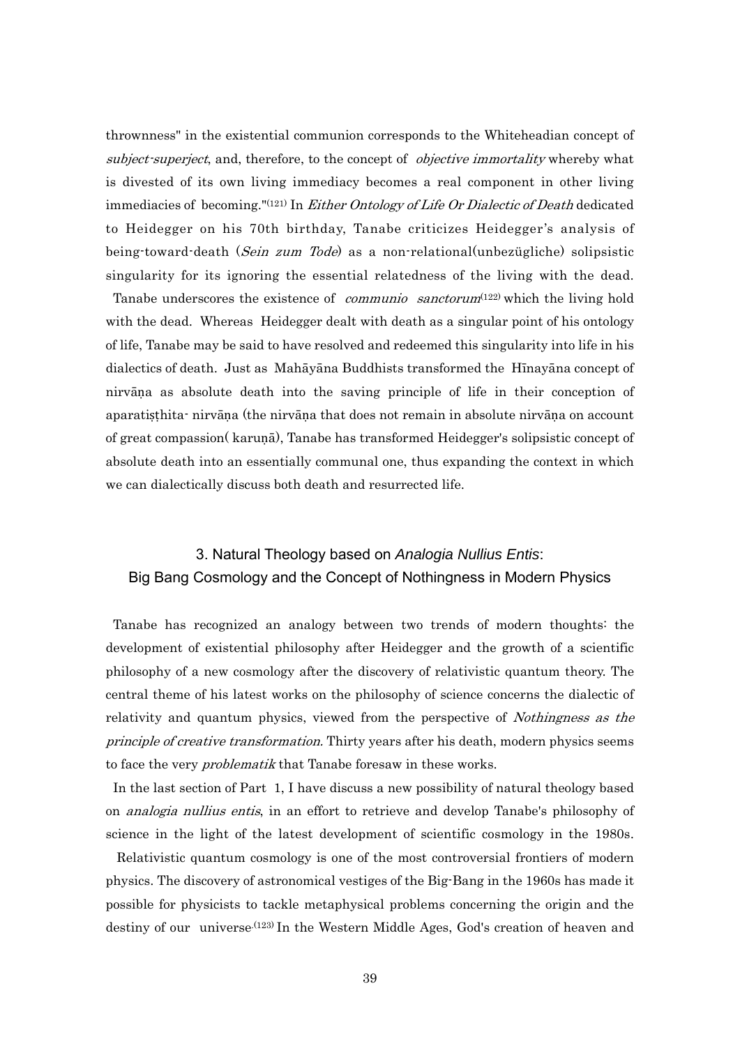thrownness" in the existential communion corresponds to the Whiteheadian concept of *subject-superject*, and, therefore, to the concept of *objective immortality* whereby what is divested of its own living immediacy becomes a real component in other living immediacies of becoming."[121] In *Either Ontology of Life Or Dialectic of Death* dedicated to Heidegger on his 70th birthday, Tanabe criticizes Heidegger's analysis of being-toward-death (*Sein zum Tode*) as a non-relational(unbezügliche) solipsistic singularity for its ignoring the essential relatedness of the living with the dead.

Tanabe underscores the existence of *communio sanctorum*[122] which the living hold with the dead. Whereas Heidegger dealt with death as a singular point of his ontology of life, Tanabe may be said to have resolved and redeemed this singularity into life in his dialectics of death. Just as Mahāyāna Buddhists transformed the Hīnayāna concept of nirvāṇa as absolute death into the saving principle of life in their conception of aparatiṣṭhita- nirvāṇa (the nirvāṇa that does not remain in absolute nirvāṇa on account of great compassion( karuṇā), Tanabe has transformed Heidegger's solipsistic concept of absolute death into an essentially communal one, thus expanding the context in which we can dialectically discuss both death and resurrected life.

## 3. Natural Theology based on *Analogia Nullius Entis*: Big Bang Cosmology and the Concept of Nothingness in Modern Physics

Tanabe has recognized an analogy between two trends of modern thoughts: the development of existential philosophy after Heidegger and the growth of a scientific philosophy of a new cosmology after the discovery of relativistic quantum theory. The central theme of his latest works on the philosophy of science concerns the dialectic of relativity and quantum physics, viewed from the perspective of *Nothingness as the principle of creative transformation.* Thirty years after his death, modern physics seems to face the very *problematik* that Tanabe foresaw in these works.

In the last section of Part 1, I have discuss a new possibility of natural theology based on *analogia nullius entis*, in an effort to retrieve and develop Tanabe's philosophy of science in the light of the latest development of scientific cosmology in the 1980s.

Relativistic quantum cosmology is one of the most controversial frontiers of modern physics. The discovery of astronomical vestiges of the Big-Bang in the 1960s has made it possible for physicists to tackle metaphysical problems concerning the origin and the destiny of our universe.[123] In the Western Middle Ages, God's creation of heaven and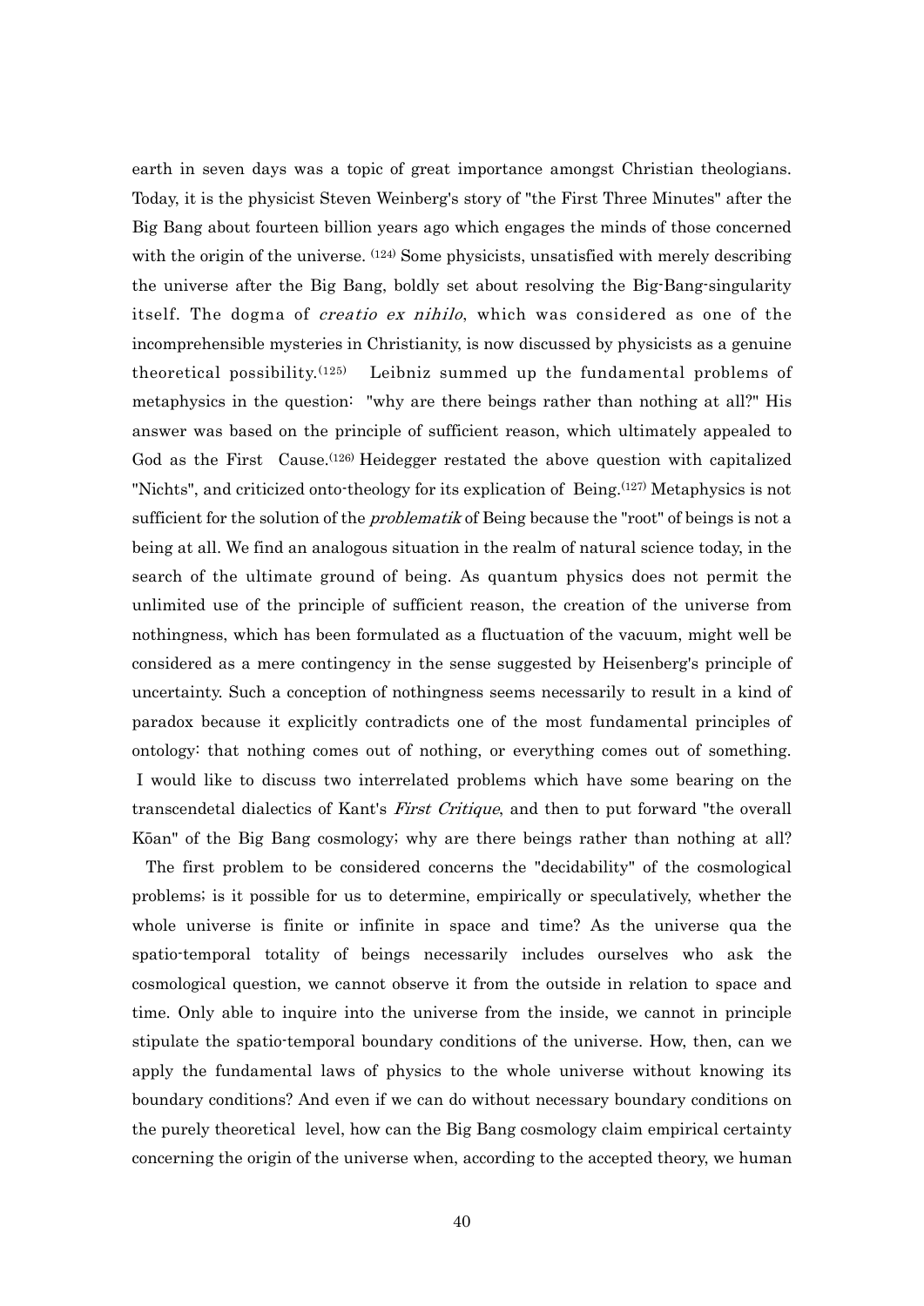earth in seven days was a topic of great importance amongst Christian theologians. Today, it is the physicist Steven Weinberg's story of "the First Three Minutes" after the Big Bang about fourteen billion years ago which engages the minds of those concerned with the origin of the universe. [124] Some physicists, unsatisfied with merely describing the universe after the Big Bang, boldly set about resolving the Big-Bang-singularity itself. The dogma of *creatio ex nihilo*, which was considered as one of the incomprehensible mysteries in Christianity, is now discussed by physicists as a genuine theoretical possibility.[125] Leibniz summed up the fundamental problems of metaphysics in the question: "why are there beings rather than nothing at all?" His answer was based on the principle of sufficient reason, which ultimately appealed to God as the First Cause.[126] Heidegger restated the above question with capitalized "Nichts", and criticized onto-theology for its explication of Being.[127] Metaphysics is not sufficient for the solution of the *problematik* of Being because the "root" of beings is not a being at all. We find an analogous situation in the realm of natural science today, in the search of the ultimate ground of being. As quantum physics does not permit the unlimited use of the principle of sufficient reason, the creation of the universe from nothingness, which has been formulated as a fluctuation of the vacuum, might well be considered as a mere contingency in the sense suggested by Heisenberg's principle of uncertainty. Such a conception of nothingness seems necessarily to result in a kind of paradox because it explicitly contradicts one of the most fundamental principles of ontology: that nothing comes out of nothing, or everything comes out of something. I would like to discuss two interrelated problems which have some bearing on the transcendetal dialectics of Kant's *First Critique*, and then to put forward "the overall Kōan" of the Big Bang cosmology; why are there beings rather than nothing at all?

The first problem to be considered concerns the "decidability" of the cosmological problems; is it possible for us to determine, empirically or speculatively, whether the whole universe is finite or infinite in space and time? As the universe qua the spatio-temporal totality of beings necessarily includes ourselves who ask the cosmological question, we cannot observe it from the outside in relation to space and time. Only able to inquire into the universe from the inside, we cannot in principle stipulate the spatio-temporal boundary conditions of the universe. How, then, can we apply the fundamental laws of physics to the whole universe without knowing its boundary conditions? And even if we can do without necessary boundary conditions on the purely theoretical level, how can the Big Bang cosmology claim empirical certainty concerning the origin of the universe when, according to the accepted theory, we human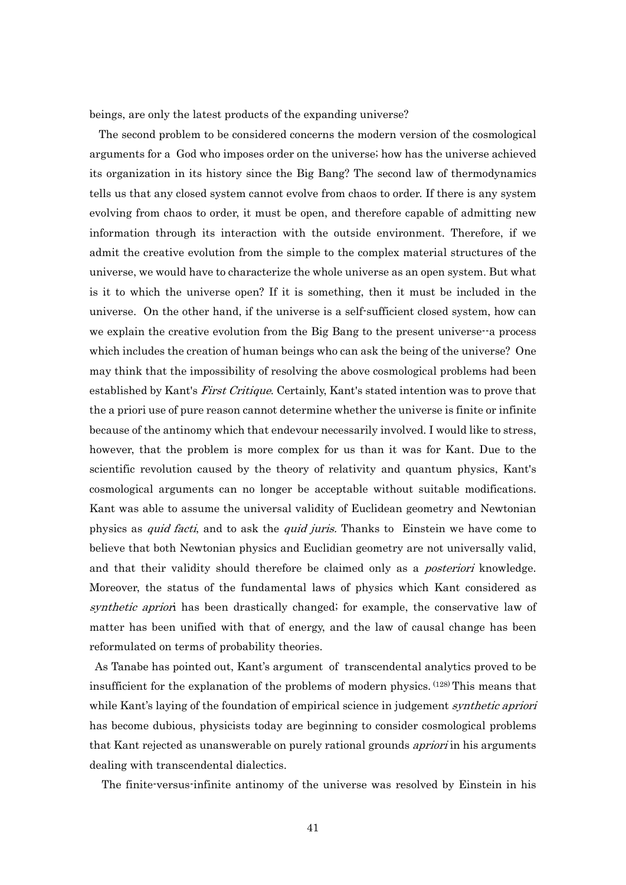beings, are only the latest products of the expanding universe?

The second problem to be considered concerns the modern version of the cosmological arguments for a God who imposes order on the universe; how has the universe achieved its organization in its history since the Big Bang? The second law of thermodynamics tells us that any closed system cannot evolve from chaos to order. If there is any system evolving from chaos to order, it must be open, and therefore capable of admitting new information through its interaction with the outside environment. Therefore, if we admit the creative evolution from the simple to the complex material structures of the universe, we would have to characterize the whole universe as an open system. But what is it to which the universe open? If it is something, then it must be included in the universe. On the other hand, if the universe is a self-sufficient closed system, how can we explain the creative evolution from the Big Bang to the present universe--a process which includes the creation of human beings who can ask the being of the universe? One may think that the impossibility of resolving the above cosmological problems had been established by Kant's *First Critique*. Certainly, Kant's stated intention was to prove that the a priori use of pure reason cannot determine whether the universe is finite or infinite because of the antinomy which that endevour necessarily involved. I would like to stress, however, that the problem is more complex for us than it was for Kant. Due to the scientific revolution caused by the theory of relativity and quantum physics, Kant's cosmological arguments can no longer be acceptable without suitable modifications. Kant was able to assume the universal validity of Euclidean geometry and Newtonian physics as *quid facti*, and to ask the *quid juris.* Thanks to Einstein we have come to believe that both Newtonian physics and Euclidian geometry are not universally valid, and that their validity should therefore be claimed only as a *posteriori* knowledge. Moreover, the status of the fundamental laws of physics which Kant considered as *synthetic aprior*i has been drastically changed; for example, the conservative law of matter has been unified with that of energy, and the law of causal change has been reformulated on terms of probability theories.

As Tanabe has pointed out, Kant's argument of transcendental analytics proved to be insufficient for the explanation of the problems of modern physics. [128] This means that while Kant's laying of the foundation of empirical science in judgement *synthetic apriori* has become dubious, physicists today are beginning to consider cosmological problems that Kant rejected as unanswerable on purely rational grounds *apriori* in his arguments dealing with transcendental dialectics.

The finite-versus-infinite antinomy of the universe was resolved by Einstein in his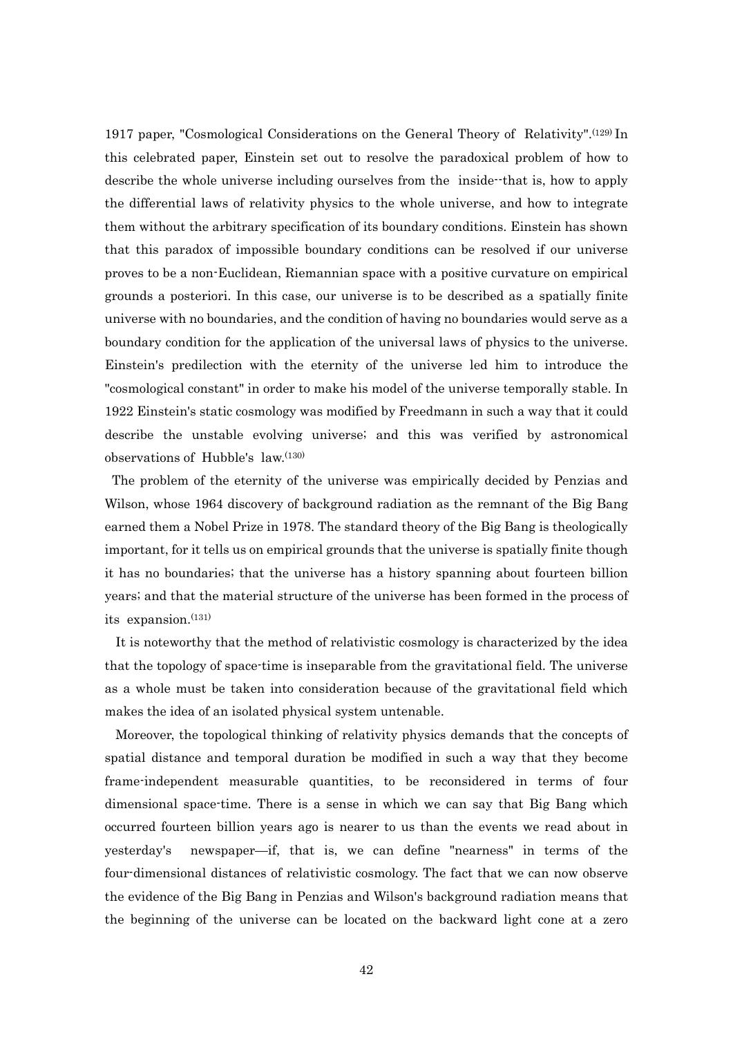1917 paper, "Cosmological Considerations on the General Theory of Relativity".[129] In this celebrated paper, Einstein set out to resolve the paradoxical problem of how to describe the whole universe including ourselves from the inside--that is, how to apply the differential laws of relativity physics to the whole universe, and how to integrate them without the arbitrary specification of its boundary conditions. Einstein has shown that this paradox of impossible boundary conditions can be resolved if our universe proves to be a non-Euclidean, Riemannian space with a positive curvature on empirical grounds a posteriori. In this case, our universe is to be described as a spatially finite universe with no boundaries, and the condition of having no boundaries would serve as a boundary condition for the application of the universal laws of physics to the universe. Einstein's predilection with the eternity of the universe led him to introduce the "cosmological constant" in order to make his model of the universe temporally stable. In 1922 Einstein's static cosmology was modified by Freedmann in such a way that it could describe the unstable evolving universe; and this was verified by astronomical observations of Hubble's law.[130]

The problem of the eternity of the universe was empirically decided by Penzias and Wilson, whose 1964 discovery of background radiation as the remnant of the Big Bang earned them a Nobel Prize in 1978. The standard theory of the Big Bang is theologically important, for it tells us on empirical grounds that the universe is spatially finite though it has no boundaries; that the universe has a history spanning about fourteen billion years; and that the material structure of the universe has been formed in the process of its expansion.[131]

It is noteworthy that the method of relativistic cosmology is characterized by the idea that the topology of space-time is inseparable from the gravitational field. The universe as a whole must be taken into consideration because of the gravitational field which makes the idea of an isolated physical system untenable.

Moreover, the topological thinking of relativity physics demands that the concepts of spatial distance and temporal duration be modified in such a way that they become frame-independent measurable quantities, to be reconsidered in terms of four dimensional space-time. There is a sense in which we can say that Big Bang which occurred fourteen billion years ago is nearer to us than the events we read about in yesterday's newspaper—if, that is, we can define "nearness" in terms of the four-dimensional distances of relativistic cosmology. The fact that we can now observe the evidence of the Big Bang in Penzias and Wilson's background radiation means that the beginning of the universe can be located on the backward light cone at a zero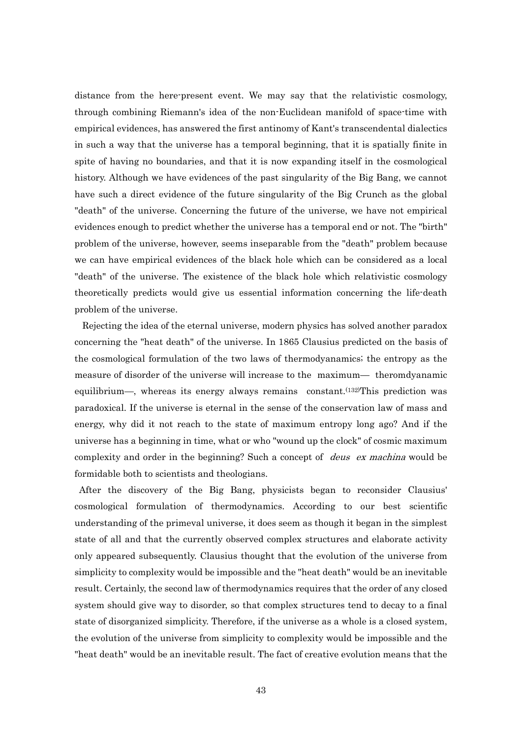distance from the here-present event. We may say that the relativistic cosmology, through combining Riemann's idea of the non-Euclidean manifold of space-time with empirical evidences, has answered the first antinomy of Kant's transcendental dialectics in such a way that the universe has a temporal beginning, that it is spatially finite in spite of having no boundaries, and that it is now expanding itself in the cosmological history. Although we have evidences of the past singularity of the Big Bang, we cannot have such a direct evidence of the future singularity of the Big Crunch as the global "death" of the universe. Concerning the future of the universe, we have not empirical evidences enough to predict whether the universe has a temporal end or not. The "birth" problem of the universe, however, seems inseparable from the "death" problem because we can have empirical evidences of the black hole which can be considered as a local "death" of the universe. The existence of the black hole which relativistic cosmology theoretically predicts would give us essential information concerning the life-death problem of the universe.

Rejecting the idea of the eternal universe, modern physics has solved another paradox concerning the "heat death" of the universe. In 1865 Clausius predicted on the basis of the cosmological formulation of the two laws of thermodyanamics; the entropy as the measure of disorder of the universe will increase to the maximum— theromdyanamic equilibrium—, whereas its energy always remains constant.[132]This prediction was paradoxical. If the universe is eternal in the sense of the conservation law of mass and energy, why did it not reach to the state of maximum entropy long ago? And if the universe has a beginning in time, what or who "wound up the clock" of cosmic maximum complexity and order in the beginning? Such a concept of *deus ex machina* would be formidable both to scientists and theologians.

After the discovery of the Big Bang, physicists began to reconsider Clausius' cosmological formulation of thermodynamics. According to our best scientific understanding of the primeval universe, it does seem as though it began in the simplest state of all and that the currently observed complex structures and elaborate activity only appeared subsequently. Clausius thought that the evolution of the universe from simplicity to complexity would be impossible and the "heat death" would be an inevitable result. Certainly, the second law of thermodynamics requires that the order of any closed system should give way to disorder, so that complex structures tend to decay to a final state of disorganized simplicity. Therefore, if the universe as a whole is a closed system, the evolution of the universe from simplicity to complexity would be impossible and the "heat death" would be an inevitable result. The fact of creative evolution means that the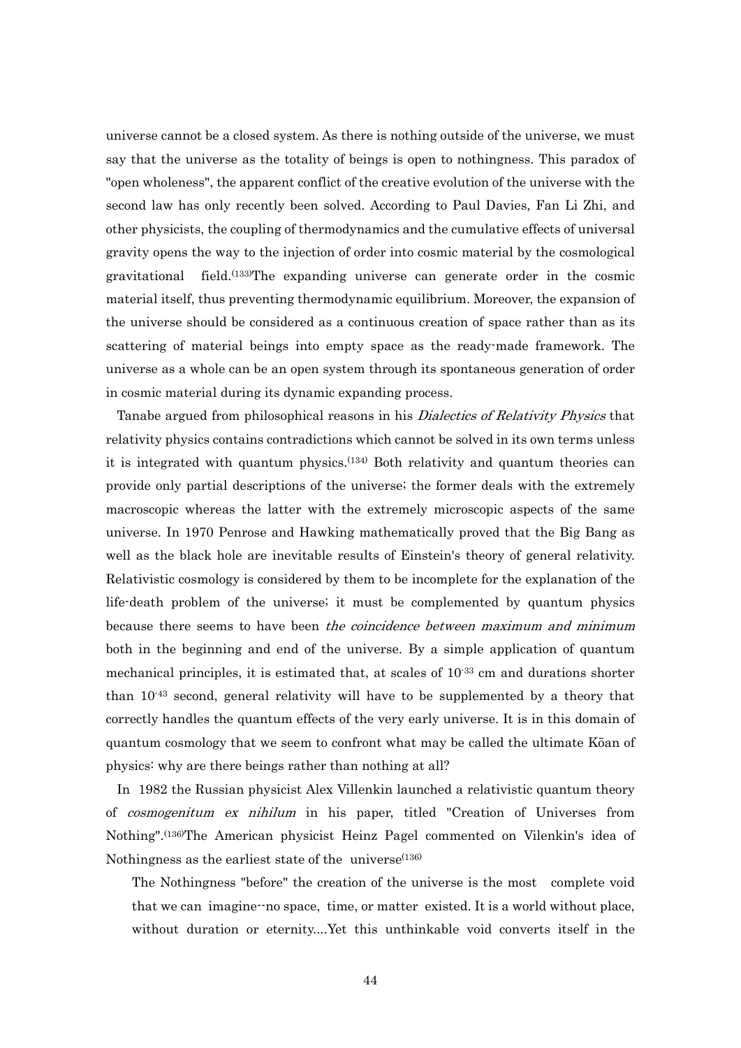universe cannot be a closed system. As there is nothing outside of the universe, we must say that the universe as the totality of beings is open to nothingness. This paradox of "open wholeness", the apparent conflict of the creative evolution of the universe with the second law has only recently been solved. According to Paul Davies, Fan Li Zhi, and other physicists, the coupling of thermodynamics and the cumulative effects of universal gravity opens the way to the injection of order into cosmic material by the cosmological gravitational field.(133)The expanding universe can generate order in the cosmic material itself, thus preventing thermodynamic equilibrium. Moreover, the expansion of the universe should be considered as a continuous creation of space rather than as its scattering of material beings into empty space as the ready-made framework. The universe as a whole can be an open system through its spontaneous generation of order in cosmic material during its dynamic expanding process.

Tanabe argued from philosophical reasons in his *Dialectics of Relativity Physics* that relativity physics contains contradictions which cannot be solved in its own terms unless it is integrated with quantum physics.(134) Both relativity and quantum theories can provide only partial descriptions of the universe; the former deals with the extremely macroscopic whereas the latter with the extremely microscopic aspects of the same universe. In 1970 Penrose and Hawking mathematically proved that the Big Bang as well as the black hole are inevitable results of Einstein's theory of general relativity. Relativistic cosmology is considered by them to be incomplete for the explanation of the life-death problem of the universe; it must be complemented by quantum physics because there seems to have been *the coincidence between maximum and minimum* both in the beginning and end of the universe. By a simple application of quantum mechanical principles, it is estimated that, at scales of $10^{-33}$ cm and durations shorter than $10^{-43}$ second, general relativity will have to be supplemented by a theory that correctly handles the quantum effects of the very early universe. It is in this domain of quantum cosmology that we seem to confront what may be called the ultimate Kōan of physics: why are there beings rather than nothing at all?

In 1982 the Russian physicist Alex Villenkin launched a relativistic quantum theory of *cosmogenitum ex nihilum* in his paper, titled "Creation of Universes from Nothing".(136)The American physicist Heinz Pagel commented on Vilenkin's idea of Nothingness as the earliest state of the universe(136)

> The Nothingness "before" the creation of the universe is the most complete void that we can imagine--no space, time, or matter existed. It is a world without place, without duration or eternity....Yet this unthinkable void converts itself in the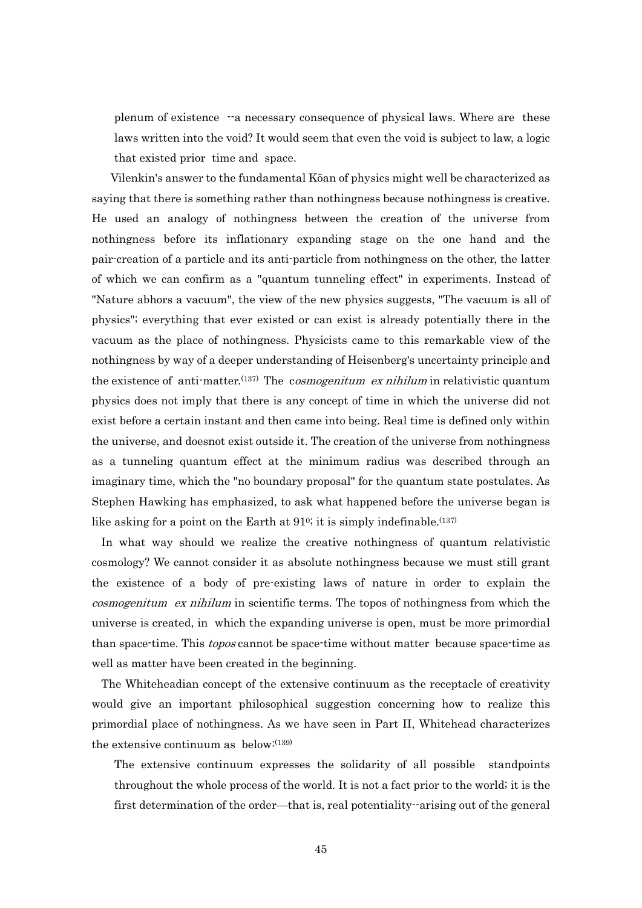plenum of existence --a necessary consequence of physical laws. Where are these laws written into the void? It would seem that even the void is subject to law, a logic that existed prior time and space.

Vilenkin's answer to the fundamental Kōan of physics might well be characterized as saying that there is something rather than nothingness because nothingness is creative. He used an analogy of nothingness between the creation of the universe from nothingness before its inflationary expanding stage on the one hand and the pair-creation of a particle and its anti-particle from nothingness on the other, the latter of which we can confirm as a "quantum tunneling effect" in experiments. Instead of "Nature abhors a vacuum", the view of the new physics suggests, "The vacuum is all of physics"; everything that ever existed or can exist is already potentially there in the vacuum as the place of nothingness. Physicists came to this remarkable view of the nothingness by way of a deeper understanding of Heisenberg's uncertainty principle and the existence of anti-matter.[137] The c*osmogenitum ex nihilum* in relativistic quantum physics does not imply that there is any concept of time in which the universe did not exist before a certain instant and then came into being. Real time is defined only within the universe, and doesnot exist outside it. The creation of the universe from nothingness as a tunneling quantum effect at the minimum radius was described through an imaginary time, which the "no boundary proposal" for the quantum state postulates. As Stephen Hawking has emphasized, to ask what happened before the universe began is like asking for a point on the Earth at $91^0$; it is simply indefinable.[137]

In what way should we realize the creative nothingness of quantum relativistic cosmology? We cannot consider it as absolute nothingness because we must still grant the existence of a body of pre-existing laws of nature in order to explain the *cosmogenitum ex nihilum* in scientific terms. The topos of nothingness from which the universe is created, in which the expanding universe is open, must be more primordial than space-time. This *topos* cannot be space-time without matter because space-time as well as matter have been created in the beginning.

The Whiteheadian concept of the extensive continuum as the receptacle of creativity would give an important philosophical suggestion concerning how to realize this primordial place of nothingness. As we have seen in Part II, Whitehead characterizes the extensive continuum as below:[139]

> The extensive continuum expresses the solidarity of all possible standpoints throughout the whole process of the world. It is not a fact prior to the world; it is the first determination of the order—that is, real potentiality--arising out of the general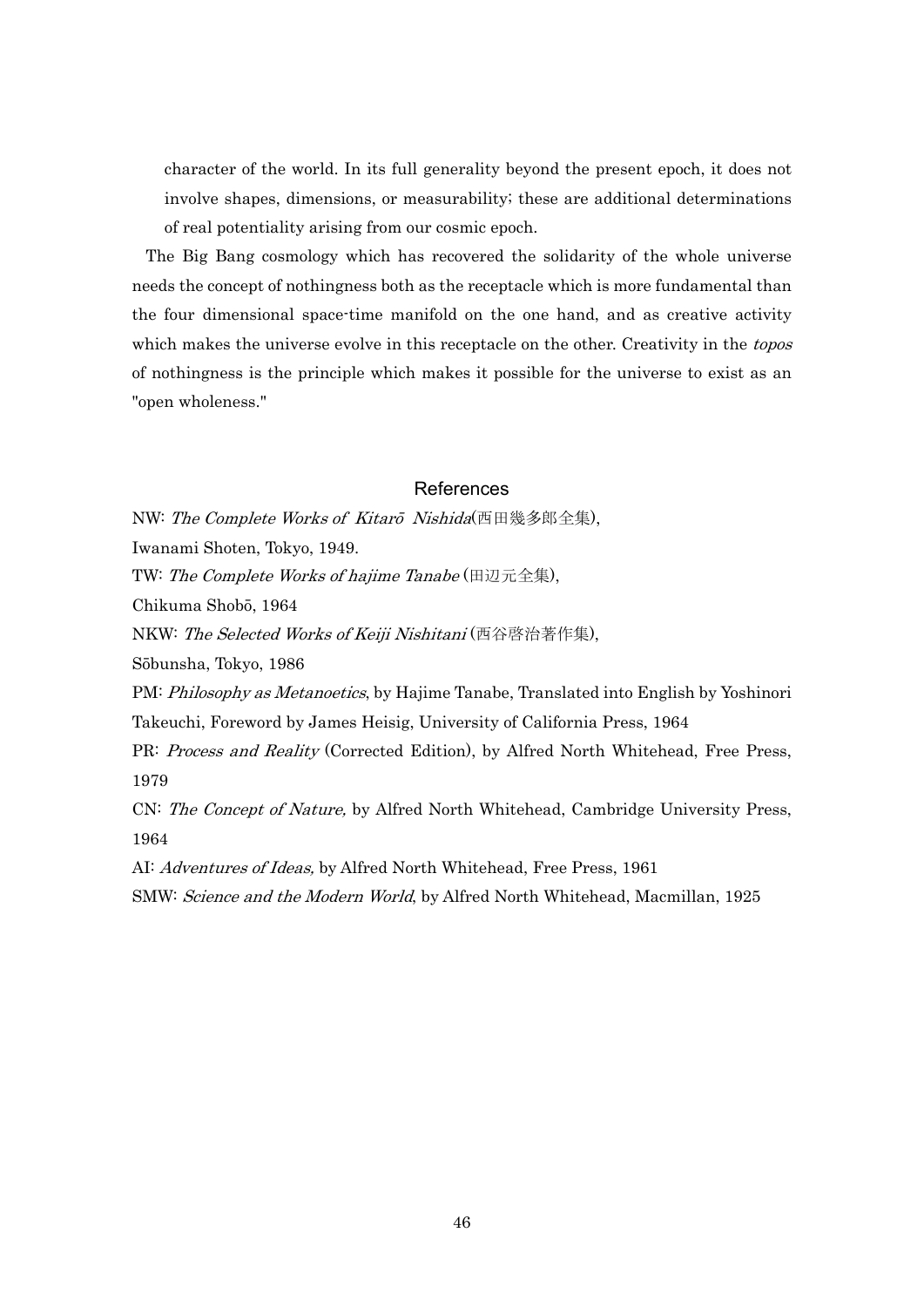character of the world. In its full generality beyond the present epoch, it does not involve shapes, dimensions, or measurability; these are additional determinations of real potentiality arising from our cosmic epoch.

The Big Bang cosmology which has recovered the solidarity of the whole universe needs the concept of nothingness both as the receptacle which is more fundamental than the four dimensional space-time manifold on the one hand, and as creative activity which makes the universe evolve in this receptacle on the other. Creativity in the *topos* of nothingness is the principle which makes it possible for the universe to exist as an "open wholeness."

## References

NW: *The Complete Works of Kitarō Nishida*(西田幾多郎全集), Iwanami Shoten, Tokyo, 1949.

TW: *The Complete Works of hajime Tanabe* (田辺元全集), Chikuma Shobō, 1964

NKW: *The Selected Works of Keiji Nishitani* (西谷啓治著作集), Sōbunsha, Tokyo, 1986

PM: *Philosophy as Metanoetics*, by Hajime Tanabe, Translated into English by Yoshinori Takeuchi, Foreword by James Heisig, University of California Press, 1964

PR: *Process and Reality* (Corrected Edition), by Alfred North Whitehead, Free Press, 1979

CN: *The Concept of Nature,* by Alfred North Whitehead, Cambridge University Press, 1964

AI: *Adventures of Ideas,* by Alfred North Whitehead, Free Press, 1961

SMW: *Science and the Modern World*, by Alfred North Whitehead, Macmillan, 1925